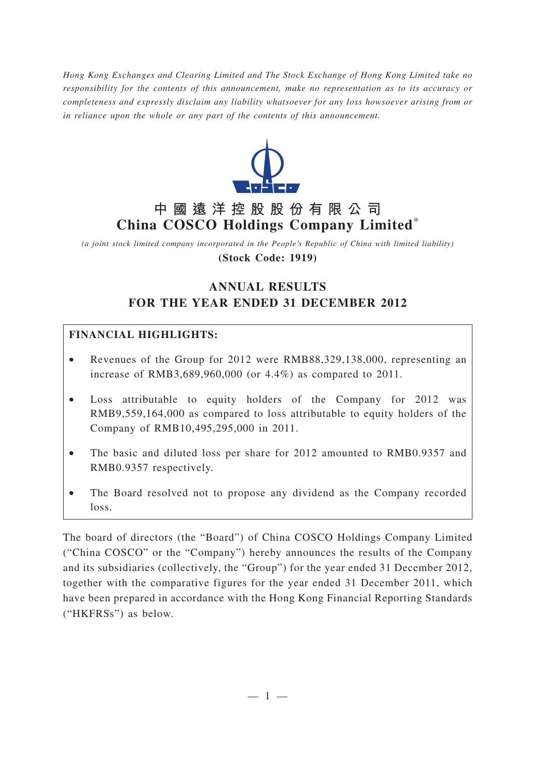*Hong Kong Exchanges and Clearing Limited and The Stock Exchange of Hong Kong Limited take no responsibility for the contents of this announcement, make no representation as to its accuracy or completeness and expressly disclaim any liability whatsoever for any loss howsoever arising from or in reliance upon the whole or any part of the contents of this announcement.*

# 中國遠洋控股股份有限公司
# China COSCO Holdings Company Limited*

*(a joint stock limited company incorporated in the People's Republic of China with limited liability)*

**(Stock Code: 1919)**

## ANNUAL RESULTS
## FOR THE YEAR ENDED 31 DECEMBER 2012

**FINANCIAL HIGHLIGHTS:**

- Revenues of the Group for 2012 were RMB88,329,138,000, representing an increase of RMB3,689,960,000 (or 4.4%) as compared to 2011.
- Loss attributable to equity holders of the Company for 2012 was RMB9,559,164,000 as compared to loss attributable to equity holders of the Company of RMB10,495,295,000 in 2011.
- The basic and diluted loss per share for 2012 amounted to RMB0.9357 and RMB0.9357 respectively.
- The Board resolved not to propose any dividend as the Company recorded loss.

The board of directors (the "Board") of China COSCO Holdings Company Limited ("China COSCO" or the "Company") hereby announces the results of the Company and its subsidiaries (collectively, the "Group") for the year ended 31 December 2012, together with the comparative figures for the year ended 31 December 2011, which have been prepared in accordance with the Hong Kong Financial Reporting Standards ("HKFRSs") as below.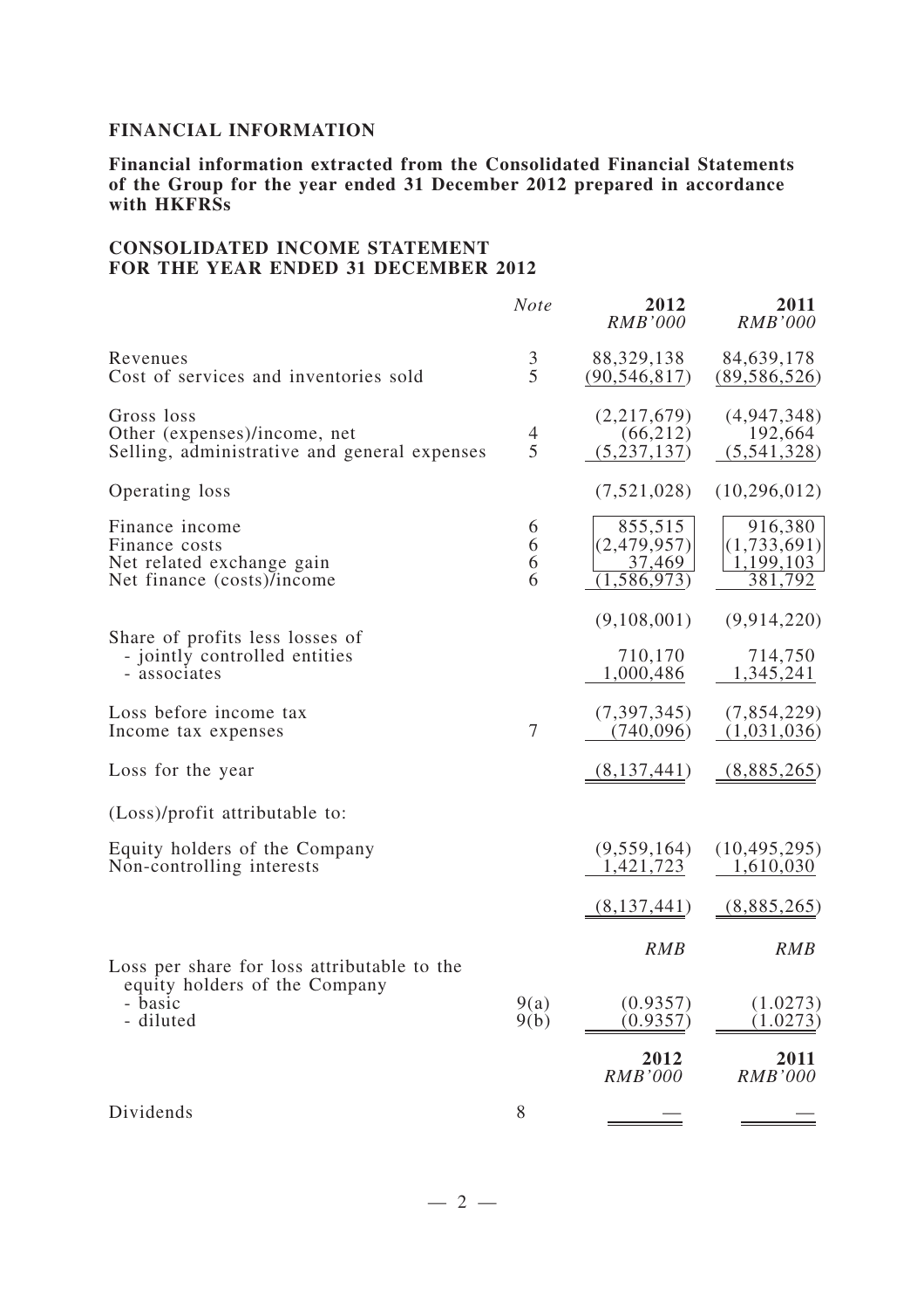## FINANCIAL INFORMATION

**Financial information extracted from the Consolidated Financial Statements of the Group for the year ended 31 December 2012 prepared in accordance with HKFRSs**

### CONSOLIDATED INCOME STATEMENT FOR THE YEAR ENDED 31 DECEMBER 2012

| | *Note* | **2012** *RMB'000* | **2011** *RMB'000* |
|---|---|---|---|
| Revenues | 3 | 88,329,138 | 84,639,178 |
| Cost of services and inventories sold | 5 | (90,546,817) | (89,586,526) |
| Gross loss | | (2,217,679) | (4,947,348) |
| Other (expenses)/income, net | 4 | (66,212) | 192,664 |
| Selling, administrative and general expenses | 5 | (5,237,137) | (5,541,328) |
| Operating loss | | (7,521,028) | (10,296,012) |
| Finance income | 6 | 855,515 | 916,380 |
| Finance costs | 6 | (2,479,957) | (1,733,691) |
| Net related exchange gain | 6 | 37,469 | 1,199,103 |
| Net finance (costs)/income | 6 | (1,586,973) | 381,792 |
| | | (9,108,001) | (9,914,220) |
| Share of profits less losses of | | | |
| - jointly controlled entities | | 710,170 | 714,750 |
| - associates | | 1,000,486 | 1,345,241 |
| Loss before income tax | | (7,397,345) | (7,854,229) |
| Income tax expenses | 7 | (740,096) | (1,031,036) |
| Loss for the year | | (8,137,441) | (8,885,265) |
| (Loss)/profit attributable to: | | | |
| Equity holders of the Company | | (9,559,164) | (10,495,295) |
| Non-controlling interests | | 1,421,723 | 1,610,030 |
| | | (8,137,441) | (8,885,265) |
| | | *RMB* | *RMB* |
| Loss per share for loss attributable to the equity holders of the Company | | | |
| - basic | 9(a) | (0.9357) | (1.0273) |
| - diluted | 9(b) | (0.9357) | (1.0273) |
| | | **2012** *RMB'000* | **2011** *RMB'000* |
| Dividends | 8 | — | — |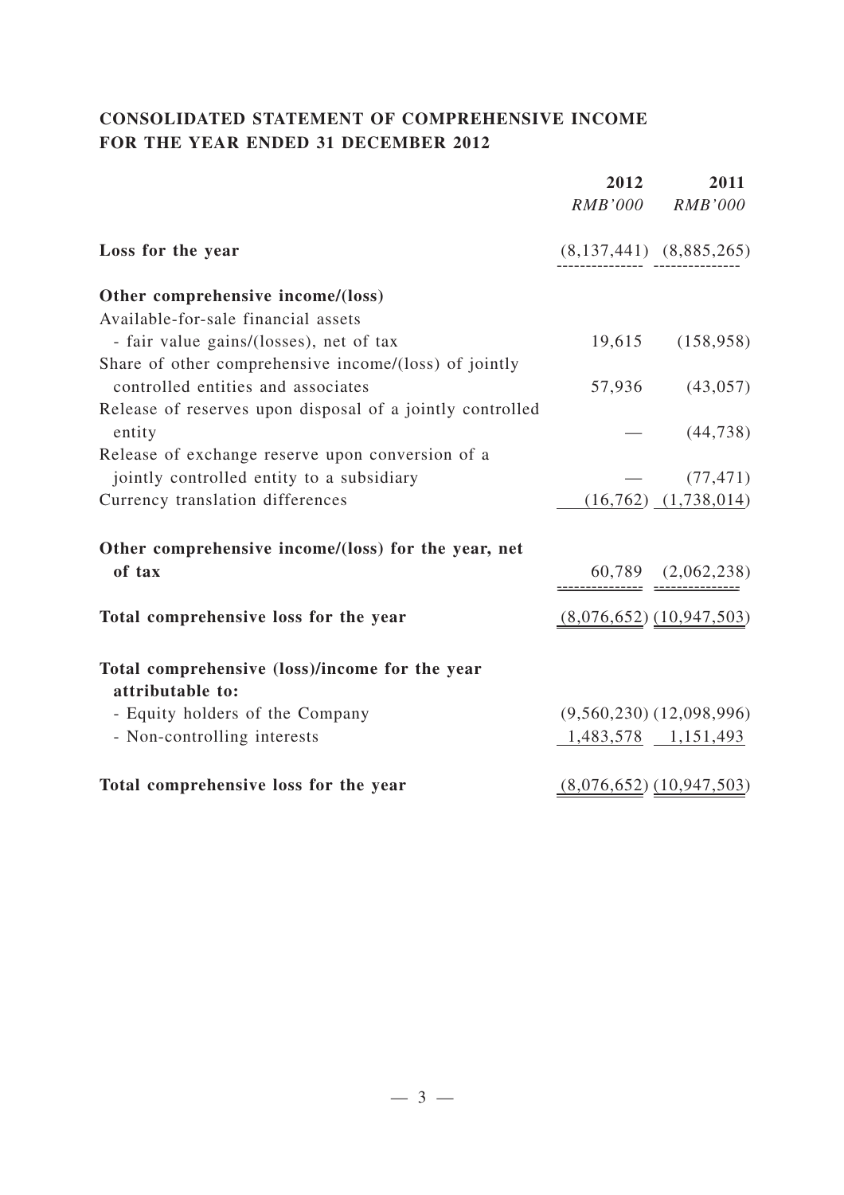**CONSOLIDATED STATEMENT OF COMPREHENSIVE INCOME**
**FOR THE YEAR ENDED 31 DECEMBER 2012**

| | 2012 | 2011 |
|---|---|---|
| | *RMB'000* | *RMB'000* |
| **Loss for the year** | (8,137,441) | (8,885,265) |
| **Other comprehensive income/(loss)** | | |
| Available-for-sale financial assets | | |
| - fair value gains/(losses), net of tax | 19,615 | (158,958) |
| Share of other comprehensive income/(loss) of jointly controlled entities and associates | 57,936 | (43,057) |
| Release of reserves upon disposal of a jointly controlled entity | — | (44,738) |
| Release of exchange reserve upon conversion of a jointly controlled entity to a subsidiary | — | (77,471) |
| Currency translation differences | (16,762) | (1,738,014) |
| **Other comprehensive income/(loss) for the year, net of tax** | 60,789 | (2,062,238) |
| **Total comprehensive loss for the year** | (8,076,652) | (10,947,503) |
| **Total comprehensive (loss)/income for the year attributable to:** | | |
| - Equity holders of the Company | (9,560,230) | (12,098,996) |
| - Non-controlling interests | 1,483,578 | 1,151,493 |
| **Total comprehensive loss for the year** | (8,076,652) | (10,947,503) |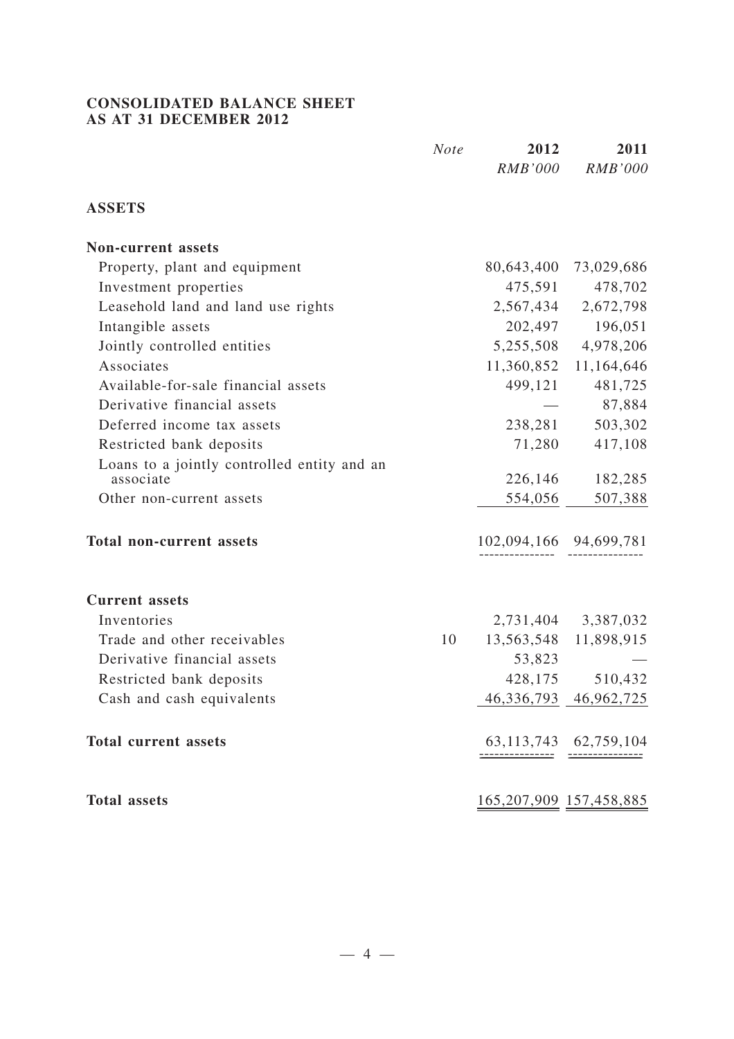## CONSOLIDATED BALANCE SHEET
## AS AT 31 DECEMBER 2012

| | *Note* | **2012** | **2011** |
|---|---|---|---|
| | | *RMB'000* | *RMB'000* |
| **ASSETS** | | | |
| **Non-current assets** | | | |
| Property, plant and equipment | | 80,643,400 | 73,029,686 |
| Investment properties | | 475,591 | 478,702 |
| Leasehold land and land use rights | | 2,567,434 | 2,672,798 |
| Intangible assets | | 202,497 | 196,051 |
| Jointly controlled entities | | 5,255,508 | 4,978,206 |
| Associates | | 11,360,852 | 11,164,646 |
| Available-for-sale financial assets | | 499,121 | 481,725 |
| Derivative financial assets | | — | 87,884 |
| Deferred income tax assets | | 238,281 | 503,302 |
| Restricted bank deposits | | 71,280 | 417,108 |
| Loans to a jointly controlled entity and an associate | | 226,146 | 182,285 |
| Other non-current assets | | 554,056 | 507,388 |
| **Total non-current assets** | | 102,094,166 | 94,699,781 |
| **Current assets** | | | |
| Inventories | | 2,731,404 | 3,387,032 |
| Trade and other receivables | 10 | 13,563,548 | 11,898,915 |
| Derivative financial assets | | 53,823 | — |
| Restricted bank deposits | | 428,175 | 510,432 |
| Cash and cash equivalents | | 46,336,793 | 46,962,725 |
| **Total current assets** | | 63,113,743 | 62,759,104 |
| **Total assets** | | 165,207,909 | 157,458,885 |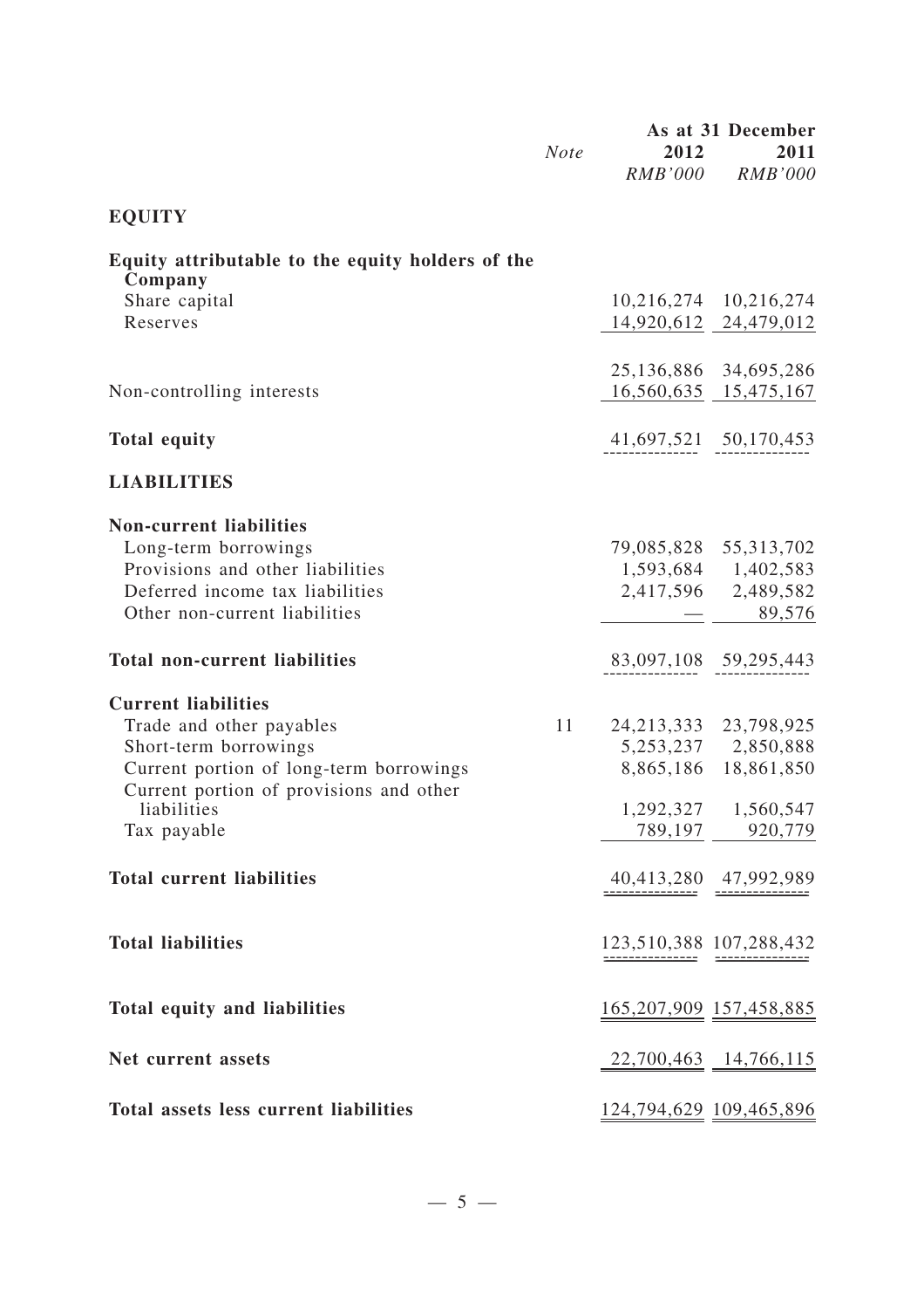| | *Note* | As at 31 December 2012 *RMB'000* | 2011 *RMB'000* |
|---|---|---|---|
| **EQUITY** | | | |
| **Equity attributable to the equity holders of the Company** | | | |
| Share capital | | 10,216,274 | 10,216,274 |
| Reserves | | 14,920,612 | 24,479,012 |
| | | 25,136,886 | 34,695,286 |
| Non-controlling interests | | 16,560,635 | 15,475,167 |
| **Total equity** | | 41,697,521 | 50,170,453 |
| **LIABILITIES** | | | |
| **Non-current liabilities** | | | |
| Long-term borrowings | | 79,085,828 | 55,313,702 |
| Provisions and other liabilities | | 1,593,684 | 1,402,583 |
| Deferred income tax liabilities | | 2,417,596 | 2,489,582 |
| Other non-current liabilities | | — | 89,576 |
| **Total non-current liabilities** | | 83,097,108 | 59,295,443 |
| **Current liabilities** | | | |
| Trade and other payables | 11 | 24,213,333 | 23,798,925 |
| Short-term borrowings | | 5,253,237 | 2,850,888 |
| Current portion of long-term borrowings | | 8,865,186 | 18,861,850 |
| Current portion of provisions and other liabilities | | 1,292,327 | 1,560,547 |
| Tax payable | | 789,197 | 920,779 |
| **Total current liabilities** | | 40,413,280 | 47,992,989 |
| **Total liabilities** | | 123,510,388 | 107,288,432 |
| **Total equity and liabilities** | | 165,207,909 | 157,458,885 |
| **Net current assets** | | 22,700,463 | 14,766,115 |
| **Total assets less current liabilities** | | 124,794,629 | 109,465,896 |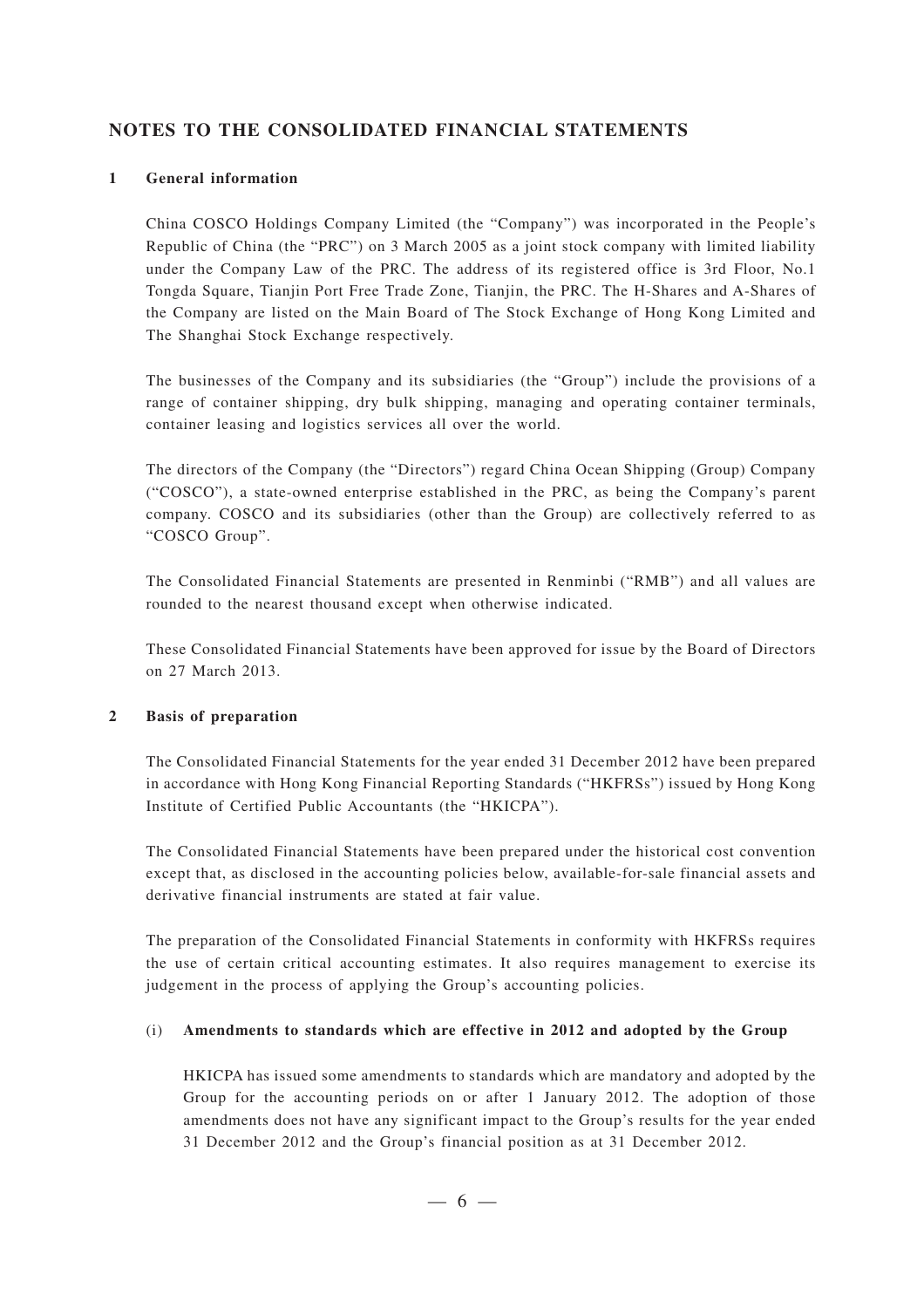## NOTES TO THE CONSOLIDATED FINANCIAL STATEMENTS

### 1 General information

China COSCO Holdings Company Limited (the "Company") was incorporated in the People's Republic of China (the "PRC") on 3 March 2005 as a joint stock company with limited liability under the Company Law of the PRC. The address of its registered office is 3rd Floor, No.1 Tongda Square, Tianjin Port Free Trade Zone, Tianjin, the PRC. The H-Shares and A-Shares of the Company are listed on the Main Board of The Stock Exchange of Hong Kong Limited and The Shanghai Stock Exchange respectively.

The businesses of the Company and its subsidiaries (the "Group") include the provisions of a range of container shipping, dry bulk shipping, managing and operating container terminals, container leasing and logistics services all over the world.

The directors of the Company (the "Directors") regard China Ocean Shipping (Group) Company ("COSCO"), a state-owned enterprise established in the PRC, as being the Company's parent company. COSCO and its subsidiaries (other than the Group) are collectively referred to as "COSCO Group".

The Consolidated Financial Statements are presented in Renminbi ("RMB") and all values are rounded to the nearest thousand except when otherwise indicated.

These Consolidated Financial Statements have been approved for issue by the Board of Directors on 27 March 2013.

### 2 Basis of preparation

The Consolidated Financial Statements for the year ended 31 December 2012 have been prepared in accordance with Hong Kong Financial Reporting Standards ("HKFRSs") issued by Hong Kong Institute of Certified Public Accountants (the "HKICPA").

The Consolidated Financial Statements have been prepared under the historical cost convention except that, as disclosed in the accounting policies below, available-for-sale financial assets and derivative financial instruments are stated at fair value.

The preparation of the Consolidated Financial Statements in conformity with HKFRSs requires the use of certain critical accounting estimates. It also requires management to exercise its judgement in the process of applying the Group's accounting policies.

#### (i) Amendments to standards which are effective in 2012 and adopted by the Group

HKICPA has issued some amendments to standards which are mandatory and adopted by the Group for the accounting periods on or after 1 January 2012. The adoption of those amendments does not have any significant impact to the Group's results for the year ended 31 December 2012 and the Group's financial position as at 31 December 2012.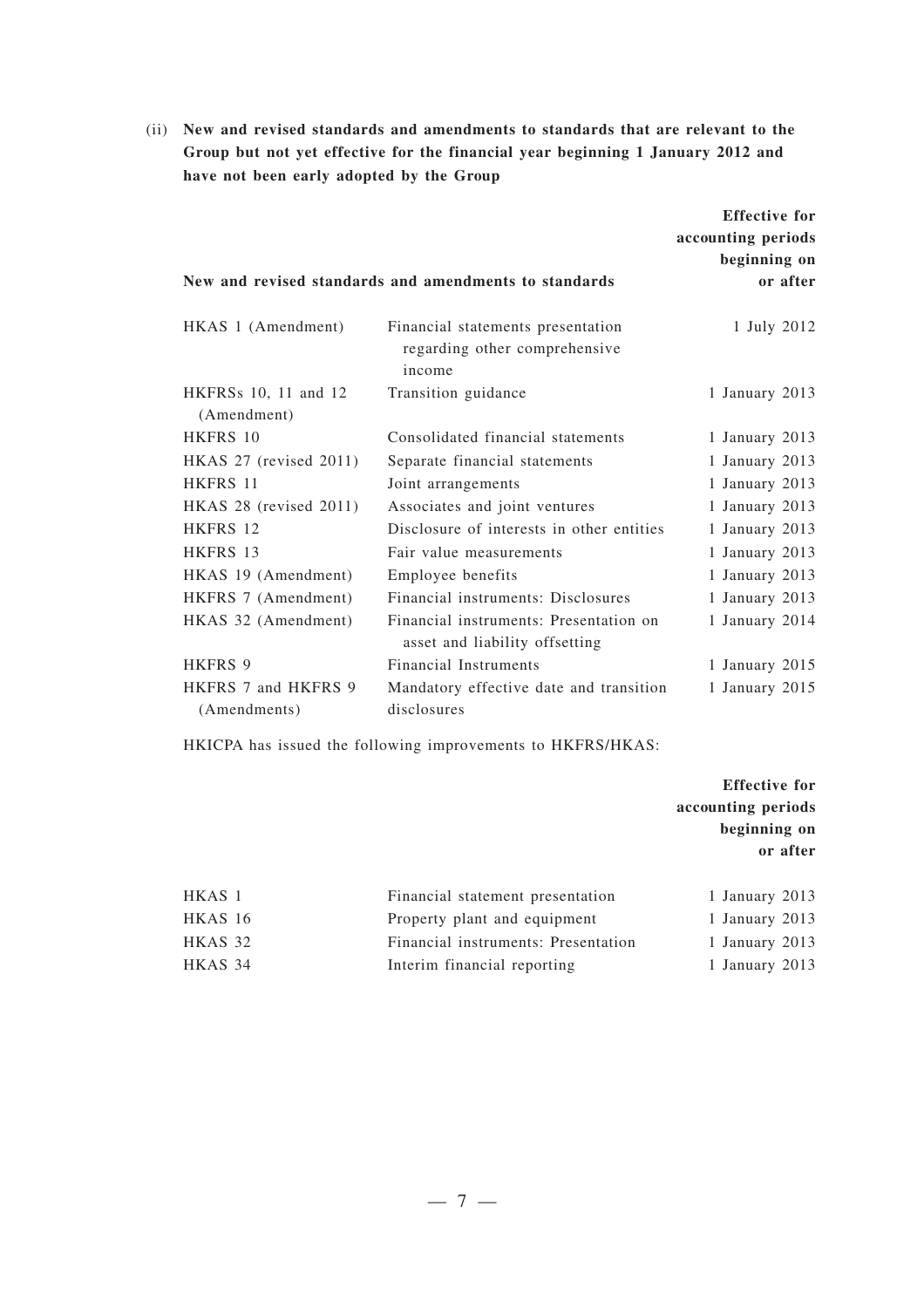(ii) **New and revised standards and amendments to standards that are relevant to the Group but not yet effective for the financial year beginning 1 January 2012 and have not been early adopted by the Group**

| New and revised standards and amendments to standards | | Effective for accounting periods beginning on or after |
|---|---|---|
| HKAS 1 (Amendment) | Financial statements presentation regarding other comprehensive income | 1 July 2012 |
| HKFRSs 10, 11 and 12 (Amendment) | Transition guidance | 1 January 2013 |
| HKFRS 10 | Consolidated financial statements | 1 January 2013 |
| HKAS 27 (revised 2011) | Separate financial statements | 1 January 2013 |
| HKFRS 11 | Joint arrangements | 1 January 2013 |
| HKAS 28 (revised 2011) | Associates and joint ventures | 1 January 2013 |
| HKFRS 12 | Disclosure of interests in other entities | 1 January 2013 |
| HKFRS 13 | Fair value measurements | 1 January 2013 |
| HKAS 19 (Amendment) | Employee benefits | 1 January 2013 |
| HKFRS 7 (Amendment) | Financial instruments: Disclosures | 1 January 2013 |
| HKAS 32 (Amendment) | Financial instruments: Presentation on asset and liability offsetting | 1 January 2014 |
| HKFRS 9 | Financial Instruments | 1 January 2015 |
| HKFRS 7 and HKFRS 9 (Amendments) | Mandatory effective date and transition disclosures | 1 January 2015 |

HKICPA has issued the following improvements to HKFRS/HKAS:

| | | Effective for accounting periods beginning on or after |
|---|---|---|
| HKAS 1 | Financial statement presentation | 1 January 2013 |
| HKAS 16 | Property plant and equipment | 1 January 2013 |
| HKAS 32 | Financial instruments: Presentation | 1 January 2013 |
| HKAS 34 | Interim financial reporting | 1 January 2013 |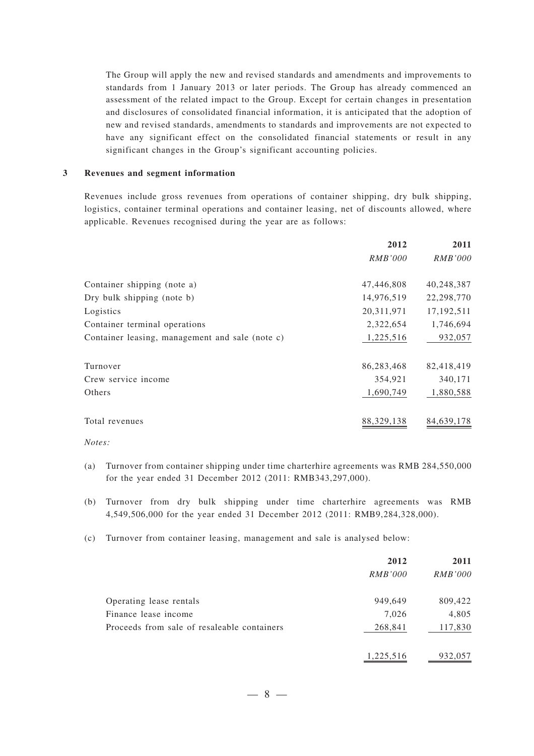The Group will apply the new and revised standards and amendments and improvements to standards from 1 January 2013 or later periods. The Group has already commenced an assessment of the related impact to the Group. Except for certain changes in presentation and disclosures of consolidated financial information, it is anticipated that the adoption of new and revised standards, amendments to standards and improvements are not expected to have any significant effect on the consolidated financial statements or result in any significant changes in the Group's significant accounting policies.

## 3 Revenues and segment information

Revenues include gross revenues from operations of container shipping, dry bulk shipping, logistics, container terminal operations and container leasing, net of discounts allowed, where applicable. Revenues recognised during the year are as follows:

| | **2012** | **2011** |
|---|---:|---:|
| | *RMB'000* | *RMB'000* |
| Container shipping (note a) | 47,446,808 | 40,248,387 |
| Dry bulk shipping (note b) | 14,976,519 | 22,298,770 |
| Logistics | 20,311,971 | 17,192,511 |
| Container terminal operations | 2,322,654 | 1,746,694 |
| Container leasing, management and sale (note c) | 1,225,516 | 932,057 |
| Turnover | 86,283,468 | 82,418,419 |
| Crew service income | 354,921 | 340,171 |
| Others | 1,690,749 | 1,880,588 |
| Total revenues | 88,329,138 | 84,639,178 |

*Notes:*

(a) Turnover from container shipping under time charterhire agreements was RMB 284,550,000 for the year ended 31 December 2012 (2011: RMB343,297,000).

(b) Turnover from dry bulk shipping under time charterhire agreements was RMB 4,549,506,000 for the year ended 31 December 2012 (2011: RMB9,284,328,000).

(c) Turnover from container leasing, management and sale is analysed below:

| | **2012** | **2011** |
|---|---:|---:|
| | *RMB'000* | *RMB'000* |
| Operating lease rentals | 949,649 | 809,422 |
| Finance lease income | 7,026 | 4,805 |
| Proceeds from sale of resaleable containers | 268,841 | 117,830 |
| | 1,225,516 | 932,057 |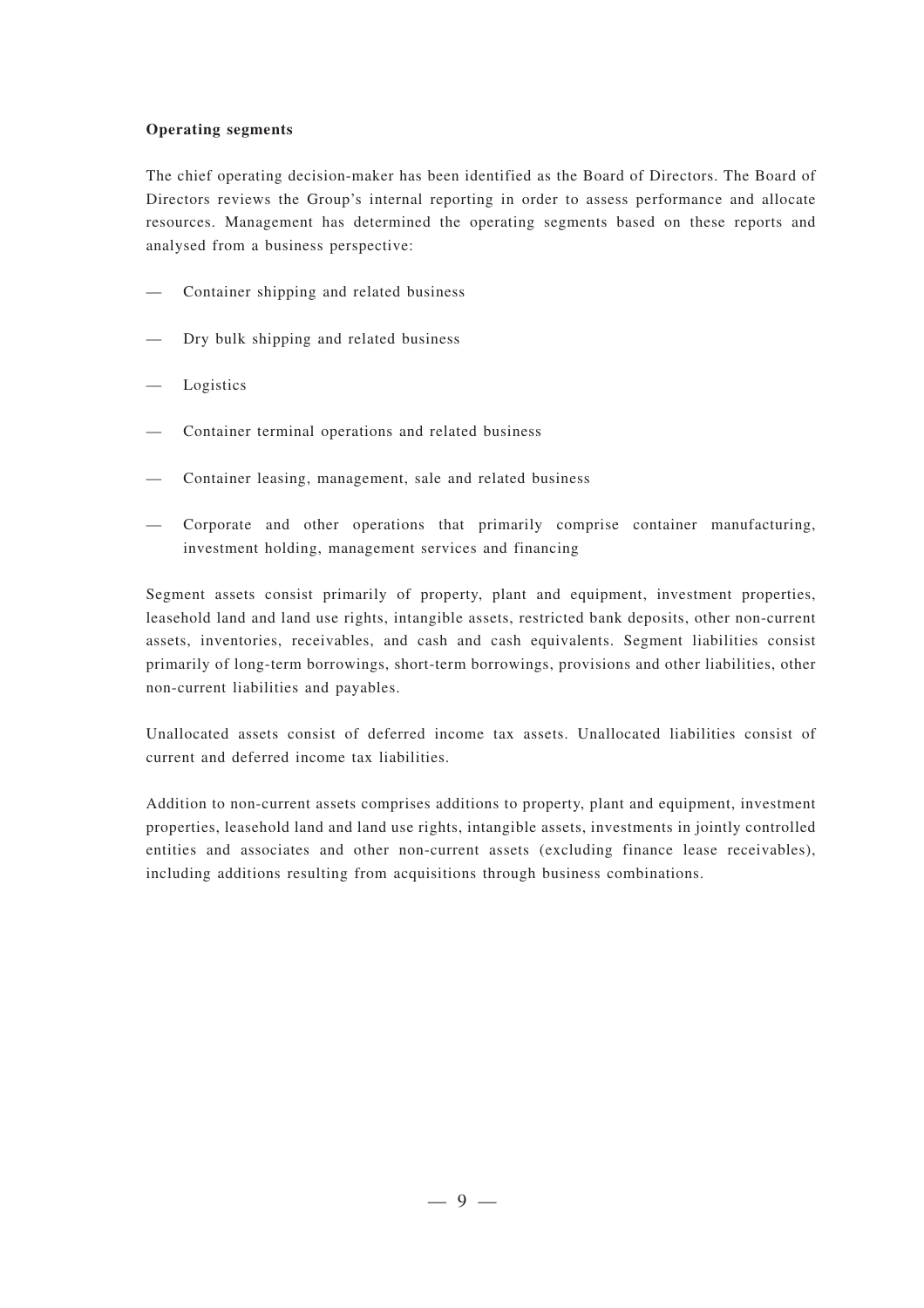**Operating segments**

The chief operating decision-maker has been identified as the Board of Directors. The Board of Directors reviews the Group's internal reporting in order to assess performance and allocate resources. Management has determined the operating segments based on these reports and analysed from a business perspective:

- Container shipping and related business
- Dry bulk shipping and related business
- Logistics
- Container terminal operations and related business
- Container leasing, management, sale and related business
- Corporate and other operations that primarily comprise container manufacturing, investment holding, management services and financing

Segment assets consist primarily of property, plant and equipment, investment properties, leasehold land and land use rights, intangible assets, restricted bank deposits, other non-current assets, inventories, receivables, and cash and cash equivalents. Segment liabilities consist primarily of long-term borrowings, short-term borrowings, provisions and other liabilities, other non-current liabilities and payables.

Unallocated assets consist of deferred income tax assets. Unallocated liabilities consist of current and deferred income tax liabilities.

Addition to non-current assets comprises additions to property, plant and equipment, investment properties, leasehold land and land use rights, intangible assets, investments in jointly controlled entities and associates and other non-current assets (excluding finance lease receivables), including additions resulting from acquisitions through business combinations.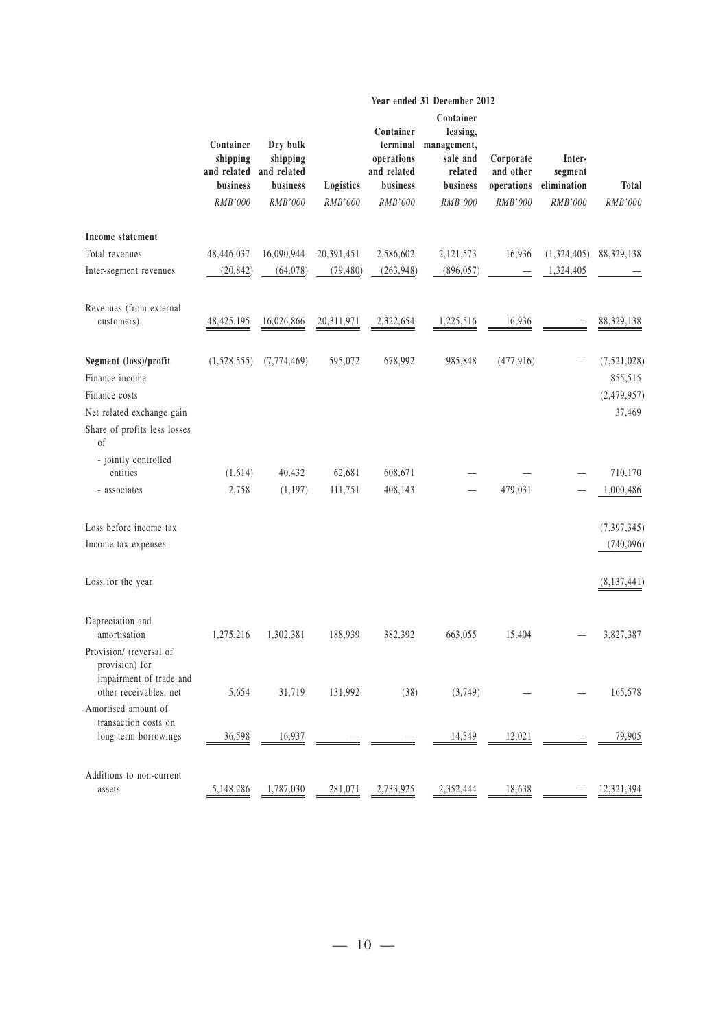| | Year ended 31 December 2012 | | | | | | | |
|---|---|---|---|---|---|---|---|---|
| | Container shipping and related business | Dry bulk shipping and related business | Logistics | Container terminal operations and related business | Container leasing, management, sale and related business | Corporate and other operations | Inter-segment elimination | Total |
| | *RMB'000* | *RMB'000* | *RMB'000* | *RMB'000* | *RMB'000* | *RMB'000* | *RMB'000* | *RMB'000* |
| **Income statement** | | | | | | | | |
| Total revenues | 48,446,037 | 16,090,944 | 20,391,451 | 2,586,602 | 2,121,573 | 16,936 | (1,324,405) | 88,329,138 |
| Inter-segment revenues | (20,842) | (64,078) | (79,480) | (263,948) | (896,057) | — | 1,324,405 | — |
| Revenues (from external customers) | 48,425,195 | 16,026,866 | 20,311,971 | 2,322,654 | 1,225,516 | 16,936 | — | 88,329,138 |
| **Segment (loss)/profit** | (1,528,555) | (7,774,469) | 595,072 | 678,992 | 985,848 | (477,916) | — | (7,521,028) |
| Finance income | | | | | | | | 855,515 |
| Finance costs | | | | | | | | (2,479,957) |
| Net related exchange gain | | | | | | | | 37,469 |
| Share of profits less losses of | | | | | | | | |
| - jointly controlled entities | (1,614) | 40,432 | 62,681 | 608,671 | — | — | — | 710,170 |
| - associates | 2,758 | (1,197) | 111,751 | 408,143 | — | 479,031 | — | 1,000,486 |
| Loss before income tax | | | | | | | | (7,397,345) |
| Income tax expenses | | | | | | | | (740,096) |
| Loss for the year | | | | | | | | (8,137,441) |
| Depreciation and amortisation | 1,275,216 | 1,302,381 | 188,939 | 382,392 | 663,055 | 15,404 | — | 3,827,387 |
| Provision/ (reversal of provision) for impairment of trade and other receivables, net | 5,654 | 31,719 | 131,992 | (38) | (3,749) | — | — | 165,578 |
| Amortised amount of transaction costs on long-term borrowings | 36,598 | 16,937 | — | — | 14,349 | 12,021 | — | 79,905 |
| Additions to non-current assets | 5,148,286 | 1,787,030 | 281,071 | 2,733,925 | 2,352,444 | 18,638 | — | 12,321,394 |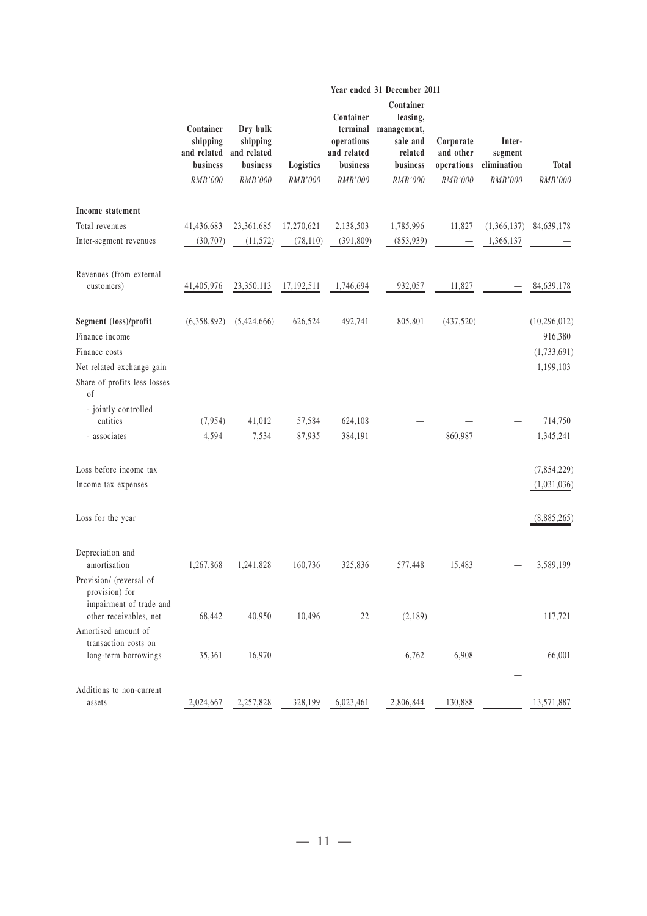| | Year ended 31 December 2011 | | | | | | | |
|---|---|---|---|---|---|---|---|---|
| | Container shipping and related business | Dry bulk shipping and related business | Logistics | Container terminal operations and related business | Container leasing, management, sale and related business | Corporate and other operations | Inter-segment elimination | Total |
| | *RMB'000* | *RMB'000* | *RMB'000* | *RMB'000* | *RMB'000* | *RMB'000* | *RMB'000* | *RMB'000* |
| **Income statement** | | | | | | | | |
| Total revenues | 41,436,683 | 23,361,685 | 17,270,621 | 2,138,503 | 1,785,996 | 11,827 | (1,366,137) | 84,639,178 |
| Inter-segment revenues | (30,707) | (11,572) | (78,110) | (391,809) | (853,939) | — | 1,366,137 | — |
| Revenues (from external customers) | 41,405,976 | 23,350,113 | 17,192,511 | 1,746,694 | 932,057 | 11,827 | — | 84,639,178 |
| **Segment (loss)/profit** | (6,358,892) | (5,424,666) | 626,524 | 492,741 | 805,801 | (437,520) | — | (10,296,012) |
| Finance income | | | | | | | | 916,380 |
| Finance costs | | | | | | | | (1,733,691) |
| Net related exchange gain | | | | | | | | 1,199,103 |
| Share of profits less losses of | | | | | | | | |
| - jointly controlled entities | (7,954) | 41,012 | 57,584 | 624,108 | — | — | — | 714,750 |
| - associates | 4,594 | 7,534 | 87,935 | 384,191 | — | 860,987 | — | 1,345,241 |
| Loss before income tax | | | | | | | | (7,854,229) |
| Income tax expenses | | | | | | | | (1,031,036) |
| Loss for the year | | | | | | | | (8,885,265) |
| Depreciation and amortisation | 1,267,868 | 1,241,828 | 160,736 | 325,836 | 577,448 | 15,483 | — | 3,589,199 |
| Provision/ (reversal of provision) for impairment of trade and other receivables, net | 68,442 | 40,950 | 10,496 | 22 | (2,189) | — | — | 117,721 |
| Amortised amount of transaction costs on long-term borrowings | 35,361 | 16,970 | — | — | 6,762 | 6,908 | — | 66,001 |
| Additions to non-current assets | 2,024,667 | 2,257,828 | 328,199 | 6,023,461 | 2,806,844 | 130,888 | — | 13,571,887 |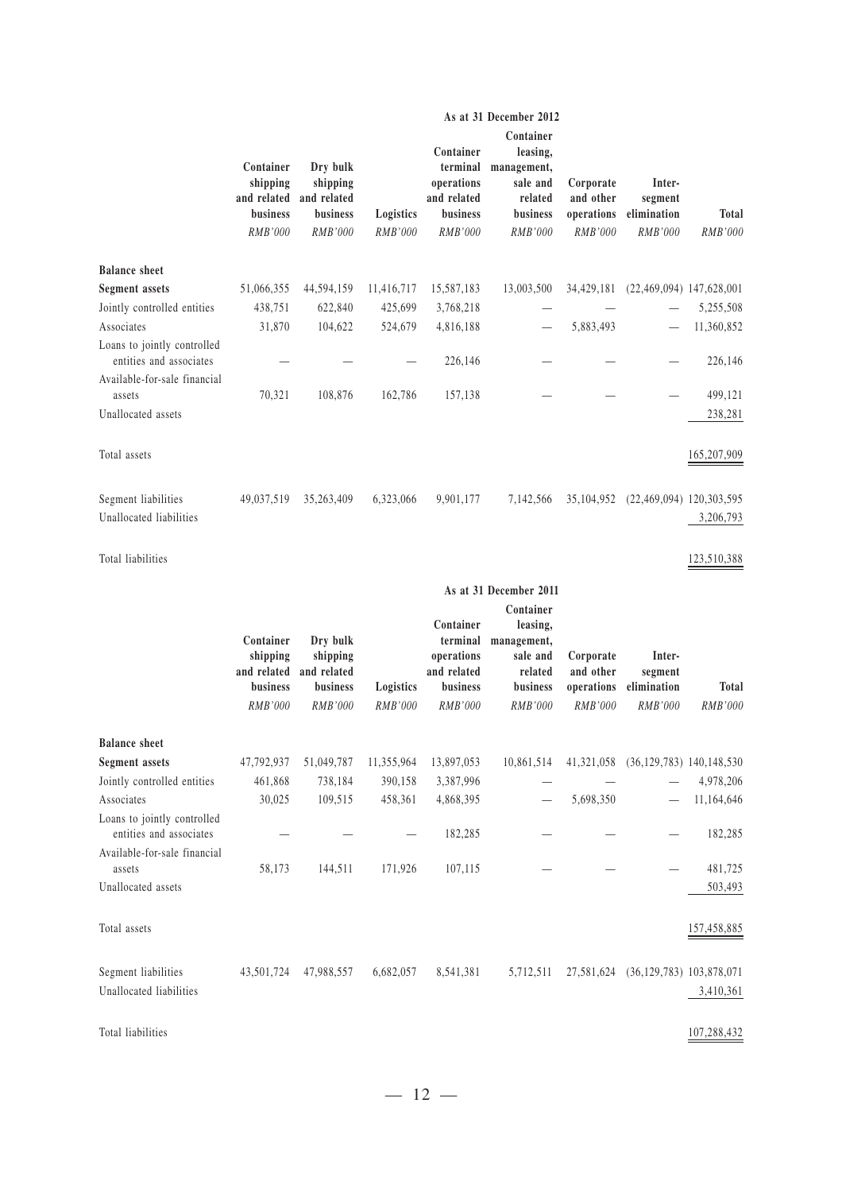**As at 31 December 2012**

| | Container shipping and related business | Dry bulk shipping and related business | Logistics | Container terminal operations and related business | Container leasing, management, sale and related business | Corporate and other operations | Inter-segment elimination | Total |
|---|---|---|---|---|---|---|---|---|
| | *RMB'000* | *RMB'000* | *RMB'000* | *RMB'000* | *RMB'000* | *RMB'000* | *RMB'000* | *RMB'000* |
| **Balance sheet** | | | | | | | | |
| **Segment assets** | 51,066,355 | 44,594,159 | 11,416,717 | 15,587,183 | 13,003,500 | 34,429,181 | (22,469,094) | 147,628,001 |
| Jointly controlled entities | 438,751 | 622,840 | 425,699 | 3,768,218 | — | — | — | 5,255,508 |
| Associates | 31,870 | 104,622 | 524,679 | 4,816,188 | — | 5,883,493 | — | 11,360,852 |
| Loans to jointly controlled entities and associates | — | — | — | 226,146 | — | — | — | 226,146 |
| Available-for-sale financial assets | 70,321 | 108,876 | 162,786 | 157,138 | — | — | — | 499,121 |
| Unallocated assets | | | | | | | | 238,281 |
| Total assets | | | | | | | | 165,207,909 |
| Segment liabilities | 49,037,519 | 35,263,409 | 6,323,066 | 9,901,177 | 7,142,566 | 35,104,952 | (22,469,094) | 120,303,595 |
| Unallocated liabilities | | | | | | | | 3,206,793 |
| Total liabilities | | | | | | | | 123,510,388 |

**As at 31 December 2011**

| | Container shipping and related business | Dry bulk shipping and related business | Logistics | Container terminal operations and related business | Container leasing, management, sale and related business | Corporate and other operations | Inter-segment elimination | Total |
|---|---|---|---|---|---|---|---|---|
| | *RMB'000* | *RMB'000* | *RMB'000* | *RMB'000* | *RMB'000* | *RMB'000* | *RMB'000* | *RMB'000* |
| **Balance sheet** | | | | | | | | |
| **Segment assets** | 47,792,937 | 51,049,787 | 11,355,964 | 13,897,053 | 10,861,514 | 41,321,058 | (36,129,783) | 140,148,530 |
| Jointly controlled entities | 461,868 | 738,184 | 390,158 | 3,387,996 | — | — | — | 4,978,206 |
| Associates | 30,025 | 109,515 | 458,361 | 4,868,395 | — | 5,698,350 | — | 11,164,646 |
| Loans to jointly controlled entities and associates | — | — | — | 182,285 | — | — | — | 182,285 |
| Available-for-sale financial assets | 58,173 | 144,511 | 171,926 | 107,115 | — | — | — | 481,725 |
| Unallocated assets | | | | | | | | 503,493 |
| Total assets | | | | | | | | 157,458,885 |
| Segment liabilities | 43,501,724 | 47,988,557 | 6,682,057 | 8,541,381 | 5,712,511 | 27,581,624 | (36,129,783) | 103,878,071 |
| Unallocated liabilities | | | | | | | | 3,410,361 |
| Total liabilities | | | | | | | | 107,288,432 |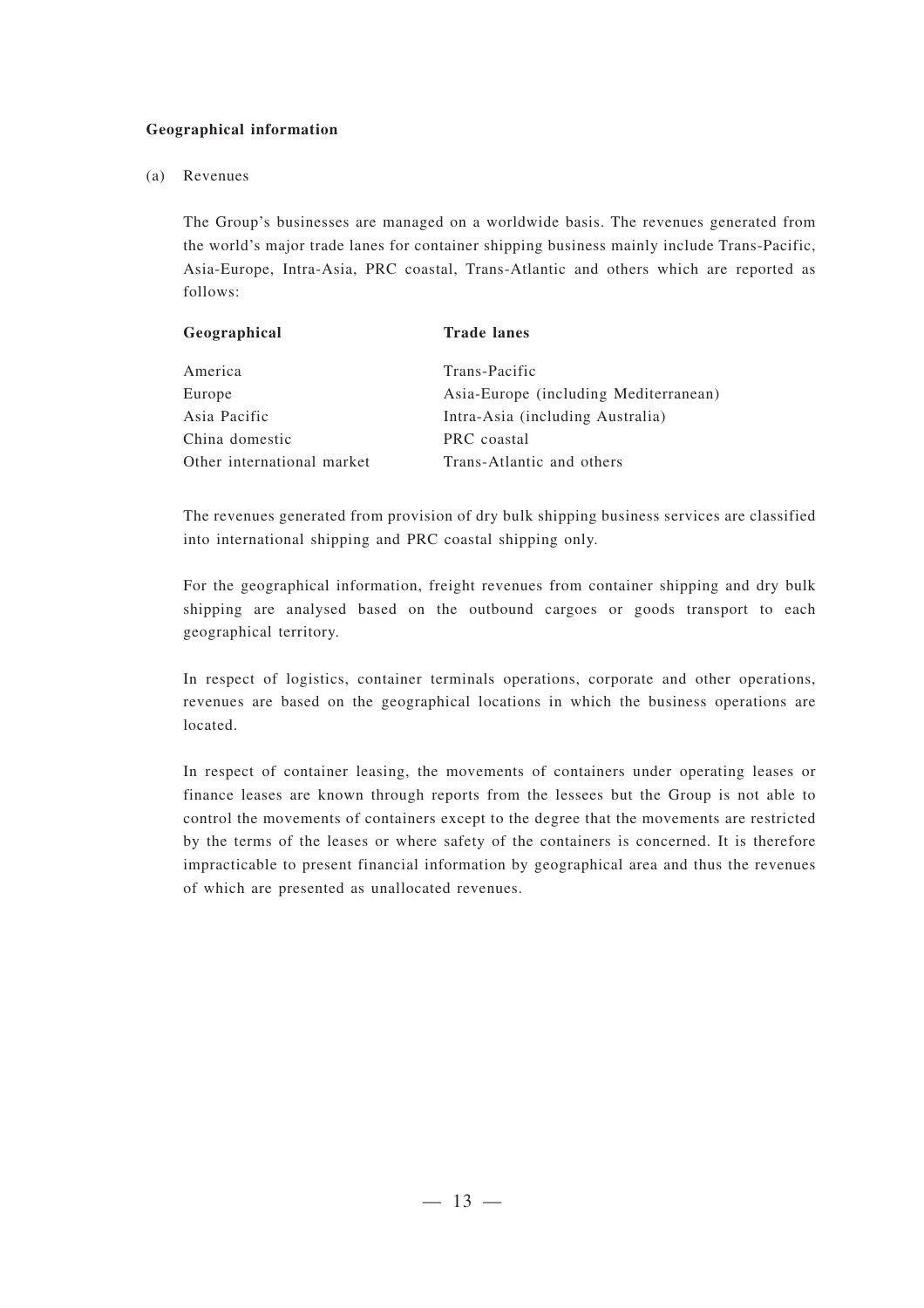**Geographical information**

(a) Revenues

The Group's businesses are managed on a worldwide basis. The revenues generated from the world's major trade lanes for container shipping business mainly include Trans-Pacific, Asia-Europe, Intra-Asia, PRC coastal, Trans-Atlantic and others which are reported as follows:

| Geographical | Trade lanes |
|---|---|
| America | Trans-Pacific |
| Europe | Asia-Europe (including Mediterranean) |
| Asia Pacific | Intra-Asia (including Australia) |
| China domestic | PRC coastal |
| Other international market | Trans-Atlantic and others |

The revenues generated from provision of dry bulk shipping business services are classified into international shipping and PRC coastal shipping only.

For the geographical information, freight revenues from container shipping and dry bulk shipping are analysed based on the outbound cargoes or goods transport to each geographical territory.

In respect of logistics, container terminals operations, corporate and other operations, revenues are based on the geographical locations in which the business operations are located.

In respect of container leasing, the movements of containers under operating leases or finance leases are known through reports from the lessees but the Group is not able to control the movements of containers except to the degree that the movements are restricted by the terms of the leases or where safety of the containers is concerned. It is therefore impracticable to present financial information by geographical area and thus the revenues of which are presented as unallocated revenues.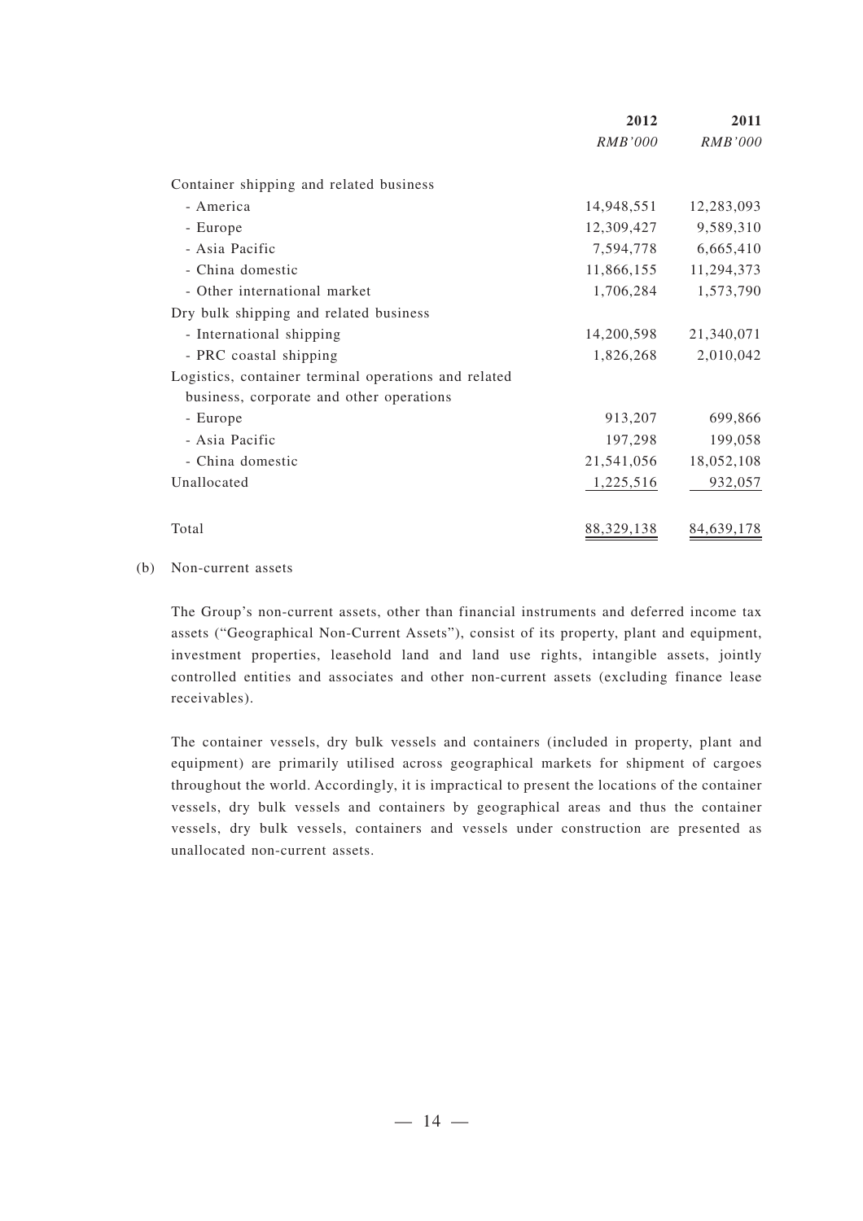| | 2012 | 2011 |
|---|---|---|
| | *RMB'000* | *RMB'000* |
| Container shipping and related business | | |
| - America | 14,948,551 | 12,283,093 |
| - Europe | 12,309,427 | 9,589,310 |
| - Asia Pacific | 7,594,778 | 6,665,410 |
| - China domestic | 11,866,155 | 11,294,373 |
| - Other international market | 1,706,284 | 1,573,790 |
| Dry bulk shipping and related business | | |
| - International shipping | 14,200,598 | 21,340,071 |
| - PRC coastal shipping | 1,826,268 | 2,010,042 |
| Logistics, container terminal operations and related business, corporate and other operations | | |
| - Europe | 913,207 | 699,866 |
| - Asia Pacific | 197,298 | 199,058 |
| - China domestic | 21,541,056 | 18,052,108 |
| Unallocated | 1,225,516 | 932,057 |
| Total | 88,329,138 | 84,639,178 |

(b) Non-current assets

The Group's non-current assets, other than financial instruments and deferred income tax assets ("Geographical Non-Current Assets"), consist of its property, plant and equipment, investment properties, leasehold land and land use rights, intangible assets, jointly controlled entities and associates and other non-current assets (excluding finance lease receivables).

The container vessels, dry bulk vessels and containers (included in property, plant and equipment) are primarily utilised across geographical markets for shipment of cargoes throughout the world. Accordingly, it is impractical to present the locations of the container vessels, dry bulk vessels and containers by geographical areas and thus the container vessels, dry bulk vessels, containers and vessels under construction are presented as unallocated non-current assets.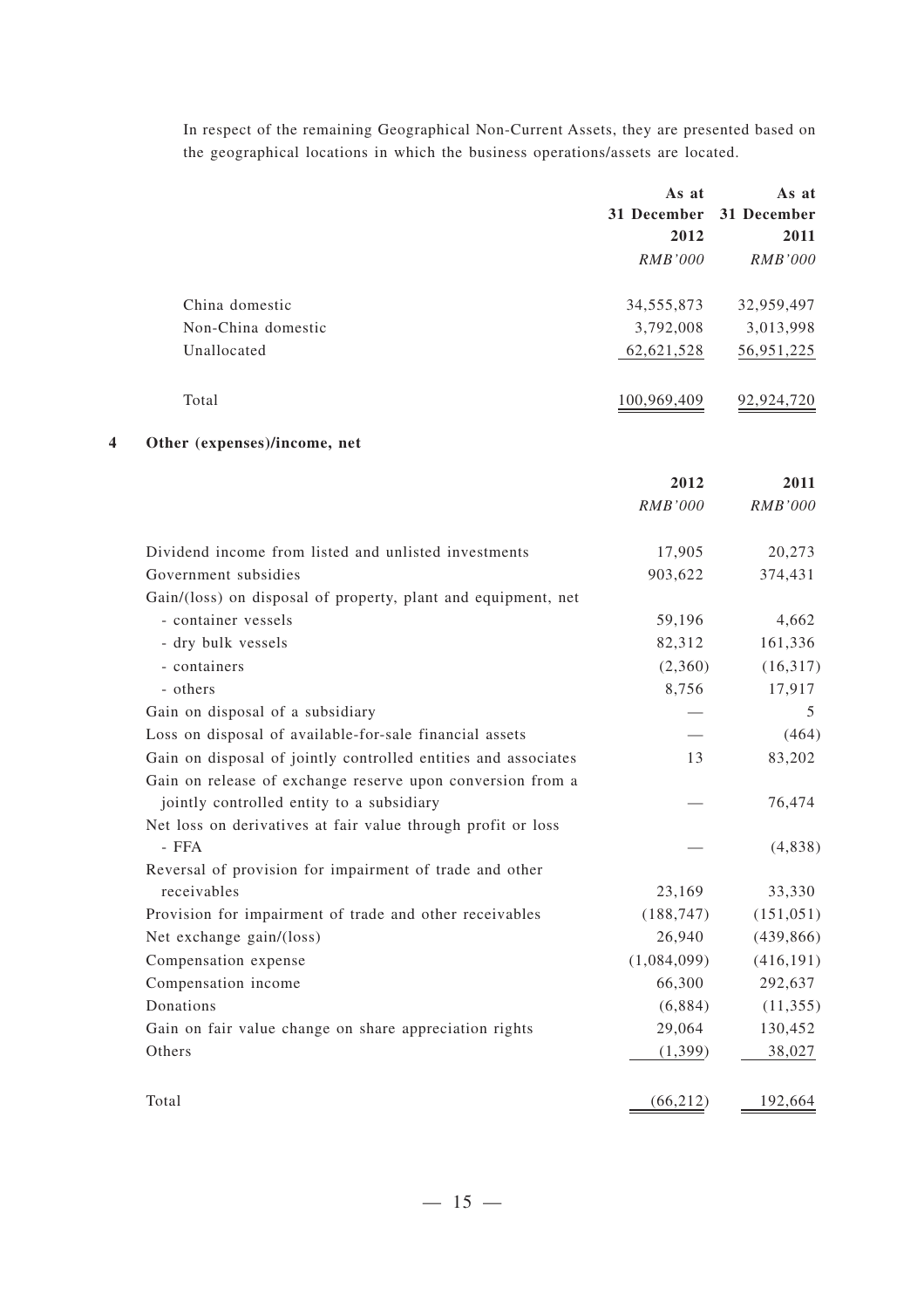In respect of the remaining Geographical Non-Current Assets, they are presented based on the geographical locations in which the business operations/assets are located.

| | As at 31 December 2012 | As at 31 December 2011 |
|---|---|---|
| | *RMB'000* | *RMB'000* |
| China domestic | 34,555,873 | 32,959,497 |
| Non-China domestic | 3,792,008 | 3,013,998 |
| Unallocated | 62,621,528 | 56,951,225 |
| Total | 100,969,409 | 92,924,720 |

## 4 Other (expenses)/income, net

| | 2012 | 2011 |
|---|---|---|
| | *RMB'000* | *RMB'000* |
| Dividend income from listed and unlisted investments | 17,905 | 20,273 |
| Government subsidies | 903,622 | 374,431 |
| Gain/(loss) on disposal of property, plant and equipment, net | | |
| - container vessels | 59,196 | 4,662 |
| - dry bulk vessels | 82,312 | 161,336 |
| - containers | (2,360) | (16,317) |
| - others | 8,756 | 17,917 |
| Gain on disposal of a subsidiary | — | 5 |
| Loss on disposal of available-for-sale financial assets | — | (464) |
| Gain on disposal of jointly controlled entities and associates | 13 | 83,202 |
| Gain on release of exchange reserve upon conversion from a jointly controlled entity to a subsidiary | — | 76,474 |
| Net loss on derivatives at fair value through profit or loss - FFA | — | (4,838) |
| Reversal of provision for impairment of trade and other receivables | 23,169 | 33,330 |
| Provision for impairment of trade and other receivables | (188,747) | (151,051) |
| Net exchange gain/(loss) | 26,940 | (439,866) |
| Compensation expense | (1,084,099) | (416,191) |
| Compensation income | 66,300 | 292,637 |
| Donations | (6,884) | (11,355) |
| Gain on fair value change on share appreciation rights | 29,064 | 130,452 |
| Others | (1,399) | 38,027 |
| Total | (66,212) | 192,664 |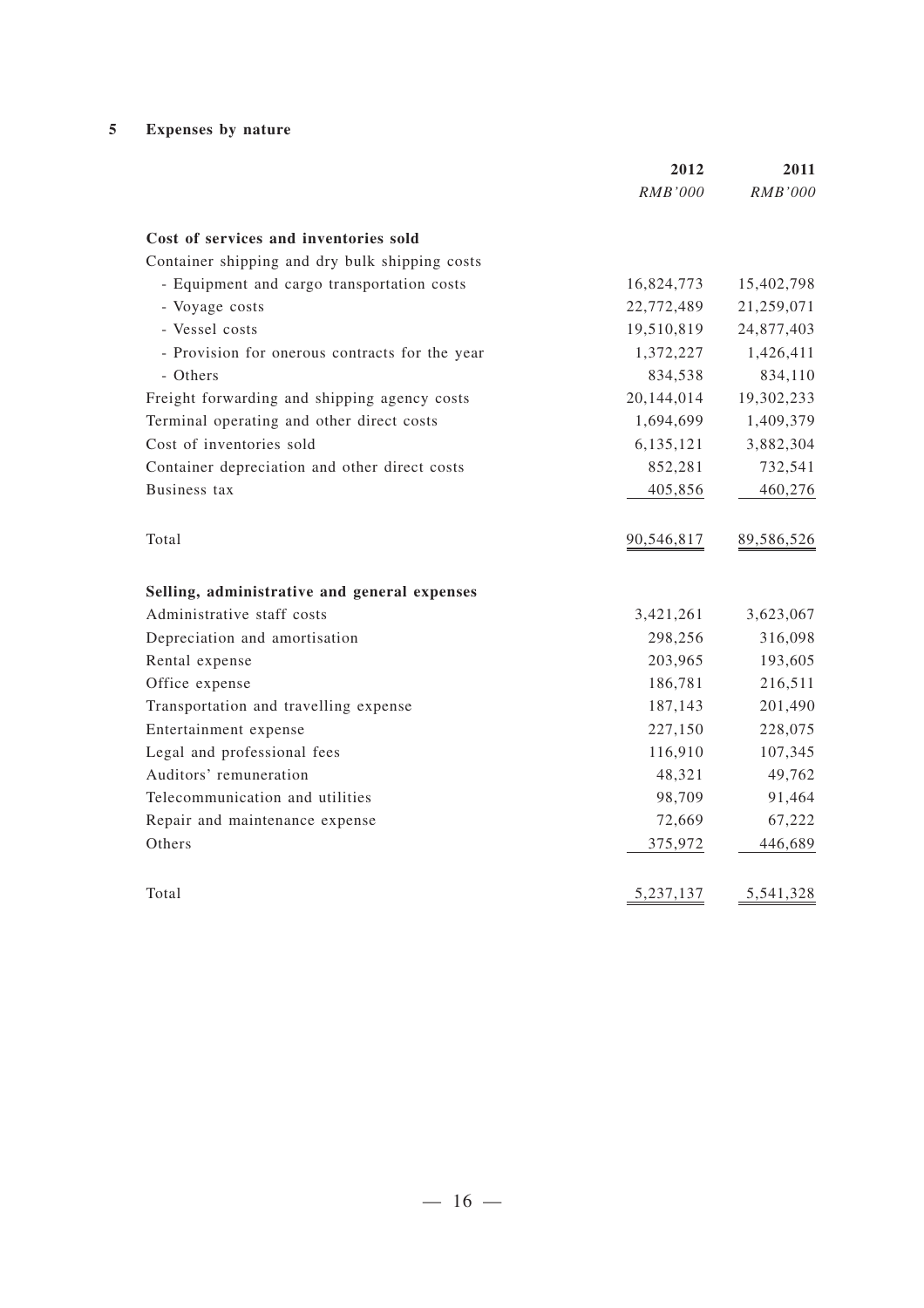## 5 Expenses by nature

| | 2012 | 2011 |
|---|---|---|
| | *RMB'000* | *RMB'000* |
| **Cost of services and inventories sold** | | |
| Container shipping and dry bulk shipping costs | | |
| - Equipment and cargo transportation costs | 16,824,773 | 15,402,798 |
| - Voyage costs | 22,772,489 | 21,259,071 |
| - Vessel costs | 19,510,819 | 24,877,403 |
| - Provision for onerous contracts for the year | 1,372,227 | 1,426,411 |
| - Others | 834,538 | 834,110 |
| Freight forwarding and shipping agency costs | 20,144,014 | 19,302,233 |
| Terminal operating and other direct costs | 1,694,699 | 1,409,379 |
| Cost of inventories sold | 6,135,121 | 3,882,304 |
| Container depreciation and other direct costs | 852,281 | 732,541 |
| Business tax | 405,856 | 460,276 |
| Total | 90,546,817 | 89,586,526 |
| **Selling, administrative and general expenses** | | |
| Administrative staff costs | 3,421,261 | 3,623,067 |
| Depreciation and amortisation | 298,256 | 316,098 |
| Rental expense | 203,965 | 193,605 |
| Office expense | 186,781 | 216,511 |
| Transportation and travelling expense | 187,143 | 201,490 |
| Entertainment expense | 227,150 | 228,075 |
| Legal and professional fees | 116,910 | 107,345 |
| Auditors' remuneration | 48,321 | 49,762 |
| Telecommunication and utilities | 98,709 | 91,464 |
| Repair and maintenance expense | 72,669 | 67,222 |
| Others | 375,972 | 446,689 |
| Total | 5,237,137 | 5,541,328 |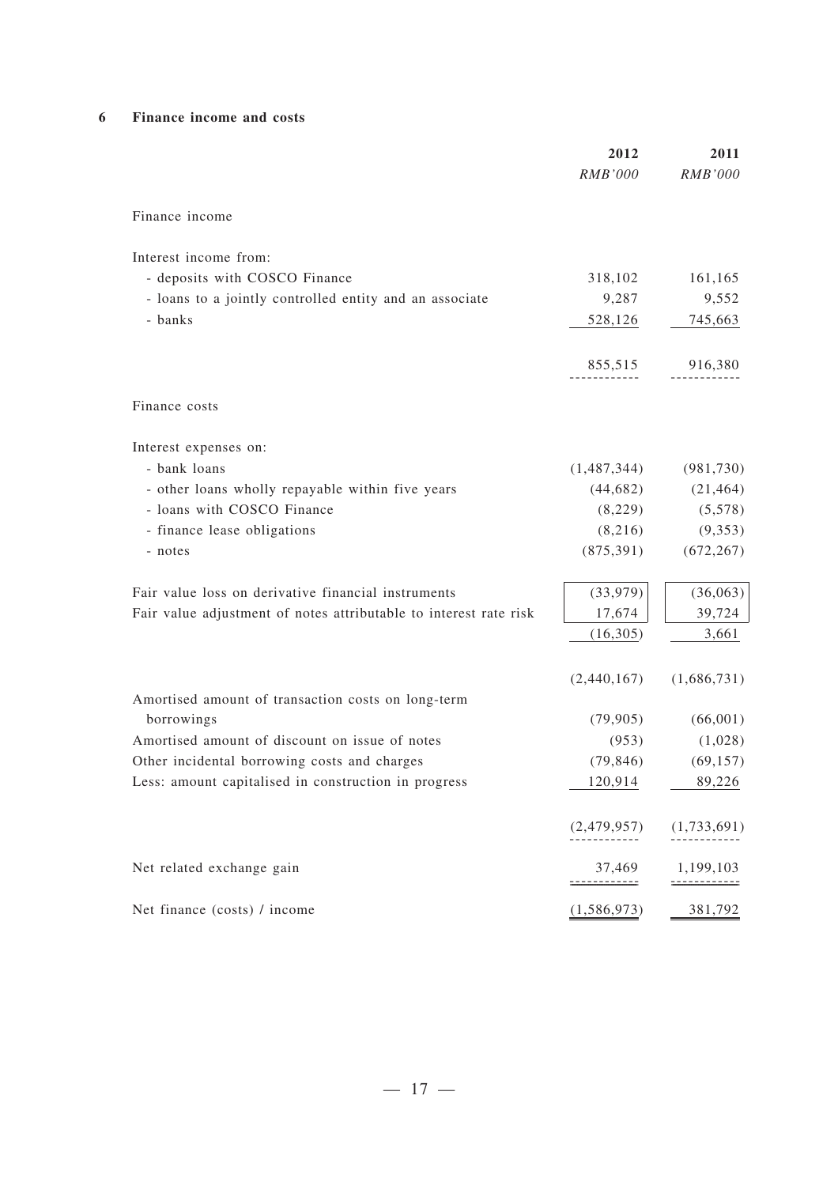## 6 Finance income and costs

| | 2012 | 2011 |
|---|---|---|
| | *RMB'000* | *RMB'000* |
| Finance income | | |
| Interest income from: | | |
| - deposits with COSCO Finance | 318,102 | 161,165 |
| - loans to a jointly controlled entity and an associate | 9,287 | 9,552 |
| - banks | 528,126 | 745,663 |
| | 855,515 | 916,380 |
| Finance costs | | |
| Interest expenses on: | | |
| - bank loans | (1,487,344) | (981,730) |
| - other loans wholly repayable within five years | (44,682) | (21,464) |
| - loans with COSCO Finance | (8,229) | (5,578) |
| - finance lease obligations | (8,216) | (9,353) |
| - notes | (875,391) | (672,267) |
| Fair value loss on derivative financial instruments | (33,979) | (36,063) |
| Fair value adjustment of notes attributable to interest rate risk | 17,674 | 39,724 |
| | (16,305) | 3,661 |
| | (2,440,167) | (1,686,731) |
| Amortised amount of transaction costs on long-term borrowings | (79,905) | (66,001) |
| Amortised amount of discount on issue of notes | (953) | (1,028) |
| Other incidental borrowing costs and charges | (79,846) | (69,157) |
| Less: amount capitalised in construction in progress | 120,914 | 89,226 |
| | (2,479,957) | (1,733,691) |
| Net related exchange gain | 37,469 | 1,199,103 |
| Net finance (costs) / income | (1,586,973) | 381,792 |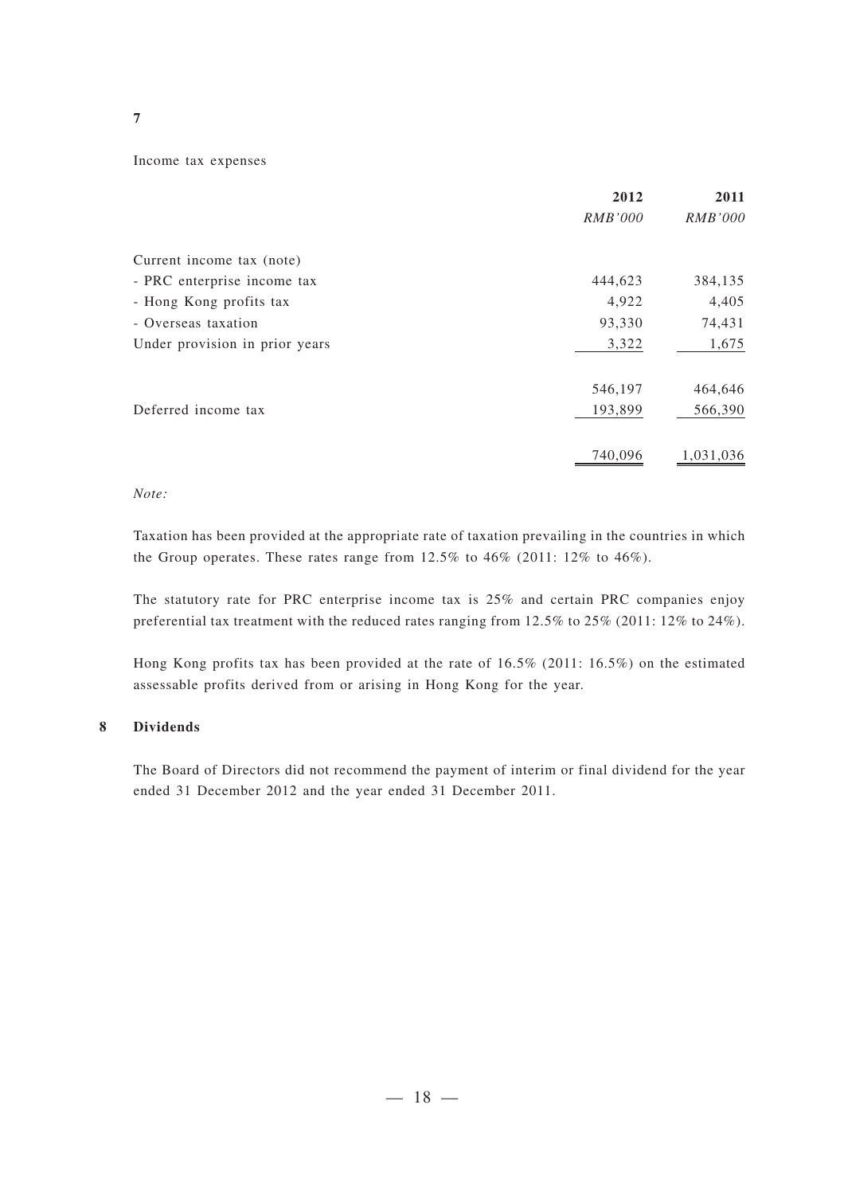## 7

Income tax expenses

| | 2012 | 2011 |
|---|---|---|
| | *RMB'000* | *RMB'000* |
| Current income tax (note) | | |
| - PRC enterprise income tax | 444,623 | 384,135 |
| - Hong Kong profits tax | 4,922 | 4,405 |
| - Overseas taxation | 93,330 | 74,431 |
| Under provision in prior years | 3,322 | 1,675 |
| | 546,197 | 464,646 |
| Deferred income tax | 193,899 | 566,390 |
| | 740,096 | 1,031,036 |

*Note:*

Taxation has been provided at the appropriate rate of taxation prevailing in the countries in which the Group operates. These rates range from 12.5% to 46% (2011: 12% to 46%).

The statutory rate for PRC enterprise income tax is 25% and certain PRC companies enjoy preferential tax treatment with the reduced rates ranging from 12.5% to 25% (2011: 12% to 24%).

Hong Kong profits tax has been provided at the rate of 16.5% (2011: 16.5%) on the estimated assessable profits derived from or arising in Hong Kong for the year.

## 8 Dividends

The Board of Directors did not recommend the payment of interim or final dividend for the year ended 31 December 2012 and the year ended 31 December 2011.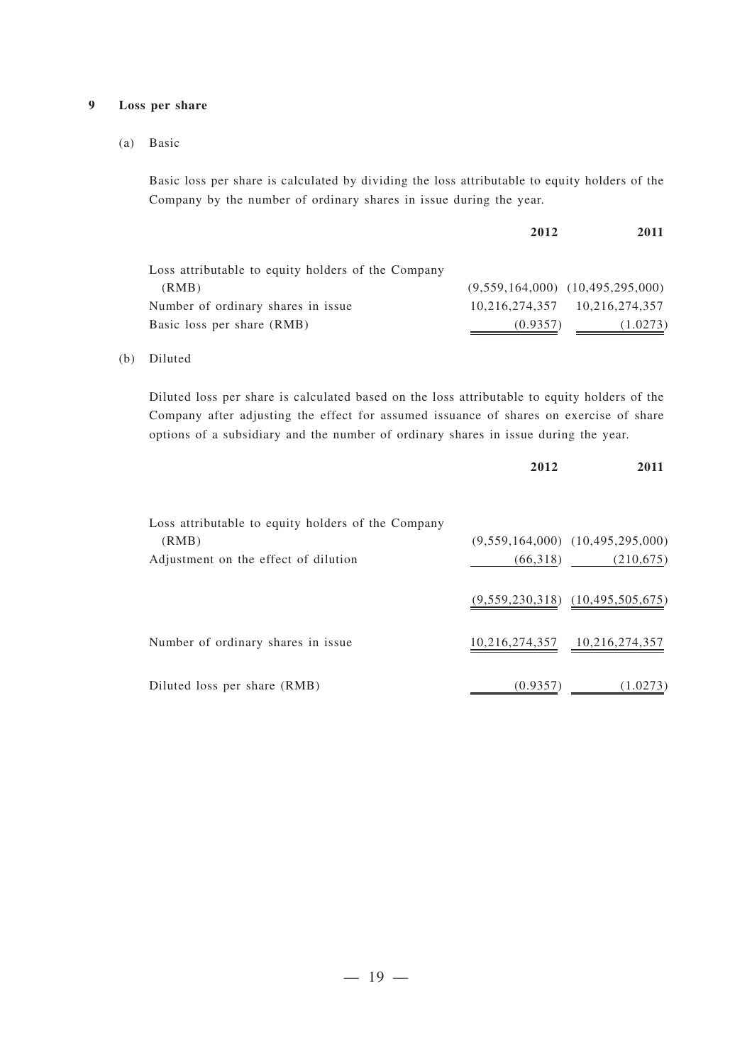## 9 Loss per share

### (a) Basic

Basic loss per share is calculated by dividing the loss attributable to equity holders of the Company by the number of ordinary shares in issue during the year.

| | 2012 | 2011 |
|---|---|---|
| Loss attributable to equity holders of the Company (RMB) | (9,559,164,000) | (10,495,295,000) |
| Number of ordinary shares in issue | 10,216,274,357 | 10,216,274,357 |
| Basic loss per share (RMB) | (0.9357) | (1.0273) |

### (b) Diluted

Diluted loss per share is calculated based on the loss attributable to equity holders of the Company after adjusting the effect for assumed issuance of shares on exercise of share options of a subsidiary and the number of ordinary shares in issue during the year.

| | 2012 | 2011 |
|---|---|---|
| Loss attributable to equity holders of the Company (RMB) | (9,559,164,000) | (10,495,295,000) |
| Adjustment on the effect of dilution | (66,318) | (210,675) |
| | (9,559,230,318) | (10,495,505,675) |
| Number of ordinary shares in issue | 10,216,274,357 | 10,216,274,357 |
| Diluted loss per share (RMB) | (0.9357) | (1.0273) |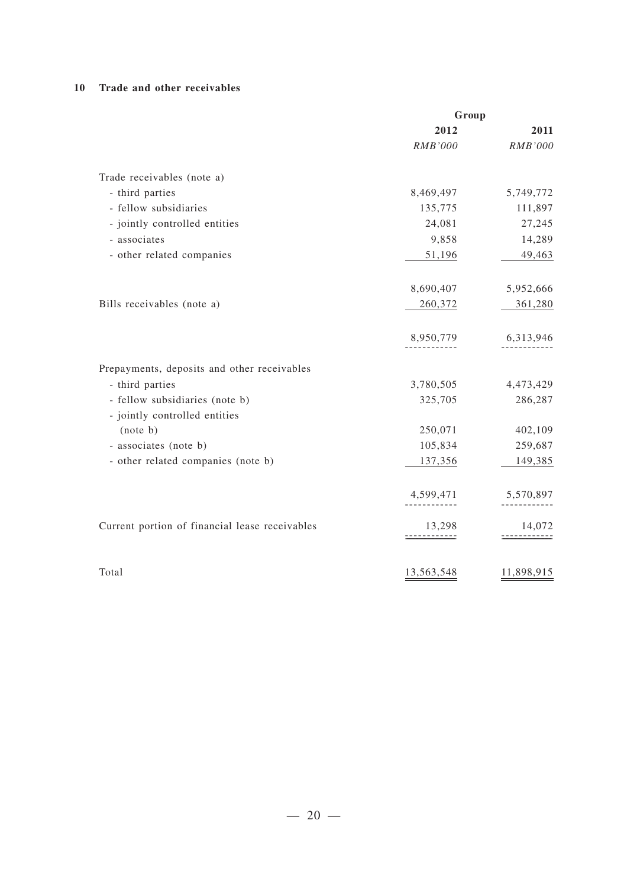## 10 Trade and other receivables

| | Group | |
|---|---|---|
| | 2012 | 2011 |
| | *RMB'000* | *RMB'000* |
| Trade receivables (note a) | | |
| - third parties | 8,469,497 | 5,749,772 |
| - fellow subsidiaries | 135,775 | 111,897 |
| - jointly controlled entities | 24,081 | 27,245 |
| - associates | 9,858 | 14,289 |
| - other related companies | 51,196 | 49,463 |
| | 8,690,407 | 5,952,666 |
| Bills receivables (note a) | 260,372 | 361,280 |
| | 8,950,779 | 6,313,946 |
| Prepayments, deposits and other receivables | | |
| - third parties | 3,780,505 | 4,473,429 |
| - fellow subsidiaries (note b) | 325,705 | 286,287 |
| - jointly controlled entities (note b) | 250,071 | 402,109 |
| - associates (note b) | 105,834 | 259,687 |
| - other related companies (note b) | 137,356 | 149,385 |
| | 4,599,471 | 5,570,897 |
| Current portion of financial lease receivables | 13,298 | 14,072 |
| Total | 13,563,548 | 11,898,915 |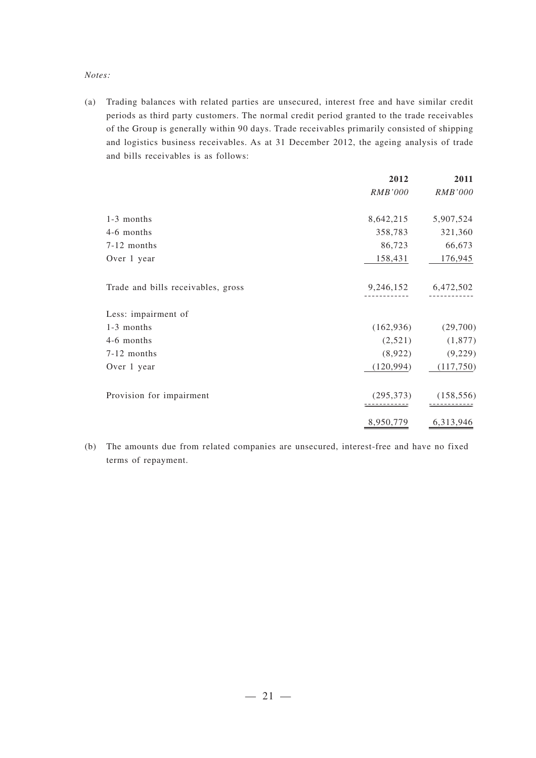*Notes:*

(a) Trading balances with related parties are unsecured, interest free and have similar credit periods as third party customers. The normal credit period granted to the trade receivables of the Group is generally within 90 days. Trade receivables primarily consisted of shipping and logistics business receivables. As at 31 December 2012, the ageing analysis of trade and bills receivables is as follows:

| | **2012** | **2011** |
|---|---|---|
| | *RMB'000* | *RMB'000* |
| 1-3 months | 8,642,215 | 5,907,524 |
| 4-6 months | 358,783 | 321,360 |
| 7-12 months | 86,723 | 66,673 |
| Over 1 year | 158,431 | 176,945 |
| Trade and bills receivables, gross | 9,246,152 | 6,472,502 |
| Less: impairment of | | |
| 1-3 months | (162,936) | (29,700) |
| 4-6 months | (2,521) | (1,877) |
| 7-12 months | (8,922) | (9,229) |
| Over 1 year | (120,994) | (117,750) |
| Provision for impairment | (295,373) | (158,556) |
| | 8,950,779 | 6,313,946 |

(b) The amounts due from related companies are unsecured, interest-free and have no fixed terms of repayment.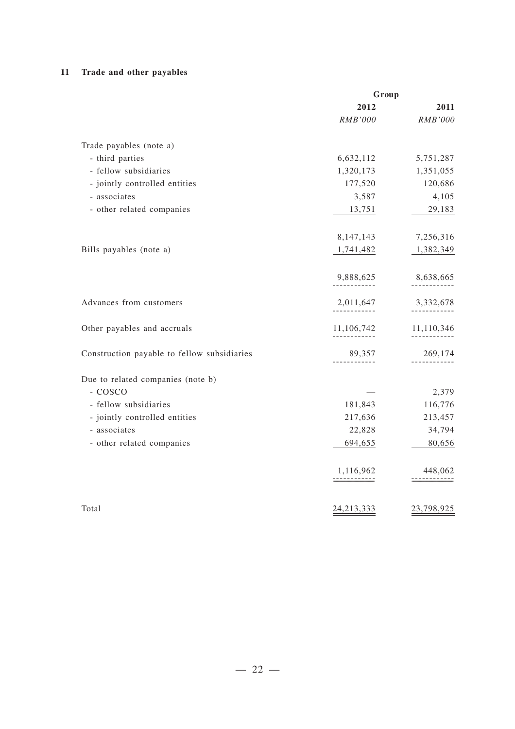## 11 Trade and other payables

| | Group | |
|---|---|---|
| | 2012 | 2011 |
| | *RMB'000* | *RMB'000* |
| Trade payables (note a) | | |
| - third parties | 6,632,112 | 5,751,287 |
| - fellow subsidiaries | 1,320,173 | 1,351,055 |
| - jointly controlled entities | 177,520 | 120,686 |
| - associates | 3,587 | 4,105 |
| - other related companies | 13,751 | 29,183 |
| | 8,147,143 | 7,256,316 |
| Bills payables (note a) | 1,741,482 | 1,382,349 |
| | 9,888,625 | 8,638,665 |
| Advances from customers | 2,011,647 | 3,332,678 |
| Other payables and accruals | 11,106,742 | 11,110,346 |
| Construction payable to fellow subsidiaries | 89,357 | 269,174 |
| Due to related companies (note b) | | |
| - COSCO | — | 2,379 |
| - fellow subsidiaries | 181,843 | 116,776 |
| - jointly controlled entities | 217,636 | 213,457 |
| - associates | 22,828 | 34,794 |
| - other related companies | 694,655 | 80,656 |
| | 1,116,962 | 448,062 |
| Total | 24,213,333 | 23,798,925 |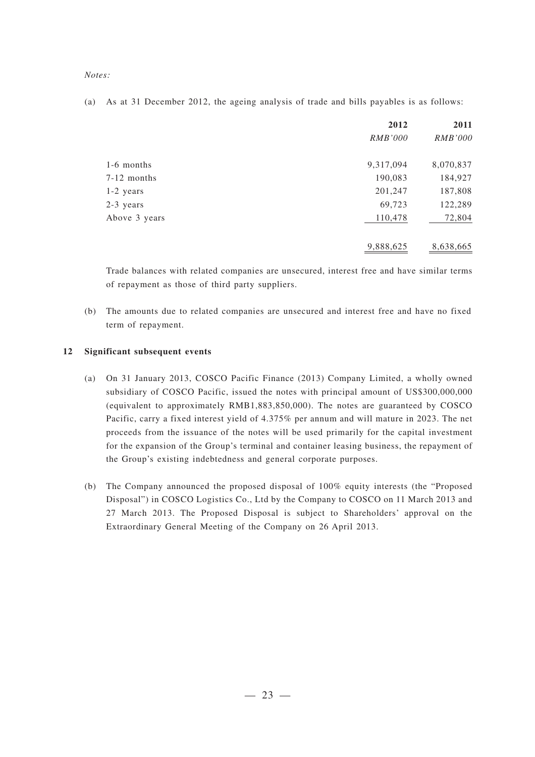*Notes:*

(a) As at 31 December 2012, the ageing analysis of trade and bills payables is as follows:

| | 2012 | 2011 |
|---|---|---|
| | *RMB'000* | *RMB'000* |
| 1-6 months | 9,317,094 | 8,070,837 |
| 7-12 months | 190,083 | 184,927 |
| 1-2 years | 201,247 | 187,808 |
| 2-3 years | 69,723 | 122,289 |
| Above 3 years | 110,478 | 72,804 |
| | 9,888,625 | 8,638,665 |

Trade balances with related companies are unsecured, interest free and have similar terms of repayment as those of third party suppliers.

(b) The amounts due to related companies are unsecured and interest free and have no fixed term of repayment.

## 12 Significant subsequent events

(a) On 31 January 2013, COSCO Pacific Finance (2013) Company Limited, a wholly owned subsidiary of COSCO Pacific, issued the notes with principal amount of US$300,000,000 (equivalent to approximately RMB1,883,850,000). The notes are guaranteed by COSCO Pacific, carry a fixed interest yield of 4.375% per annum and will mature in 2023. The net proceeds from the issuance of the notes will be used primarily for the capital investment for the expansion of the Group's terminal and container leasing business, the repayment of the Group's existing indebtedness and general corporate purposes.

(b) The Company announced the proposed disposal of 100% equity interests (the "Proposed Disposal") in COSCO Logistics Co., Ltd by the Company to COSCO on 11 March 2013 and 27 March 2013. The Proposed Disposal is subject to Shareholders' approval on the Extraordinary General Meeting of the Company on 26 April 2013.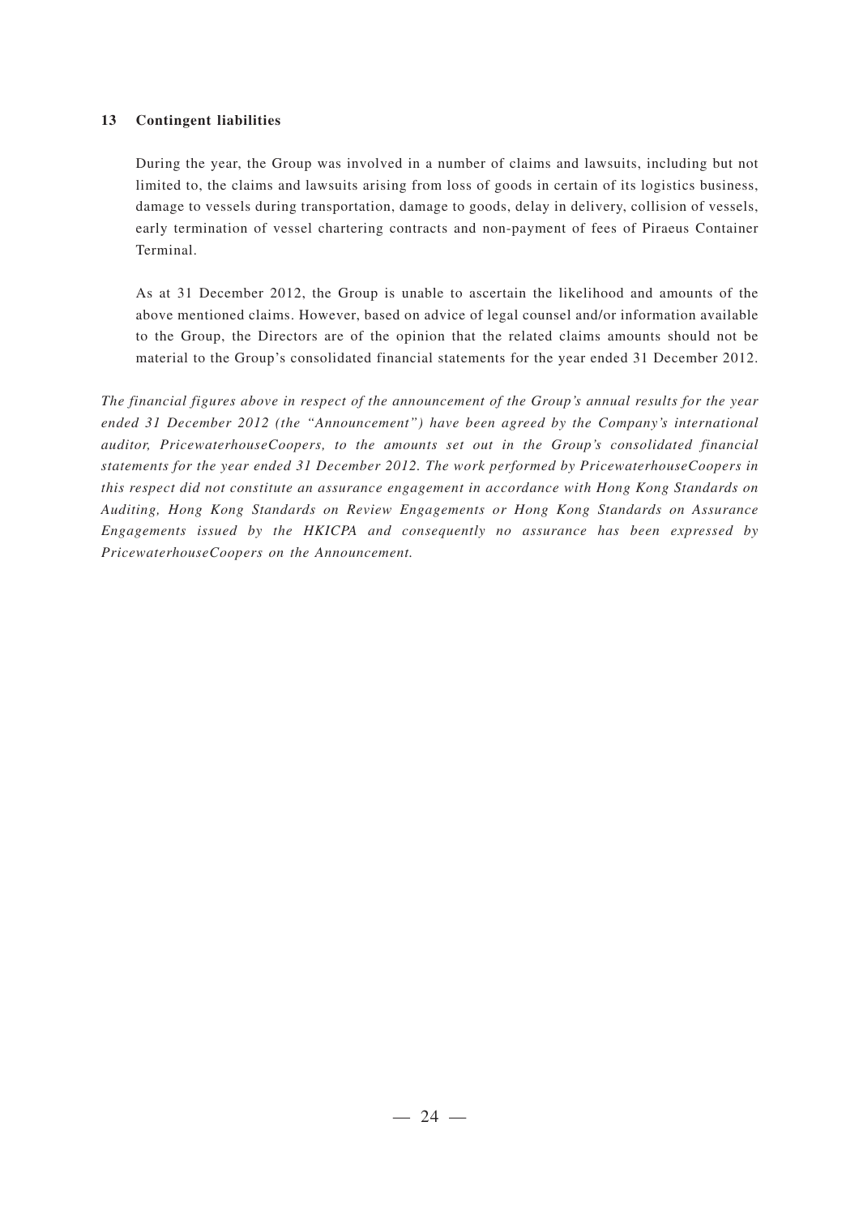**13 Contingent liabilities**

During the year, the Group was involved in a number of claims and lawsuits, including but not limited to, the claims and lawsuits arising from loss of goods in certain of its logistics business, damage to vessels during transportation, damage to goods, delay in delivery, collision of vessels, early termination of vessel chartering contracts and non-payment of fees of Piraeus Container Terminal.

As at 31 December 2012, the Group is unable to ascertain the likelihood and amounts of the above mentioned claims. However, based on advice of legal counsel and/or information available to the Group, the Directors are of the opinion that the related claims amounts should not be material to the Group's consolidated financial statements for the year ended 31 December 2012.

*The financial figures above in respect of the announcement of the Group's annual results for the year ended 31 December 2012 (the "Announcement") have been agreed by the Company's international auditor, PricewaterhouseCoopers, to the amounts set out in the Group's consolidated financial statements for the year ended 31 December 2012. The work performed by PricewaterhouseCoopers in this respect did not constitute an assurance engagement in accordance with Hong Kong Standards on Auditing, Hong Kong Standards on Review Engagements or Hong Kong Standards on Assurance Engagements issued by the HKICPA and consequently no assurance has been expressed by PricewaterhouseCoopers on the Announcement.*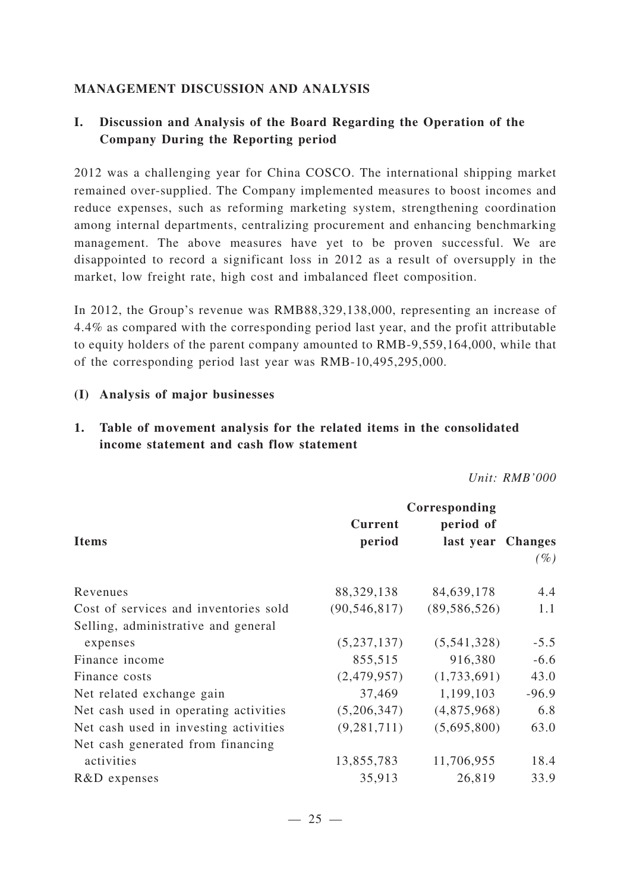## MANAGEMENT DISCUSSION AND ANALYSIS

### I. Discussion and Analysis of the Board Regarding the Operation of the Company During the Reporting period

2012 was a challenging year for China COSCO. The international shipping market remained over-supplied. The Company implemented measures to boost incomes and reduce expenses, such as reforming marketing system, strengthening coordination among internal departments, centralizing procurement and enhancing benchmarking management. The above measures have yet to be proven successful. We are disappointed to record a significant loss in 2012 as a result of oversupply in the market, low freight rate, high cost and imbalanced fleet composition.

In 2012, the Group's revenue was RMB88,329,138,000, representing an increase of 4.4% as compared with the corresponding period last year, and the profit attributable to equity holders of the parent company amounted to RMB-9,559,164,000, while that of the corresponding period last year was RMB-10,495,295,000.

#### (I) Analysis of major businesses

#### 1. Table of movement analysis for the related items in the consolidated income statement and cash flow statement

*Unit: RMB'000*

| Items | Current period | Corresponding period of last year | Changes (%) |
|---|---|---|---|
| Revenues | 88,329,138 | 84,639,178 | 4.4 |
| Cost of services and inventories sold | (90,546,817) | (89,586,526) | 1.1 |
| Selling, administrative and general expenses | (5,237,137) | (5,541,328) | -5.5 |
| Finance income | 855,515 | 916,380 | -6.6 |
| Finance costs | (2,479,957) | (1,733,691) | 43.0 |
| Net related exchange gain | 37,469 | 1,199,103 | -96.9 |
| Net cash used in operating activities | (5,206,347) | (4,875,968) | 6.8 |
| Net cash used in investing activities | (9,281,711) | (5,695,800) | 63.0 |
| Net cash generated from financing activities | 13,855,783 | 11,706,955 | 18.4 |
| R&D expenses | 35,913 | 26,819 | 33.9 |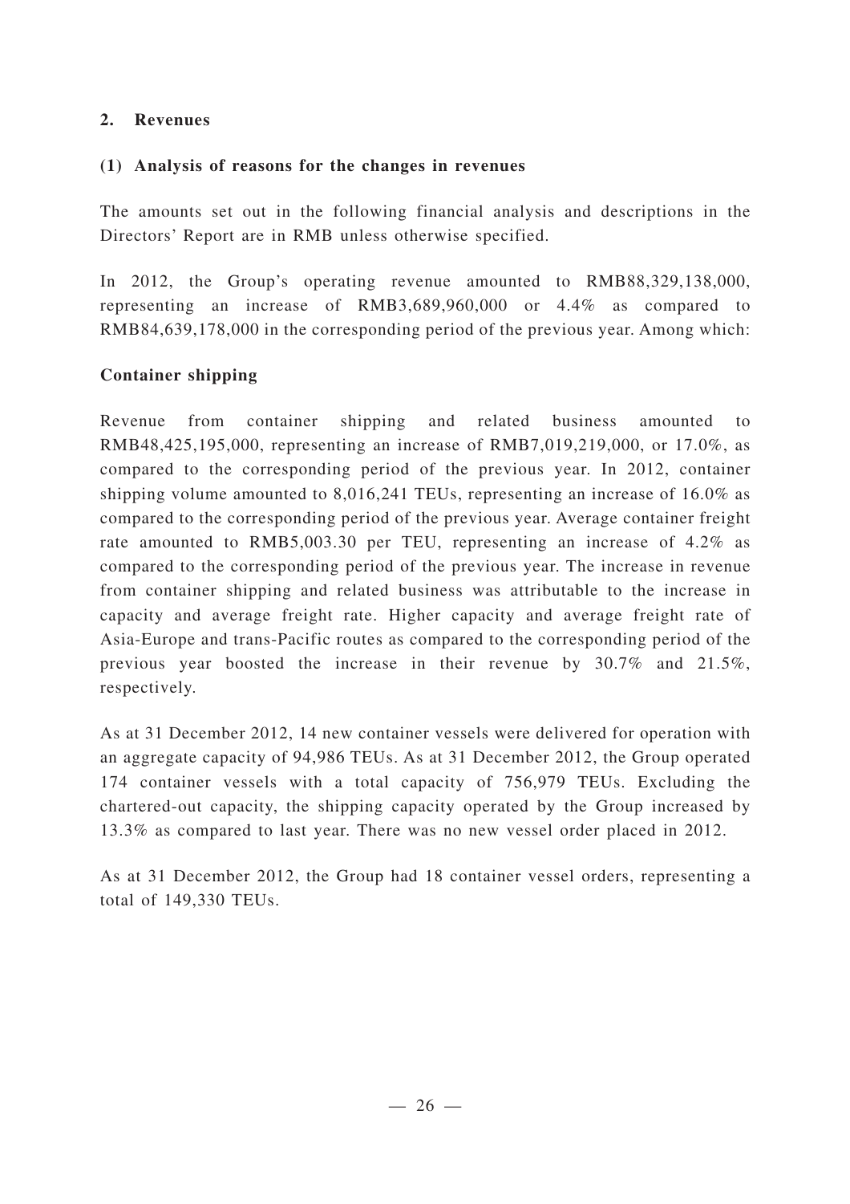## 2. Revenues

### (1) Analysis of reasons for the changes in revenues

The amounts set out in the following financial analysis and descriptions in the Directors' Report are in RMB unless otherwise specified.

In 2012, the Group's operating revenue amounted to RMB88,329,138,000, representing an increase of RMB3,689,960,000 or 4.4% as compared to RMB84,639,178,000 in the corresponding period of the previous year. Among which:

**Container shipping**

Revenue from container shipping and related business amounted to RMB48,425,195,000, representing an increase of RMB7,019,219,000, or 17.0%, as compared to the corresponding period of the previous year. In 2012, container shipping volume amounted to 8,016,241 TEUs, representing an increase of 16.0% as compared to the corresponding period of the previous year. Average container freight rate amounted to RMB5,003.30 per TEU, representing an increase of 4.2% as compared to the corresponding period of the previous year. The increase in revenue from container shipping and related business was attributable to the increase in capacity and average freight rate. Higher capacity and average freight rate of Asia-Europe and trans-Pacific routes as compared to the corresponding period of the previous year boosted the increase in their revenue by 30.7% and 21.5%, respectively.

As at 31 December 2012, 14 new container vessels were delivered for operation with an aggregate capacity of 94,986 TEUs. As at 31 December 2012, the Group operated 174 container vessels with a total capacity of 756,979 TEUs. Excluding the chartered-out capacity, the shipping capacity operated by the Group increased by 13.3% as compared to last year. There was no new vessel order placed in 2012.

As at 31 December 2012, the Group had 18 container vessel orders, representing a total of 149,330 TEUs.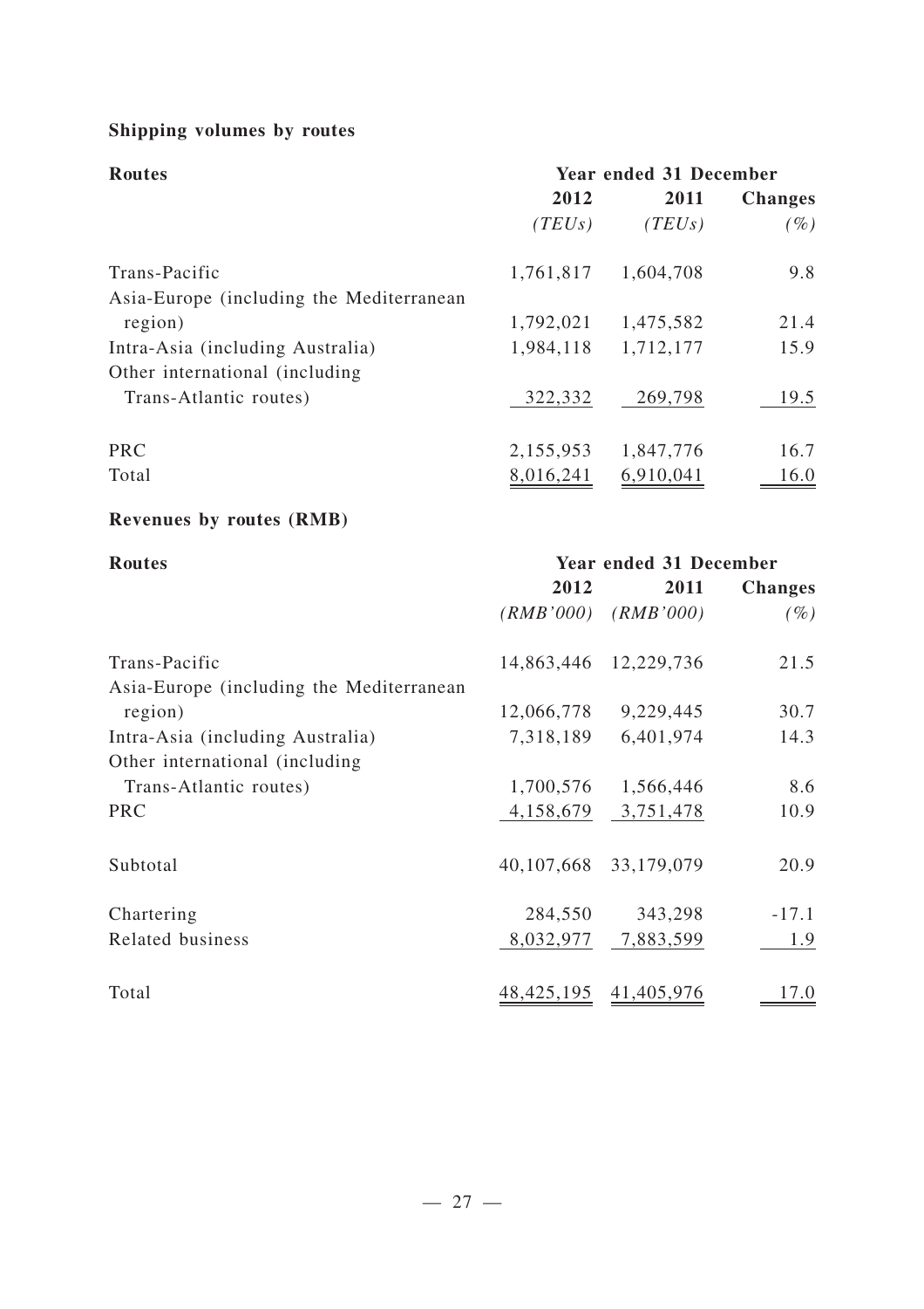**Shipping volumes by routes**

| Routes | Year ended 31 December | | |
|---|---|---|---|
| | 2012 | 2011 | Changes |
| | *(TEUs)* | *(TEUs)* | *(%)* |
| Trans-Pacific | 1,761,817 | 1,604,708 | 9.8 |
| Asia-Europe (including the Mediterranean region) | 1,792,021 | 1,475,582 | 21.4 |
| Intra-Asia (including Australia) | 1,984,118 | 1,712,177 | 15.9 |
| Other international (including Trans-Atlantic routes) | 322,332 | 269,798 | 19.5 |
| PRC | 2,155,953 | 1,847,776 | 16.7 |
| Total | 8,016,241 | 6,910,041 | 16.0 |

**Revenues by routes (RMB)**

| Routes | Year ended 31 December | | |
|---|---|---|---|
| | 2012 | 2011 | Changes |
| | *(RMB'000)* | *(RMB'000)* | *(%)* |
| Trans-Pacific | 14,863,446 | 12,229,736 | 21.5 |
| Asia-Europe (including the Mediterranean region) | 12,066,778 | 9,229,445 | 30.7 |
| Intra-Asia (including Australia) | 7,318,189 | 6,401,974 | 14.3 |
| Other international (including Trans-Atlantic routes) | 1,700,576 | 1,566,446 | 8.6 |
| PRC | 4,158,679 | 3,751,478 | 10.9 |
| Subtotal | 40,107,668 | 33,179,079 | 20.9 |
| Chartering | 284,550 | 343,298 | -17.1 |
| Related business | 8,032,977 | 7,883,599 | 1.9 |
| Total | 48,425,195 | 41,405,976 | 17.0 |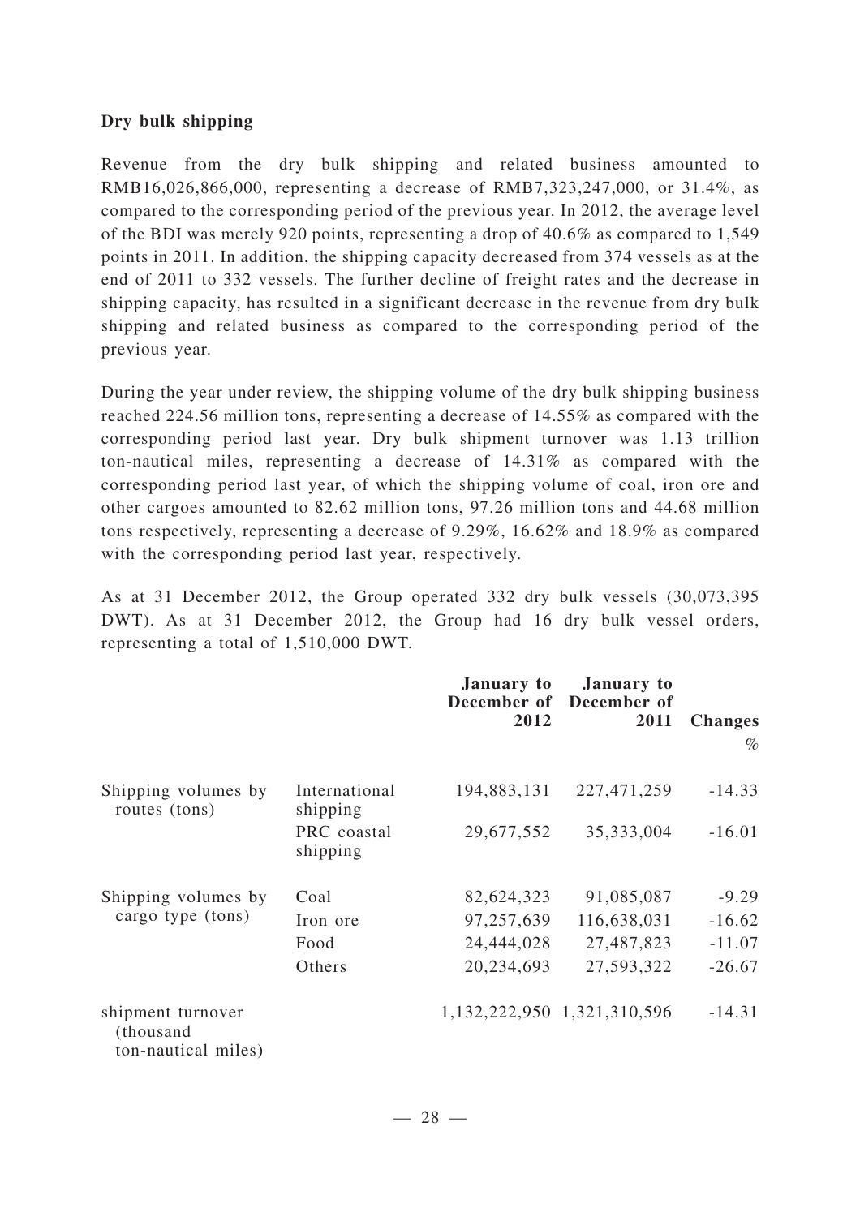**Dry bulk shipping**

Revenue from the dry bulk shipping and related business amounted to RMB16,026,866,000, representing a decrease of RMB7,323,247,000, or 31.4%, as compared to the corresponding period of the previous year. In 2012, the average level of the BDI was merely 920 points, representing a drop of 40.6% as compared to 1,549 points in 2011. In addition, the shipping capacity decreased from 374 vessels as at the end of 2011 to 332 vessels. The further decline of freight rates and the decrease in shipping capacity, has resulted in a significant decrease in the revenue from dry bulk shipping and related business as compared to the corresponding period of the previous year.

During the year under review, the shipping volume of the dry bulk shipping business reached 224.56 million tons, representing a decrease of 14.55% as compared with the corresponding period last year. Dry bulk shipment turnover was 1.13 trillion ton-nautical miles, representing a decrease of 14.31% as compared with the corresponding period last year, of which the shipping volume of coal, iron ore and other cargoes amounted to 82.62 million tons, 97.26 million tons and 44.68 million tons respectively, representing a decrease of 9.29%, 16.62% and 18.9% as compared with the corresponding period last year, respectively.

As at 31 December 2012, the Group operated 332 dry bulk vessels (30,073,395 DWT). As at 31 December 2012, the Group had 16 dry bulk vessel orders, representing a total of 1,510,000 DWT.

| | | January to December of 2012 | January to December of 2011 | Changes % |
|---|---|---|---|---|
| Shipping volumes by routes (tons) | International shipping | 194,883,131 | 227,471,259 | -14.33 |
| | PRC coastal shipping | 29,677,552 | 35,333,004 | -16.01 |
| Shipping volumes by cargo type (tons) | Coal | 82,624,323 | 91,085,087 | -9.29 |
| | Iron ore | 97,257,639 | 116,638,031 | -16.62 |
| | Food | 24,444,028 | 27,487,823 | -11.07 |
| | Others | 20,234,693 | 27,593,322 | -26.67 |
| shipment turnover (thousand ton-nautical miles) | | 1,132,222,950 | 1,321,310,596 | -14.31 |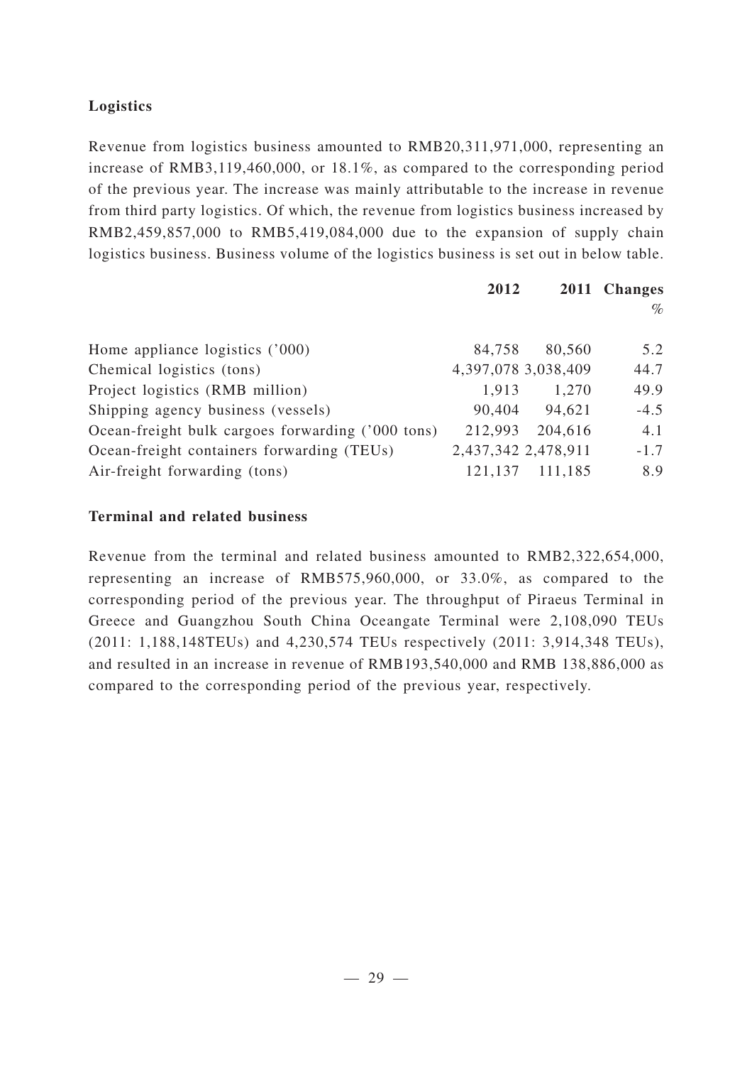**Logistics**

Revenue from logistics business amounted to RMB20,311,971,000, representing an increase of RMB3,119,460,000, or 18.1%, as compared to the corresponding period of the previous year. The increase was mainly attributable to the increase in revenue from third party logistics. Of which, the revenue from logistics business increased by RMB2,459,857,000 to RMB5,419,084,000 due to the expansion of supply chain logistics business. Business volume of the logistics business is set out in below table.

| | 2012 | 2011 | Changes % |
|---|---|---|---|
| Home appliance logistics ('000) | 84,758 | 80,560 | 5.2 |
| Chemical logistics (tons) | 4,397,078 | 3,038,409 | 44.7 |
| Project logistics (RMB million) | 1,913 | 1,270 | 49.9 |
| Shipping agency business (vessels) | 90,404 | 94,621 | -4.5 |
| Ocean-freight bulk cargoes forwarding ('000 tons) | 212,993 | 204,616 | 4.1 |
| Ocean-freight containers forwarding (TEUs) | 2,437,342 | 2,478,911 | -1.7 |
| Air-freight forwarding (tons) | 121,137 | 111,185 | 8.9 |

**Terminal and related business**

Revenue from the terminal and related business amounted to RMB2,322,654,000, representing an increase of RMB575,960,000, or 33.0%, as compared to the corresponding period of the previous year. The throughput of Piraeus Terminal in Greece and Guangzhou South China Oceangate Terminal were 2,108,090 TEUs (2011: 1,188,148TEUs) and 4,230,574 TEUs respectively (2011: 3,914,348 TEUs), and resulted in an increase in revenue of RMB193,540,000 and RMB 138,886,000 as compared to the corresponding period of the previous year, respectively.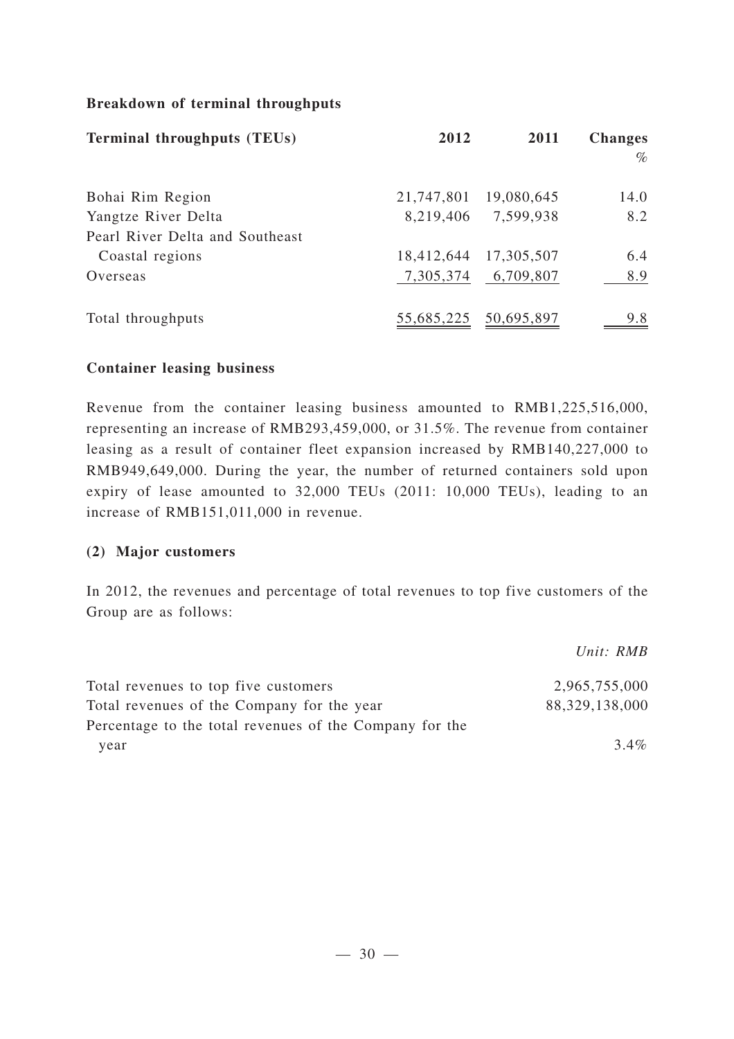**Breakdown of terminal throughputs**

| Terminal throughputs (TEUs) | 2012 | 2011 | Changes % |
|---|---|---|---|
| Bohai Rim Region | 21,747,801 | 19,080,645 | 14.0 |
| Yangtze River Delta | 8,219,406 | 7,599,938 | 8.2 |
| Pearl River Delta and Southeast Coastal regions | 18,412,644 | 17,305,507 | 6.4 |
| Overseas | 7,305,374 | 6,709,807 | 8.9 |
| Total throughputs | 55,685,225 | 50,695,897 | 9.8 |

**Container leasing business**

Revenue from the container leasing business amounted to RMB1,225,516,000, representing an increase of RMB293,459,000, or 31.5%. The revenue from container leasing as a result of container fleet expansion increased by RMB140,227,000 to RMB949,649,000. During the year, the number of returned containers sold upon expiry of lease amounted to 32,000 TEUs (2011: 10,000 TEUs), leading to an increase of RMB151,011,000 in revenue.

**(2) Major customers**

In 2012, the revenues and percentage of total revenues to top five customers of the Group are as follows:

| | *Unit: RMB* |
|---|---|
| Total revenues to top five customers | 2,965,755,000 |
| Total revenues of the Company for the year | 88,329,138,000 |
| Percentage to the total revenues of the Company for the year | 3.4% |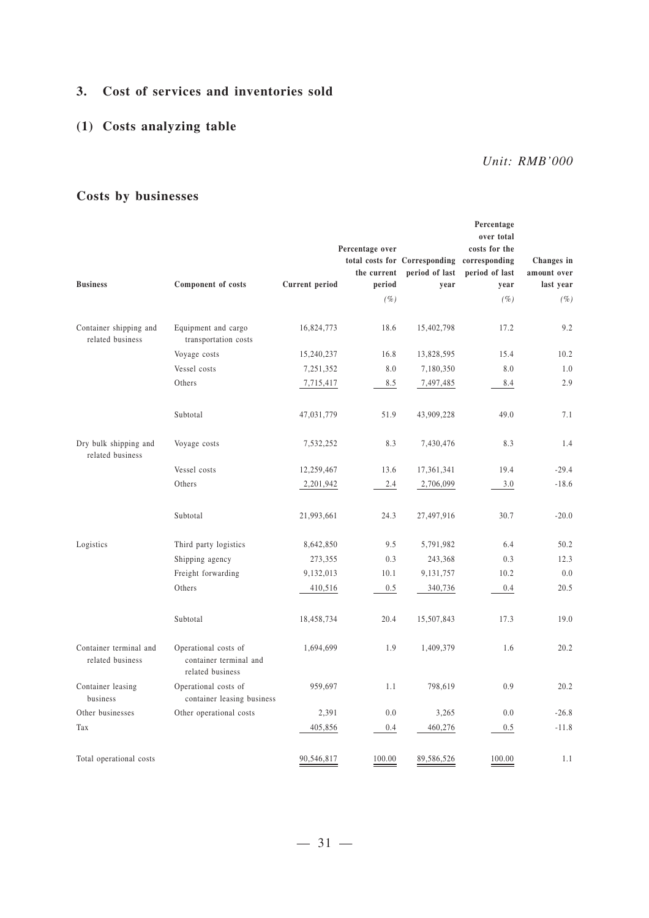## 3. Cost of services and inventories sold

### (1) Costs analyzing table

*Unit: RMB'000*

### Costs by businesses

| Business | Component of costs | Current period | Percentage over total costs for the current period (%) | Corresponding period of last year | Percentage over total costs for the corresponding period of last year (%) | Changes in amount over last year (%) |
|---|---|---|---|---|---|---|
| Container shipping and related business | Equipment and cargo transportation costs | 16,824,773 | 18.6 | 15,402,798 | 17.2 | 9.2 |
| | Voyage costs | 15,240,237 | 16.8 | 13,828,595 | 15.4 | 10.2 |
| | Vessel costs | 7,251,352 | 8.0 | 7,180,350 | 8.0 | 1.0 |
| | Others | 7,715,417 | 8.5 | 7,497,485 | 8.4 | 2.9 |
| | Subtotal | 47,031,779 | 51.9 | 43,909,228 | 49.0 | 7.1 |
| Dry bulk shipping and related business | Voyage costs | 7,532,252 | 8.3 | 7,430,476 | 8.3 | 1.4 |
| | Vessel costs | 12,259,467 | 13.6 | 17,361,341 | 19.4 | -29.4 |
| | Others | 2,201,942 | 2.4 | 2,706,099 | 3.0 | -18.6 |
| | Subtotal | 21,993,661 | 24.3 | 27,497,916 | 30.7 | -20.0 |
| Logistics | Third party logistics | 8,642,850 | 9.5 | 5,791,982 | 6.4 | 50.2 |
| | Shipping agency | 273,355 | 0.3 | 243,368 | 0.3 | 12.3 |
| | Freight forwarding | 9,132,013 | 10.1 | 9,131,757 | 10.2 | 0.0 |
| | Others | 410,516 | 0.5 | 340,736 | 0.4 | 20.5 |
| | Subtotal | 18,458,734 | 20.4 | 15,507,843 | 17.3 | 19.0 |
| Container terminal and related business | Operational costs of container terminal and related business | 1,694,699 | 1.9 | 1,409,379 | 1.6 | 20.2 |
| Container leasing business | Operational costs of container leasing business | 959,697 | 1.1 | 798,619 | 0.9 | 20.2 |
| Other businesses | Other operational costs | 2,391 | 0.0 | 3,265 | 0.0 | -26.8 |
| Tax | | 405,856 | 0.4 | 460,276 | 0.5 | -11.8 |
| Total operational costs | | 90,546,817 | 100.00 | 89,586,526 | 100.00 | 1.1 |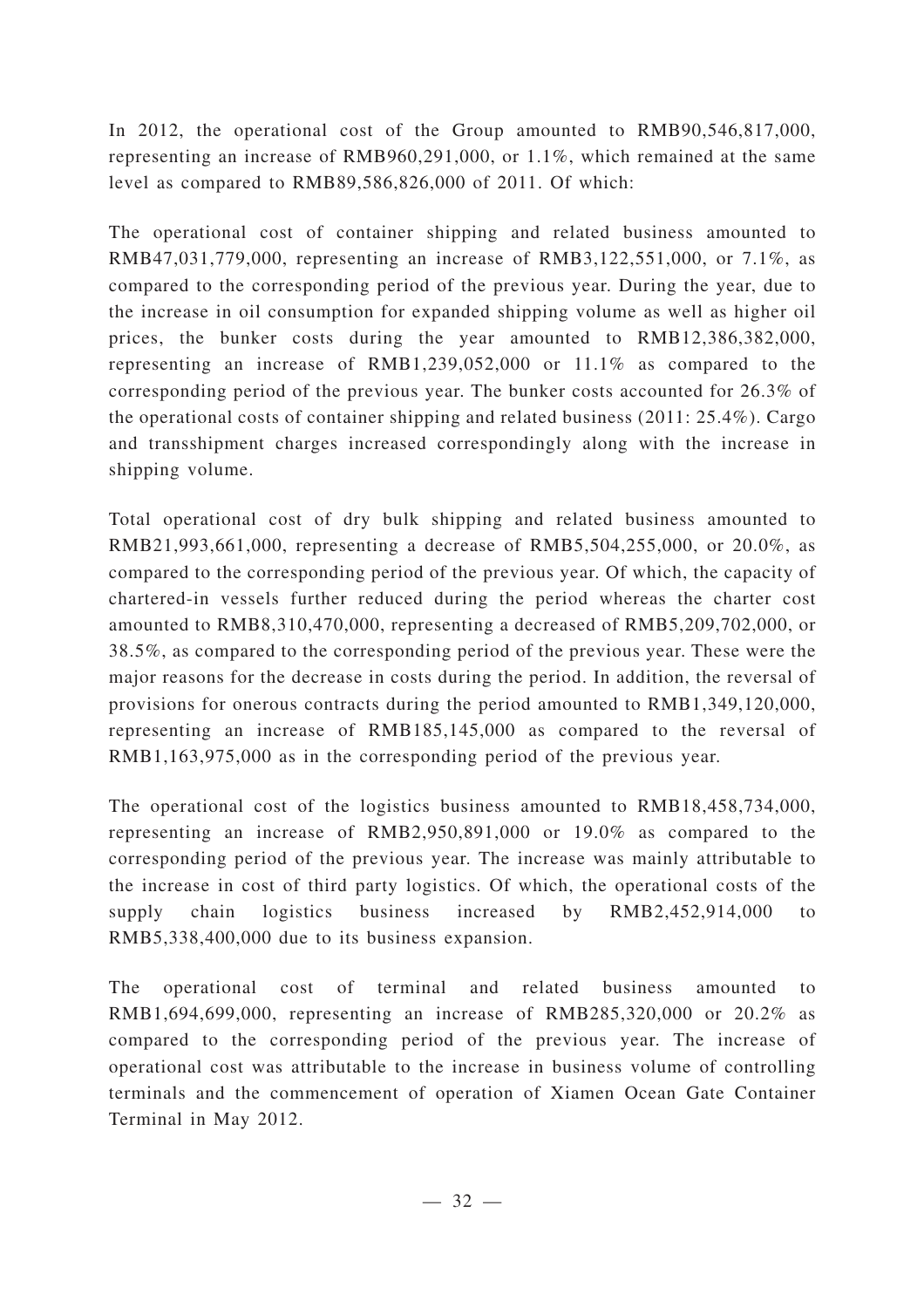In 2012, the operational cost of the Group amounted to RMB90,546,817,000, representing an increase of RMB960,291,000, or 1.1%, which remained at the same level as compared to RMB89,586,826,000 of 2011. Of which:

The operational cost of container shipping and related business amounted to RMB47,031,779,000, representing an increase of RMB3,122,551,000, or 7.1%, as compared to the corresponding period of the previous year. During the year, due to the increase in oil consumption for expanded shipping volume as well as higher oil prices, the bunker costs during the year amounted to RMB12,386,382,000, representing an increase of RMB1,239,052,000 or 11.1% as compared to the corresponding period of the previous year. The bunker costs accounted for 26.3% of the operational costs of container shipping and related business (2011: 25.4%). Cargo and transshipment charges increased correspondingly along with the increase in shipping volume.

Total operational cost of dry bulk shipping and related business amounted to RMB21,993,661,000, representing a decrease of RMB5,504,255,000, or 20.0%, as compared to the corresponding period of the previous year. Of which, the capacity of chartered-in vessels further reduced during the period whereas the charter cost amounted to RMB8,310,470,000, representing a decreased of RMB5,209,702,000, or 38.5%, as compared to the corresponding period of the previous year. These were the major reasons for the decrease in costs during the period. In addition, the reversal of provisions for onerous contracts during the period amounted to RMB1,349,120,000, representing an increase of RMB185,145,000 as compared to the reversal of RMB1,163,975,000 as in the corresponding period of the previous year.

The operational cost of the logistics business amounted to RMB18,458,734,000, representing an increase of RMB2,950,891,000 or 19.0% as compared to the corresponding period of the previous year. The increase was mainly attributable to the increase in cost of third party logistics. Of which, the operational costs of the supply chain logistics business increased by RMB2,452,914,000 to RMB5,338,400,000 due to its business expansion.

The operational cost of terminal and related business amounted to RMB1,694,699,000, representing an increase of RMB285,320,000 or 20.2% as compared to the corresponding period of the previous year. The increase of operational cost was attributable to the increase in business volume of controlling terminals and the commencement of operation of Xiamen Ocean Gate Container Terminal in May 2012.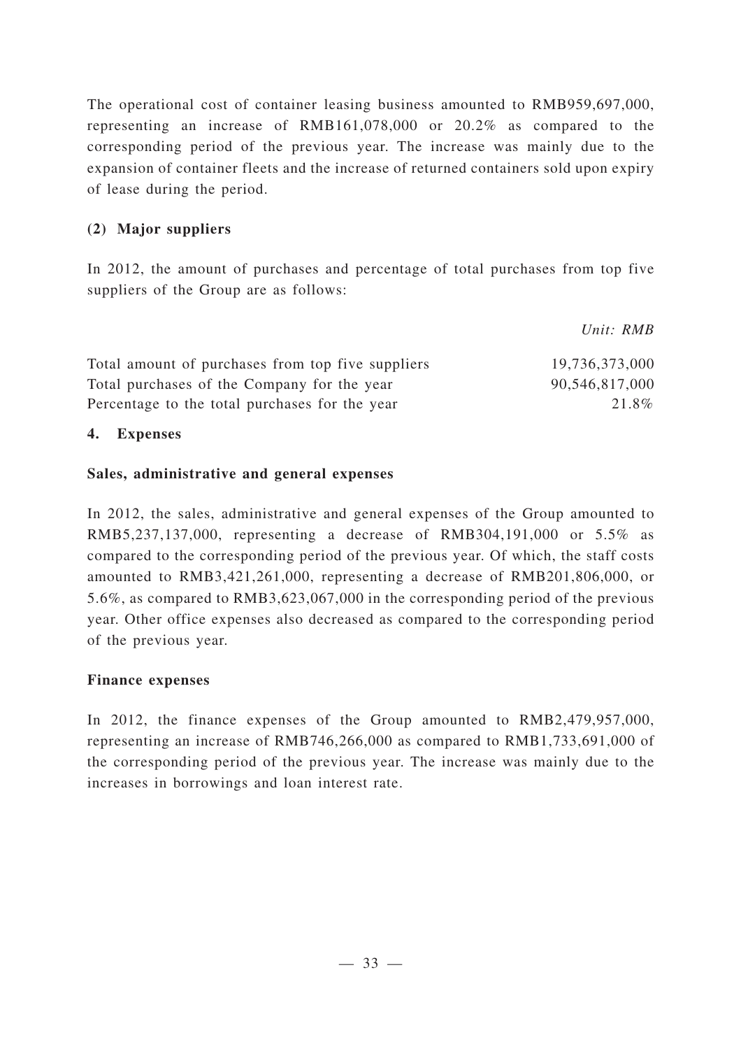The operational cost of container leasing business amounted to RMB959,697,000, representing an increase of RMB161,078,000 or 20.2% as compared to the corresponding period of the previous year. The increase was mainly due to the expansion of container fleets and the increase of returned containers sold upon expiry of lease during the period.

### (2) Major suppliers

In 2012, the amount of purchases and percentage of total purchases from top five suppliers of the Group are as follows:

| | *Unit: RMB* |
|---|---|
| Total amount of purchases from top five suppliers | 19,736,373,000 |
| Total purchases of the Company for the year | 90,546,817,000 |
| Percentage to the total purchases for the year | 21.8% |

## 4. Expenses

### Sales, administrative and general expenses

In 2012, the sales, administrative and general expenses of the Group amounted to RMB5,237,137,000, representing a decrease of RMB304,191,000 or 5.5% as compared to the corresponding period of the previous year. Of which, the staff costs amounted to RMB3,421,261,000, representing a decrease of RMB201,806,000, or 5.6%, as compared to RMB3,623,067,000 in the corresponding period of the previous year. Other office expenses also decreased as compared to the corresponding period of the previous year.

### Finance expenses

In 2012, the finance expenses of the Group amounted to RMB2,479,957,000, representing an increase of RMB746,266,000 as compared to RMB1,733,691,000 of the corresponding period of the previous year. The increase was mainly due to the increases in borrowings and loan interest rate.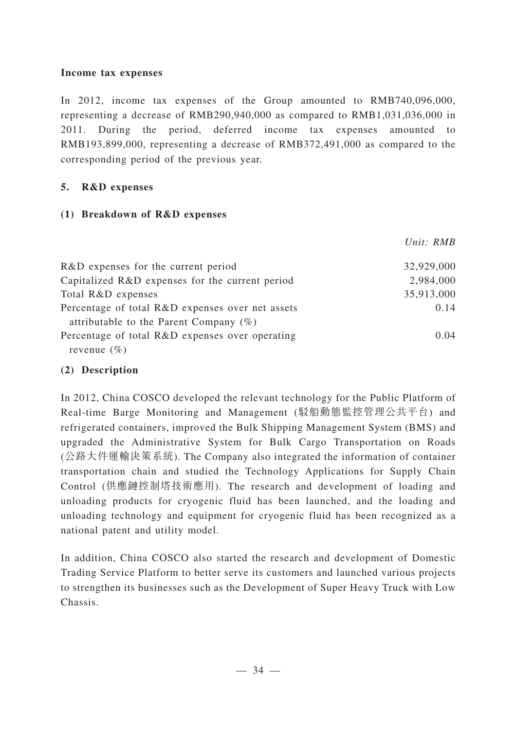**Income tax expenses**

In 2012, income tax expenses of the Group amounted to RMB740,096,000, representing a decrease of RMB290,940,000 as compared to RMB1,031,036,000 in 2011. During the period, deferred income tax expenses amounted to RMB193,899,000, representing a decrease of RMB372,491,000 as compared to the corresponding period of the previous year.

### 5. R&D expenses

#### (1) Breakdown of R&D expenses

| | *Unit: RMB* |
|---|---|
| R&D expenses for the current period | 32,929,000 |
| Capitalized R&D expenses for the current period | 2,984,000 |
| Total R&D expenses | 35,913,000 |
| Percentage of total R&D expenses over net assets attributable to the Parent Company (%) | 0.14 |
| Percentage of total R&D expenses over operating revenue (%) | 0.04 |

#### (2) Description

In 2012, China COSCO developed the relevant technology for the Public Platform of Real-time Barge Monitoring and Management (駁船動態監控管理公共平台) and refrigerated containers, improved the Bulk Shipping Management System (BMS) and upgraded the Administrative System for Bulk Cargo Transportation on Roads (公路大件運輸決策系統). The Company also integrated the information of container transportation chain and studied the Technology Applications for Supply Chain Control (供應鏈控制塔技術應用). The research and development of loading and unloading products for cryogenic fluid has been launched, and the loading and unloading technology and equipment for cryogenic fluid has been recognized as a national patent and utility model.

In addition, China COSCO also started the research and development of Domestic Trading Service Platform to better serve its customers and launched various projects to strengthen its businesses such as the Development of Super Heavy Truck with Low Chassis.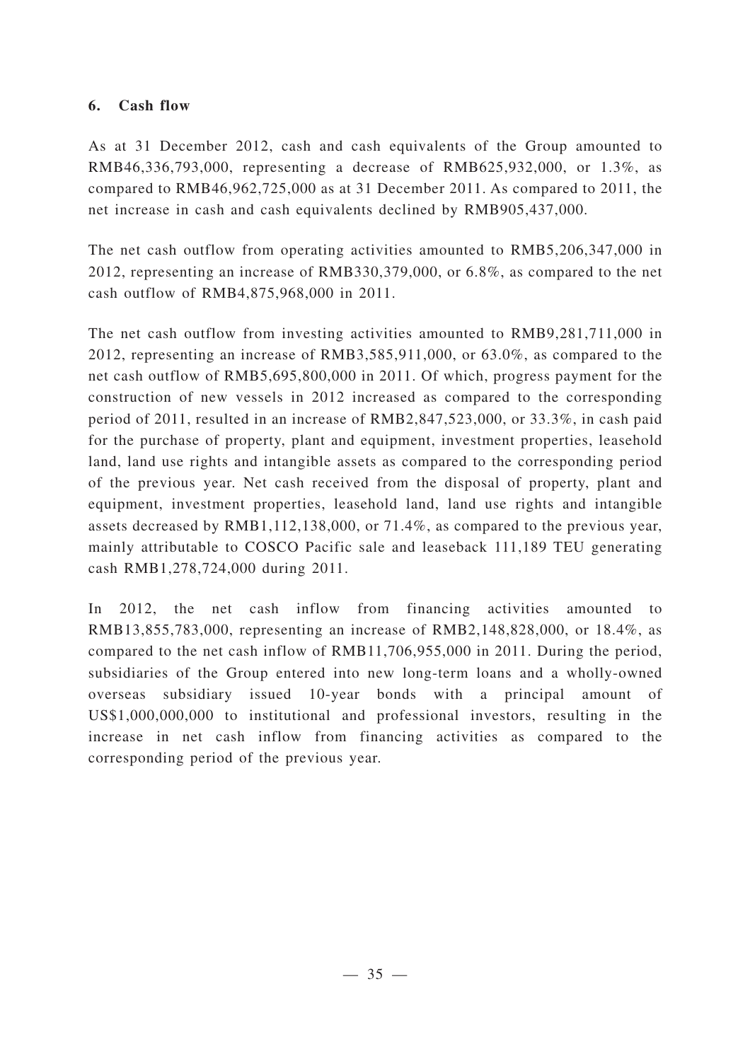## 6. Cash flow

As at 31 December 2012, cash and cash equivalents of the Group amounted to RMB46,336,793,000, representing a decrease of RMB625,932,000, or 1.3%, as compared to RMB46,962,725,000 as at 31 December 2011. As compared to 2011, the net increase in cash and cash equivalents declined by RMB905,437,000.

The net cash outflow from operating activities amounted to RMB5,206,347,000 in 2012, representing an increase of RMB330,379,000, or 6.8%, as compared to the net cash outflow of RMB4,875,968,000 in 2011.

The net cash outflow from investing activities amounted to RMB9,281,711,000 in 2012, representing an increase of RMB3,585,911,000, or 63.0%, as compared to the net cash outflow of RMB5,695,800,000 in 2011. Of which, progress payment for the construction of new vessels in 2012 increased as compared to the corresponding period of 2011, resulted in an increase of RMB2,847,523,000, or 33.3%, in cash paid for the purchase of property, plant and equipment, investment properties, leasehold land, land use rights and intangible assets as compared to the corresponding period of the previous year. Net cash received from the disposal of property, plant and equipment, investment properties, leasehold land, land use rights and intangible assets decreased by RMB1,112,138,000, or 71.4%, as compared to the previous year, mainly attributable to COSCO Pacific sale and leaseback 111,189 TEU generating cash RMB1,278,724,000 during 2011.

In 2012, the net cash inflow from financing activities amounted to RMB13,855,783,000, representing an increase of RMB2,148,828,000, or 18.4%, as compared to the net cash inflow of RMB11,706,955,000 in 2011. During the period, subsidiaries of the Group entered into new long-term loans and a wholly-owned overseas subsidiary issued 10-year bonds with a principal amount of US$1,000,000,000 to institutional and professional investors, resulting in the increase in net cash inflow from financing activities as compared to the corresponding period of the previous year.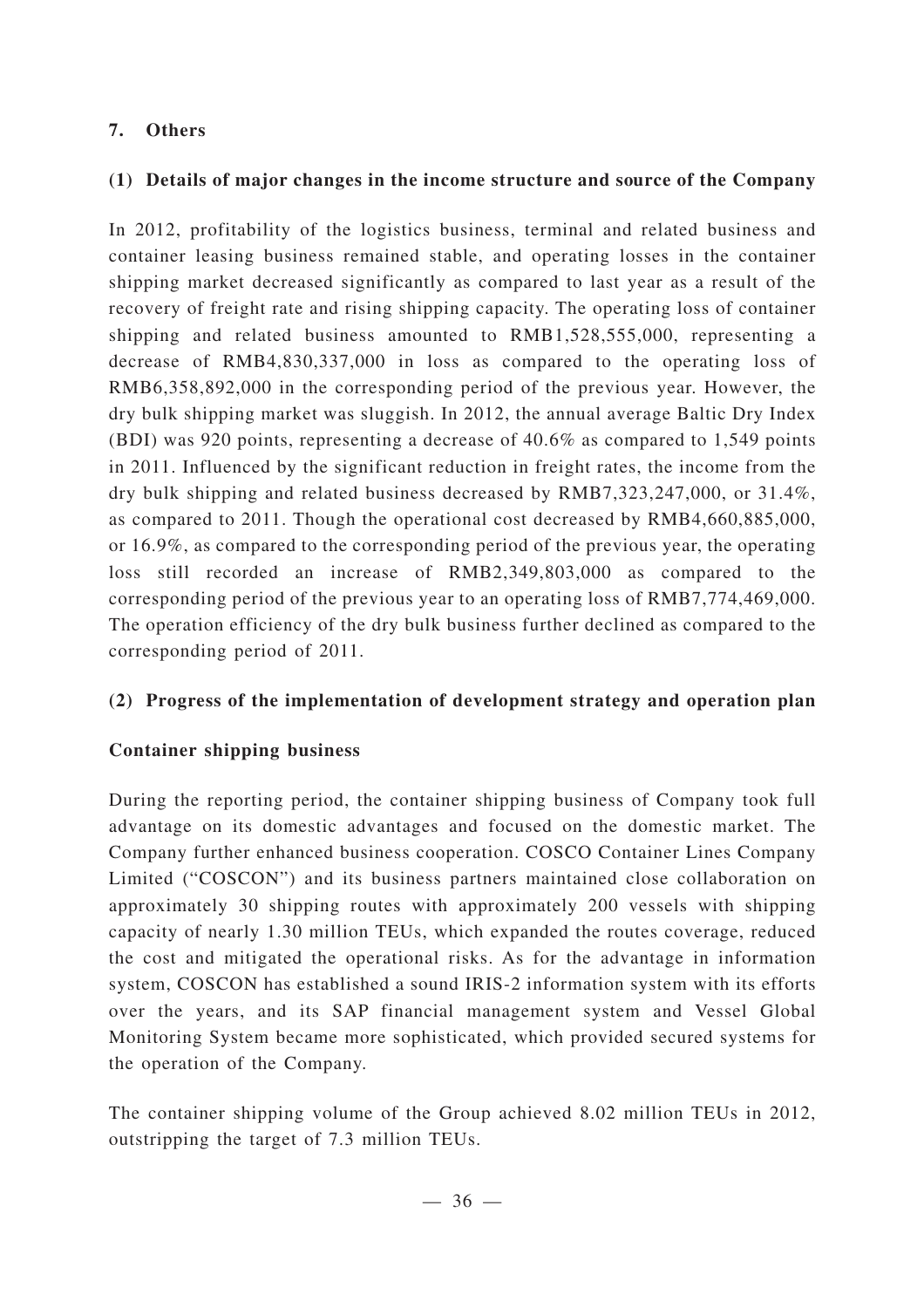## 7. Others

### (1) Details of major changes in the income structure and source of the Company

In 2012, profitability of the logistics business, terminal and related business and container leasing business remained stable, and operating losses in the container shipping market decreased significantly as compared to last year as a result of the recovery of freight rate and rising shipping capacity. The operating loss of container shipping and related business amounted to RMB1,528,555,000, representing a decrease of RMB4,830,337,000 in loss as compared to the operating loss of RMB6,358,892,000 in the corresponding period of the previous year. However, the dry bulk shipping market was sluggish. In 2012, the annual average Baltic Dry Index (BDI) was 920 points, representing a decrease of 40.6% as compared to 1,549 points in 2011. Influenced by the significant reduction in freight rates, the income from the dry bulk shipping and related business decreased by RMB7,323,247,000, or 31.4%, as compared to 2011. Though the operational cost decreased by RMB4,660,885,000, or 16.9%, as compared to the corresponding period of the previous year, the operating loss still recorded an increase of RMB2,349,803,000 as compared to the corresponding period of the previous year to an operating loss of RMB7,774,469,000. The operation efficiency of the dry bulk business further declined as compared to the corresponding period of 2011.

### (2) Progress of the implementation of development strategy and operation plan

**Container shipping business**

During the reporting period, the container shipping business of Company took full advantage on its domestic advantages and focused on the domestic market. The Company further enhanced business cooperation. COSCO Container Lines Company Limited ("COSCON") and its business partners maintained close collaboration on approximately 30 shipping routes with approximately 200 vessels with shipping capacity of nearly 1.30 million TEUs, which expanded the routes coverage, reduced the cost and mitigated the operational risks. As for the advantage in information system, COSCON has established a sound IRIS-2 information system with its efforts over the years, and its SAP financial management system and Vessel Global Monitoring System became more sophisticated, which provided secured systems for the operation of the Company.

The container shipping volume of the Group achieved 8.02 million TEUs in 2012, outstripping the target of 7.3 million TEUs.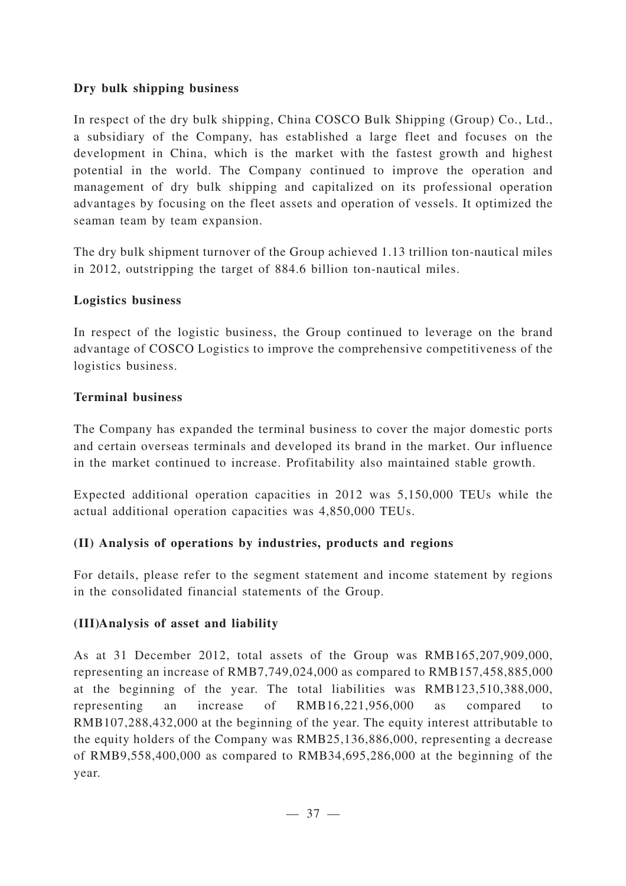**Dry bulk shipping business**

In respect of the dry bulk shipping, China COSCO Bulk Shipping (Group) Co., Ltd., a subsidiary of the Company, has established a large fleet and focuses on the development in China, which is the market with the fastest growth and highest potential in the world. The Company continued to improve the operation and management of dry bulk shipping and capitalized on its professional operation advantages by focusing on the fleet assets and operation of vessels. It optimized the seaman team by team expansion.

The dry bulk shipment turnover of the Group achieved 1.13 trillion ton-nautical miles in 2012, outstripping the target of 884.6 billion ton-nautical miles.

**Logistics business**

In respect of the logistic business, the Group continued to leverage on the brand advantage of COSCO Logistics to improve the comprehensive competitiveness of the logistics business.

**Terminal business**

The Company has expanded the terminal business to cover the major domestic ports and certain overseas terminals and developed its brand in the market. Our influence in the market continued to increase. Profitability also maintained stable growth.

Expected additional operation capacities in 2012 was 5,150,000 TEUs while the actual additional operation capacities was 4,850,000 TEUs.

**(II) Analysis of operations by industries, products and regions**

For details, please refer to the segment statement and income statement by regions in the consolidated financial statements of the Group.

**(III)Analysis of asset and liability**

As at 31 December 2012, total assets of the Group was RMB165,207,909,000, representing an increase of RMB7,749,024,000 as compared to RMB157,458,885,000 at the beginning of the year. The total liabilities was RMB123,510,388,000, representing an increase of RMB16,221,956,000 as compared to RMB107,288,432,000 at the beginning of the year. The equity interest attributable to the equity holders of the Company was RMB25,136,886,000, representing a decrease of RMB9,558,400,000 as compared to RMB34,695,286,000 at the beginning of the year.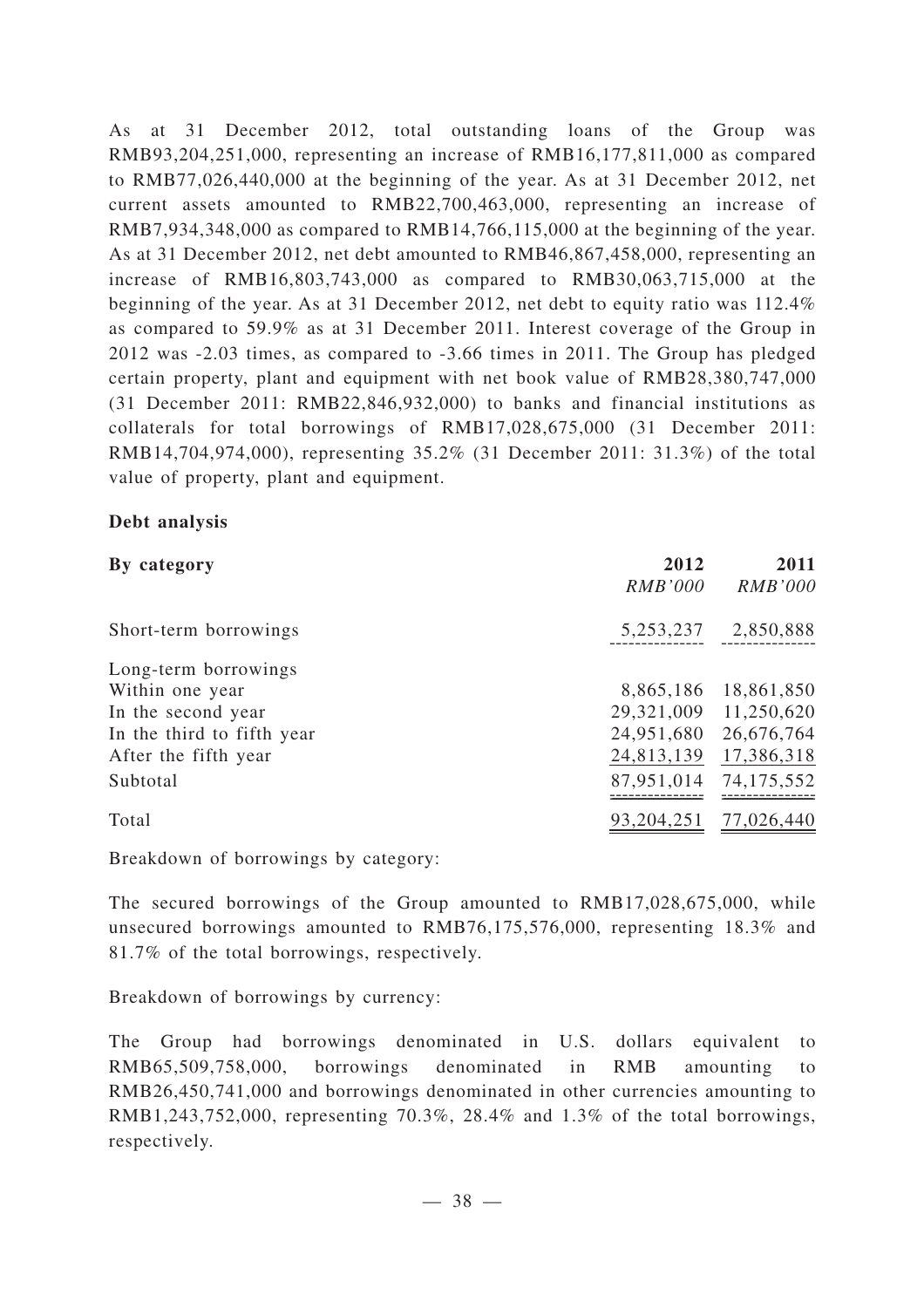As at 31 December 2012, total outstanding loans of the Group was RMB93,204,251,000, representing an increase of RMB16,177,811,000 as compared to RMB77,026,440,000 at the beginning of the year. As at 31 December 2012, net current assets amounted to RMB22,700,463,000, representing an increase of RMB7,934,348,000 as compared to RMB14,766,115,000 at the beginning of the year. As at 31 December 2012, net debt amounted to RMB46,867,458,000, representing an increase of RMB16,803,743,000 as compared to RMB30,063,715,000 at the beginning of the year. As at 31 December 2012, net debt to equity ratio was 112.4% as compared to 59.9% as at 31 December 2011. Interest coverage of the Group in 2012 was -2.03 times, as compared to -3.66 times in 2011. The Group has pledged certain property, plant and equipment with net book value of RMB28,380,747,000 (31 December 2011: RMB22,846,932,000) to banks and financial institutions as collaterals for total borrowings of RMB17,028,675,000 (31 December 2011: RMB14,704,974,000), representing 35.2% (31 December 2011: 31.3%) of the total value of property, plant and equipment.

**Debt analysis**

| **By category** | **2012** *RMB'000* | **2011** *RMB'000* |
|---|---|---|
| Short-term borrowings | 5,253,237 | 2,850,888 |
| Long-term borrowings | | |
| Within one year | 8,865,186 | 18,861,850 |
| In the second year | 29,321,009 | 11,250,620 |
| In the third to fifth year | 24,951,680 | 26,676,764 |
| After the fifth year | 24,813,139 | 17,386,318 |
| Subtotal | 87,951,014 | 74,175,552 |
| Total | 93,204,251 | 77,026,440 |

Breakdown of borrowings by category:

The secured borrowings of the Group amounted to RMB17,028,675,000, while unsecured borrowings amounted to RMB76,175,576,000, representing 18.3% and 81.7% of the total borrowings, respectively.

Breakdown of borrowings by currency:

The Group had borrowings denominated in U.S. dollars equivalent to RMB65,509,758,000, borrowings denominated in RMB amounting to RMB26,450,741,000 and borrowings denominated in other currencies amounting to RMB1,243,752,000, representing 70.3%, 28.4% and 1.3% of the total borrowings, respectively.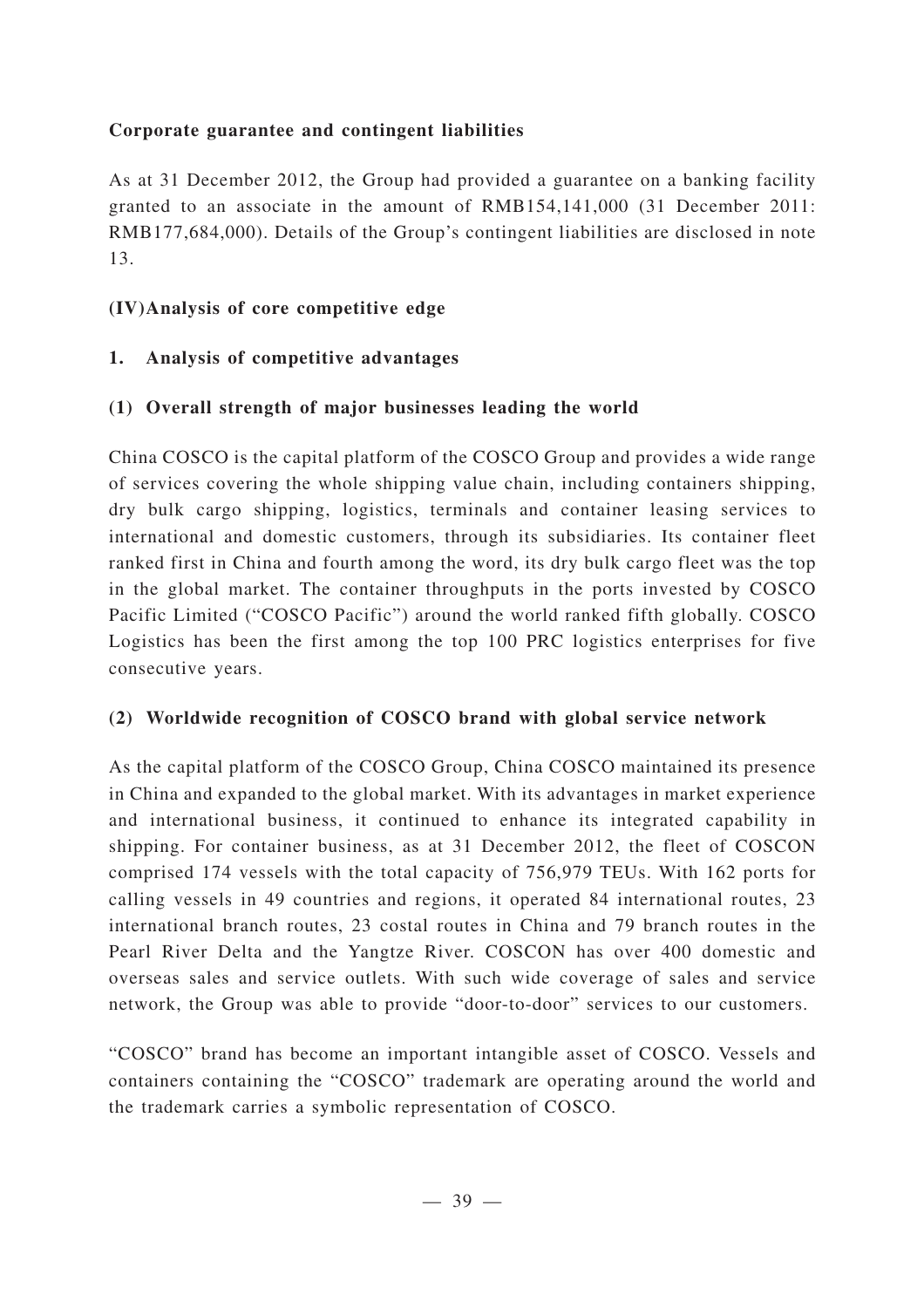**Corporate guarantee and contingent liabilities**

As at 31 December 2012, the Group had provided a guarantee on a banking facility granted to an associate in the amount of RMB154,141,000 (31 December 2011: RMB177,684,000). Details of the Group's contingent liabilities are disclosed in note 13.

**(IV)Analysis of core competitive edge**

**1. Analysis of competitive advantages**

**(1) Overall strength of major businesses leading the world**

China COSCO is the capital platform of the COSCO Group and provides a wide range of services covering the whole shipping value chain, including containers shipping, dry bulk cargo shipping, logistics, terminals and container leasing services to international and domestic customers, through its subsidiaries. Its container fleet ranked first in China and fourth among the word, its dry bulk cargo fleet was the top in the global market. The container throughputs in the ports invested by COSCO Pacific Limited ("COSCO Pacific") around the world ranked fifth globally. COSCO Logistics has been the first among the top 100 PRC logistics enterprises for five consecutive years.

**(2) Worldwide recognition of COSCO brand with global service network**

As the capital platform of the COSCO Group, China COSCO maintained its presence in China and expanded to the global market. With its advantages in market experience and international business, it continued to enhance its integrated capability in shipping. For container business, as at 31 December 2012, the fleet of COSCON comprised 174 vessels with the total capacity of 756,979 TEUs. With 162 ports for calling vessels in 49 countries and regions, it operated 84 international routes, 23 international branch routes, 23 costal routes in China and 79 branch routes in the Pearl River Delta and the Yangtze River. COSCON has over 400 domestic and overseas sales and service outlets. With such wide coverage of sales and service network, the Group was able to provide "door-to-door" services to our customers.

"COSCO" brand has become an important intangible asset of COSCO. Vessels and containers containing the "COSCO" trademark are operating around the world and the trademark carries a symbolic representation of COSCO.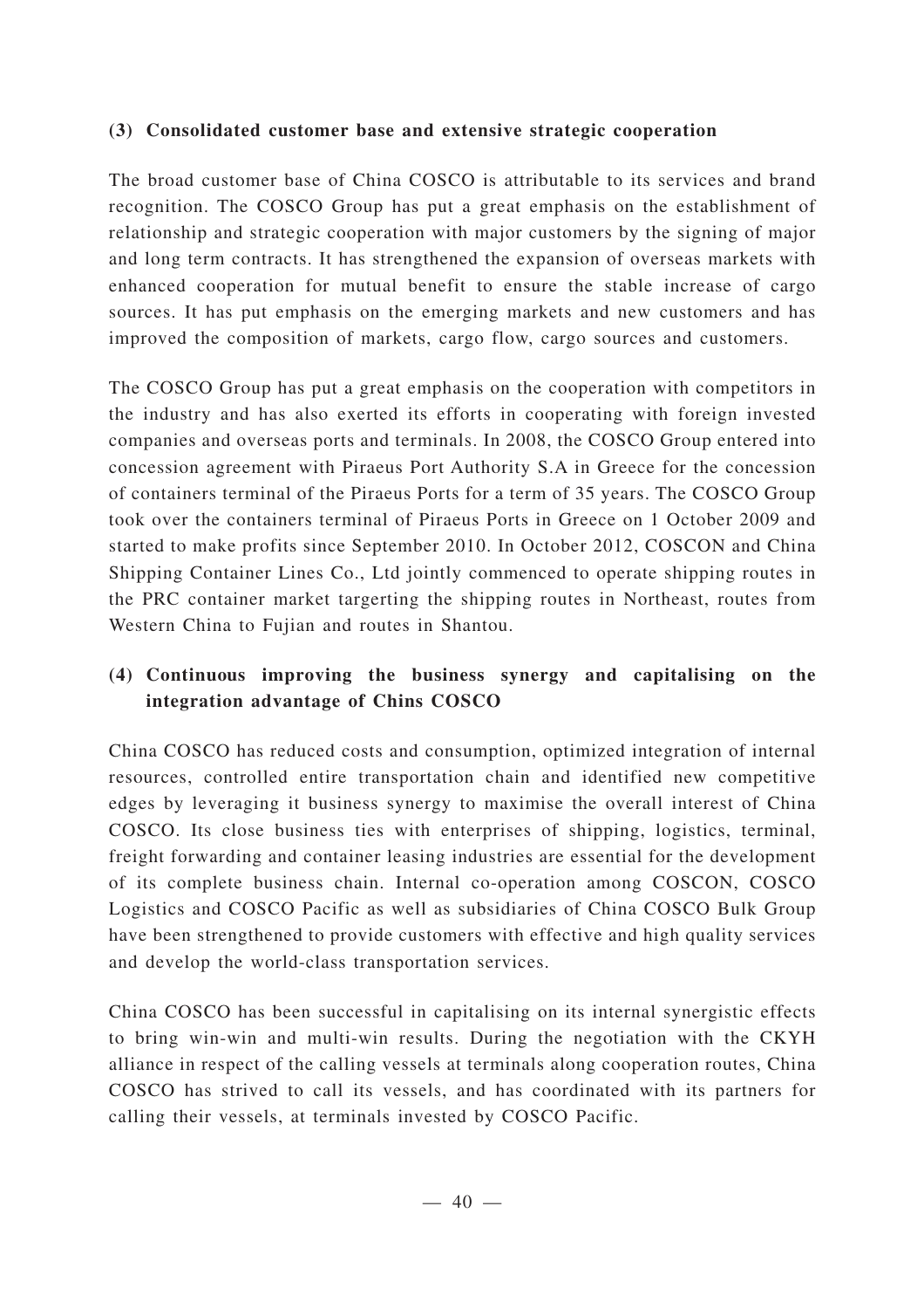### (3) Consolidated customer base and extensive strategic cooperation

The broad customer base of China COSCO is attributable to its services and brand recognition. The COSCO Group has put a great emphasis on the establishment of relationship and strategic cooperation with major customers by the signing of major and long term contracts. It has strengthened the expansion of overseas markets with enhanced cooperation for mutual benefit to ensure the stable increase of cargo sources. It has put emphasis on the emerging markets and new customers and has improved the composition of markets, cargo flow, cargo sources and customers.

The COSCO Group has put a great emphasis on the cooperation with competitors in the industry and has also exerted its efforts in cooperating with foreign invested companies and overseas ports and terminals. In 2008, the COSCO Group entered into concession agreement with Piraeus Port Authority S.A in Greece for the concession of containers terminal of the Piraeus Ports for a term of 35 years. The COSCO Group took over the containers terminal of Piraeus Ports in Greece on 1 October 2009 and started to make profits since September 2010. In October 2012, COSCON and China Shipping Container Lines Co., Ltd jointly commenced to operate shipping routes in the PRC container market targerting the shipping routes in Northeast, routes from Western China to Fujian and routes in Shantou.

### (4) Continuous improving the business synergy and capitalising on the integration advantage of Chins COSCO

China COSCO has reduced costs and consumption, optimized integration of internal resources, controlled entire transportation chain and identified new competitive edges by leveraging it business synergy to maximise the overall interest of China COSCO. Its close business ties with enterprises of shipping, logistics, terminal, freight forwarding and container leasing industries are essential for the development of its complete business chain. Internal co-operation among COSCON, COSCO Logistics and COSCO Pacific as well as subsidiaries of China COSCO Bulk Group have been strengthened to provide customers with effective and high quality services and develop the world-class transportation services.

China COSCO has been successful in capitalising on its internal synergistic effects to bring win-win and multi-win results. During the negotiation with the CKYH alliance in respect of the calling vessels at terminals along cooperation routes, China COSCO has strived to call its vessels, and has coordinated with its partners for calling their vessels, at terminals invested by COSCO Pacific.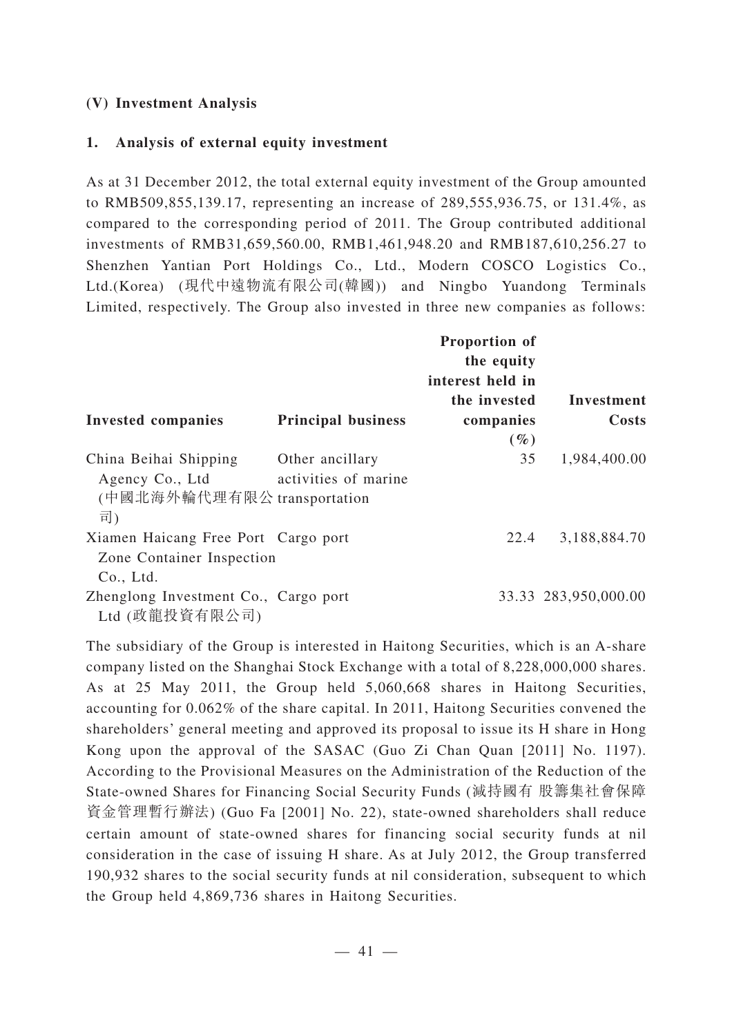## (V) Investment Analysis

### 1. Analysis of external equity investment

As at 31 December 2012, the total external equity investment of the Group amounted to RMB509,855,139.17, representing an increase of 289,555,936.75, or 131.4%, as compared to the corresponding period of 2011. The Group contributed additional investments of RMB31,659,560.00, RMB1,461,948.20 and RMB187,610,256.27 to Shenzhen Yantian Port Holdings Co., Ltd., Modern COSCO Logistics Co., Ltd.(Korea) (現代中遠物流有限公司(韓國)) and Ningbo Yuandong Terminals Limited, respectively. The Group also invested in three new companies as follows:

| Invested companies | Principal business | Proportion of the equity interest held in the invested companies (%) | Investment Costs |
|---|---|---|---|
| China Beihai Shipping Agency Co., Ltd (中國北海外輪代理有限公司) | Other ancillary activities of marine transportation | 35 | 1,984,400.00 |
| Xiamen Haicang Free Port Zone Container Inspection Co., Ltd. | Cargo port | 22.4 | 3,188,884.70 |
| Zhenglong Investment Co., Ltd (政龍投資有限公司) | Cargo port | 33.33 | 283,950,000.00 |

The subsidiary of the Group is interested in Haitong Securities, which is an A-share company listed on the Shanghai Stock Exchange with a total of 8,228,000,000 shares. As at 25 May 2011, the Group held 5,060,668 shares in Haitong Securities, accounting for 0.062% of the share capital. In 2011, Haitong Securities convened the shareholders' general meeting and approved its proposal to issue its H share in Hong Kong upon the approval of the SASAC (Guo Zi Chan Quan [2011] No. 1197). According to the Provisional Measures on the Administration of the Reduction of the State-owned Shares for Financing Social Security Funds (減持國有 股籌集社會保障資金管理暫行辦法) (Guo Fa [2001] No. 22), state-owned shareholders shall reduce certain amount of state-owned shares for financing social security funds at nil consideration in the case of issuing H share. As at July 2012, the Group transferred 190,932 shares to the social security funds at nil consideration, subsequent to which the Group held 4,869,736 shares in Haitong Securities.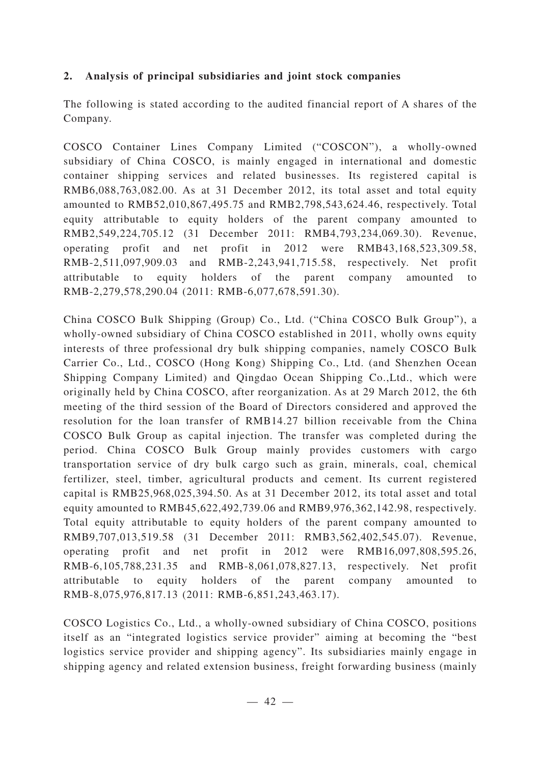**2. Analysis of principal subsidiaries and joint stock companies**

The following is stated according to the audited financial report of A shares of the Company.

COSCO Container Lines Company Limited ("COSCON"), a wholly-owned subsidiary of China COSCO, is mainly engaged in international and domestic container shipping services and related businesses. Its registered capital is RMB6,088,763,082.00. As at 31 December 2012, its total asset and total equity amounted to RMB52,010,867,495.75 and RMB2,798,543,624.46, respectively. Total equity attributable to equity holders of the parent company amounted to RMB2,549,224,705.12 (31 December 2011: RMB4,793,234,069.30). Revenue, operating profit and net profit in 2012 were RMB43,168,523,309.58, RMB-2,511,097,909.03 and RMB-2,243,941,715.58, respectively. Net profit attributable to equity holders of the parent company amounted to RMB-2,279,578,290.04 (2011: RMB-6,077,678,591.30).

China COSCO Bulk Shipping (Group) Co., Ltd. ("China COSCO Bulk Group"), a wholly-owned subsidiary of China COSCO established in 2011, wholly owns equity interests of three professional dry bulk shipping companies, namely COSCO Bulk Carrier Co., Ltd., COSCO (Hong Kong) Shipping Co., Ltd. (and Shenzhen Ocean Shipping Company Limited) and Qingdao Ocean Shipping Co.,Ltd., which were originally held by China COSCO, after reorganization. As at 29 March 2012, the 6th meeting of the third session of the Board of Directors considered and approved the resolution for the loan transfer of RMB14.27 billion receivable from the China COSCO Bulk Group as capital injection. The transfer was completed during the period. China COSCO Bulk Group mainly provides customers with cargo transportation service of dry bulk cargo such as grain, minerals, coal, chemical fertilizer, steel, timber, agricultural products and cement. Its current registered capital is RMB25,968,025,394.50. As at 31 December 2012, its total asset and total equity amounted to RMB45,622,492,739.06 and RMB9,976,362,142.98, respectively. Total equity attributable to equity holders of the parent company amounted to RMB9,707,013,519.58 (31 December 2011: RMB3,562,402,545.07). Revenue, operating profit and net profit in 2012 were RMB16,097,808,595.26, RMB-6,105,788,231.35 and RMB-8,061,078,827.13, respectively. Net profit attributable to equity holders of the parent company amounted to RMB-8,075,976,817.13 (2011: RMB-6,851,243,463.17).

COSCO Logistics Co., Ltd., a wholly-owned subsidiary of China COSCO, positions itself as an "integrated logistics service provider" aiming at becoming the "best logistics service provider and shipping agency". Its subsidiaries mainly engage in shipping agency and related extension business, freight forwarding business (mainly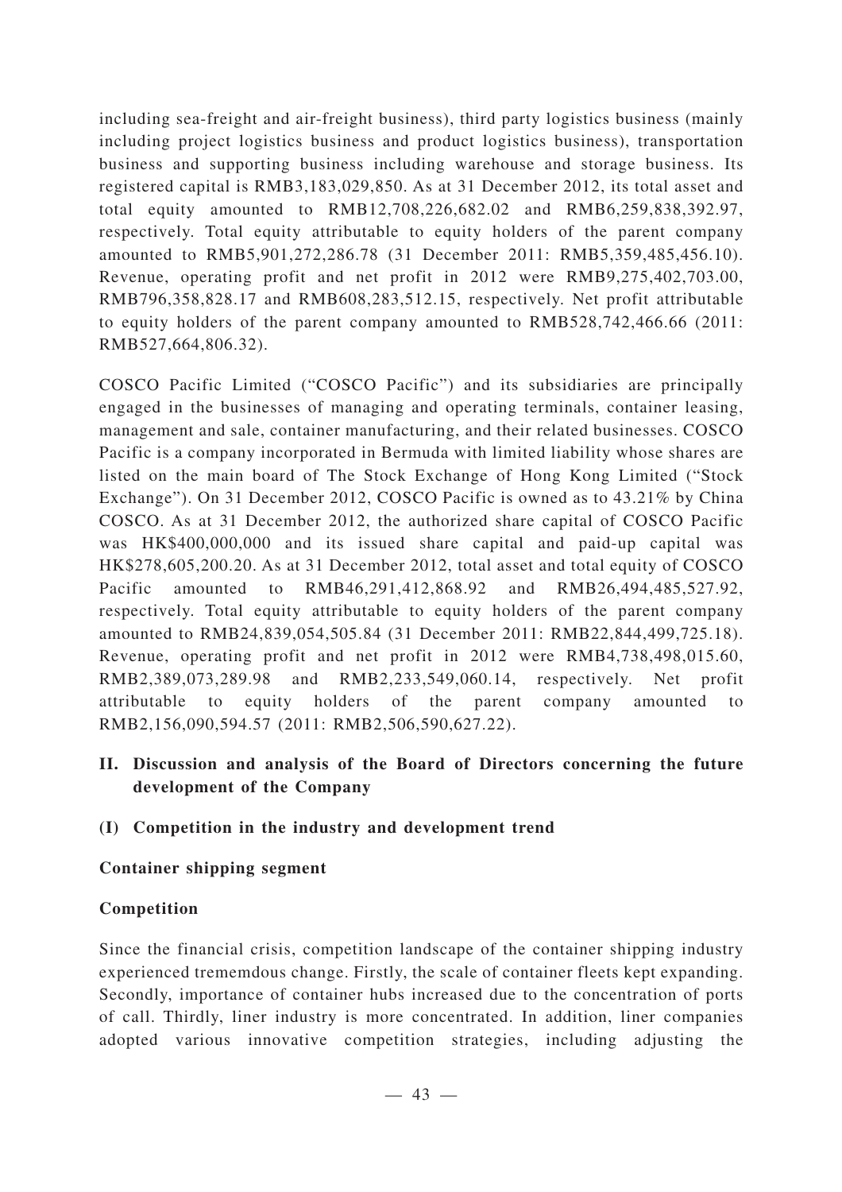including sea-freight and air-freight business), third party logistics business (mainly including project logistics business and product logistics business), transportation business and supporting business including warehouse and storage business. Its registered capital is RMB3,183,029,850. As at 31 December 2012, its total asset and total equity amounted to RMB12,708,226,682.02 and RMB6,259,838,392.97, respectively. Total equity attributable to equity holders of the parent company amounted to RMB5,901,272,286.78 (31 December 2011: RMB5,359,485,456.10). Revenue, operating profit and net profit in 2012 were RMB9,275,402,703.00, RMB796,358,828.17 and RMB608,283,512.15, respectively. Net profit attributable to equity holders of the parent company amounted to RMB528,742,466.66 (2011: RMB527,664,806.32).

COSCO Pacific Limited ("COSCO Pacific") and its subsidiaries are principally engaged in the businesses of managing and operating terminals, container leasing, management and sale, container manufacturing, and their related businesses. COSCO Pacific is a company incorporated in Bermuda with limited liability whose shares are listed on the main board of The Stock Exchange of Hong Kong Limited ("Stock Exchange"). On 31 December 2012, COSCO Pacific is owned as to 43.21% by China COSCO. As at 31 December 2012, the authorized share capital of COSCO Pacific was HK$400,000,000 and its issued share capital and paid-up capital was HK$278,605,200.20. As at 31 December 2012, total asset and total equity of COSCO Pacific amounted to RMB46,291,412,868.92 and RMB26,494,485,527.92, respectively. Total equity attributable to equity holders of the parent company amounted to RMB24,839,054,505.84 (31 December 2011: RMB22,844,499,725.18). Revenue, operating profit and net profit in 2012 were RMB4,738,498,015.60, RMB2,389,073,289.98 and RMB2,233,549,060.14, respectively. Net profit attributable to equity holders of the parent company amounted to RMB2,156,090,594.57 (2011: RMB2,506,590,627.22).

## II. Discussion and analysis of the Board of Directors concerning the future development of the Company

### (I) Competition in the industry and development trend

**Container shipping segment**

**Competition**

Since the financial crisis, competition landscape of the container shipping industry experienced tremendous change. Firstly, the scale of container fleets kept expanding. Secondly, importance of container hubs increased due to the concentration of ports of call. Thirdly, liner industry is more concentrated. In addition, liner companies adopted various innovative competition strategies, including adjusting the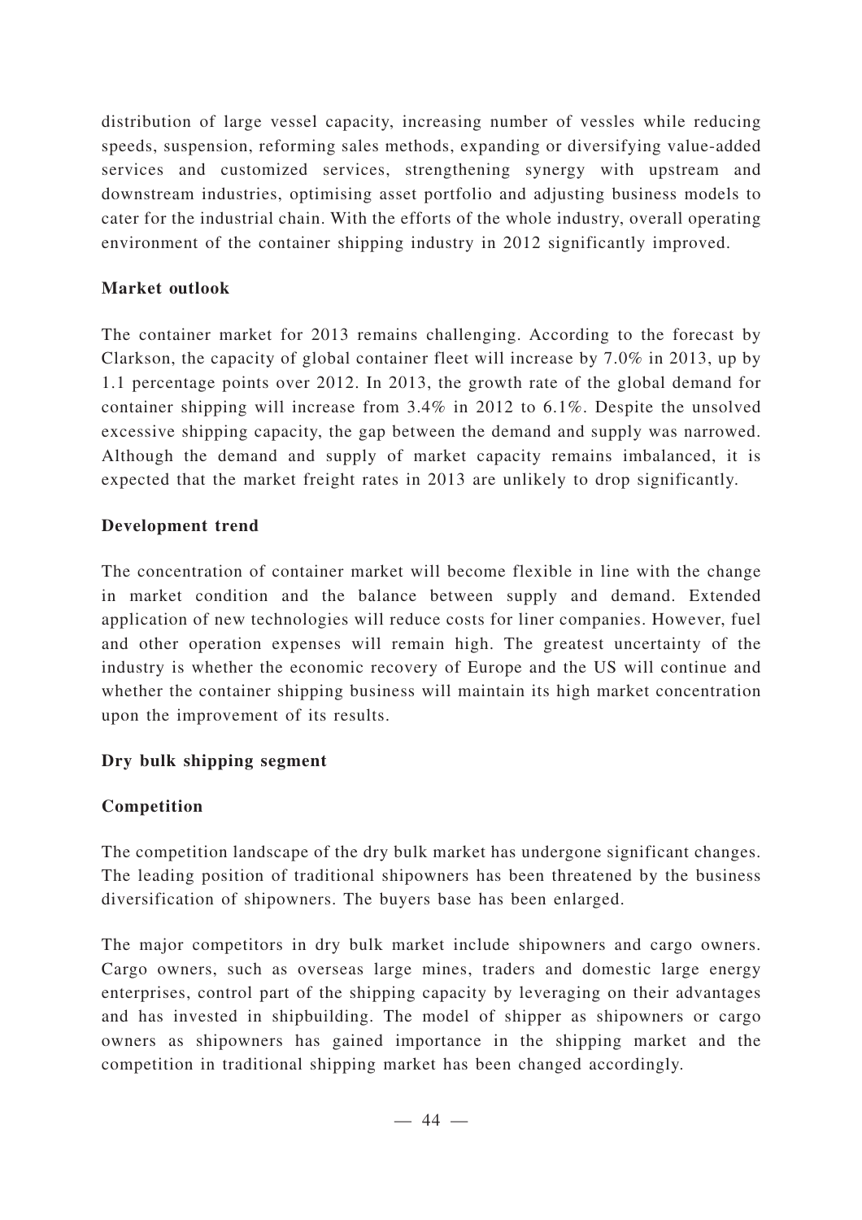distribution of large vessel capacity, increasing number of vessles while reducing speeds, suspension, reforming sales methods, expanding or diversifying value-added services and customized services, strengthening synergy with upstream and downstream industries, optimising asset portfolio and adjusting business models to cater for the industrial chain. With the efforts of the whole industry, overall operating environment of the container shipping industry in 2012 significantly improved.

**Market outlook**

The container market for 2013 remains challenging. According to the forecast by Clarkson, the capacity of global container fleet will increase by 7.0% in 2013, up by 1.1 percentage points over 2012. In 2013, the growth rate of the global demand for container shipping will increase from 3.4% in 2012 to 6.1%. Despite the unsolved excessive shipping capacity, the gap between the demand and supply was narrowed. Although the demand and supply of market capacity remains imbalanced, it is expected that the market freight rates in 2013 are unlikely to drop significantly.

**Development trend**

The concentration of container market will become flexible in line with the change in market condition and the balance between supply and demand. Extended application of new technologies will reduce costs for liner companies. However, fuel and other operation expenses will remain high. The greatest uncertainty of the industry is whether the economic recovery of Europe and the US will continue and whether the container shipping business will maintain its high market concentration upon the improvement of its results.

**Dry bulk shipping segment**

**Competition**

The competition landscape of the dry bulk market has undergone significant changes. The leading position of traditional shipowners has been threatened by the business diversification of shipowners. The buyers base has been enlarged.

The major competitors in dry bulk market include shipowners and cargo owners. Cargo owners, such as overseas large mines, traders and domestic large energy enterprises, control part of the shipping capacity by leveraging on their advantages and has invested in shipbuilding. The model of shipper as shipowners or cargo owners as shipowners has gained importance in the shipping market and the competition in traditional shipping market has been changed accordingly.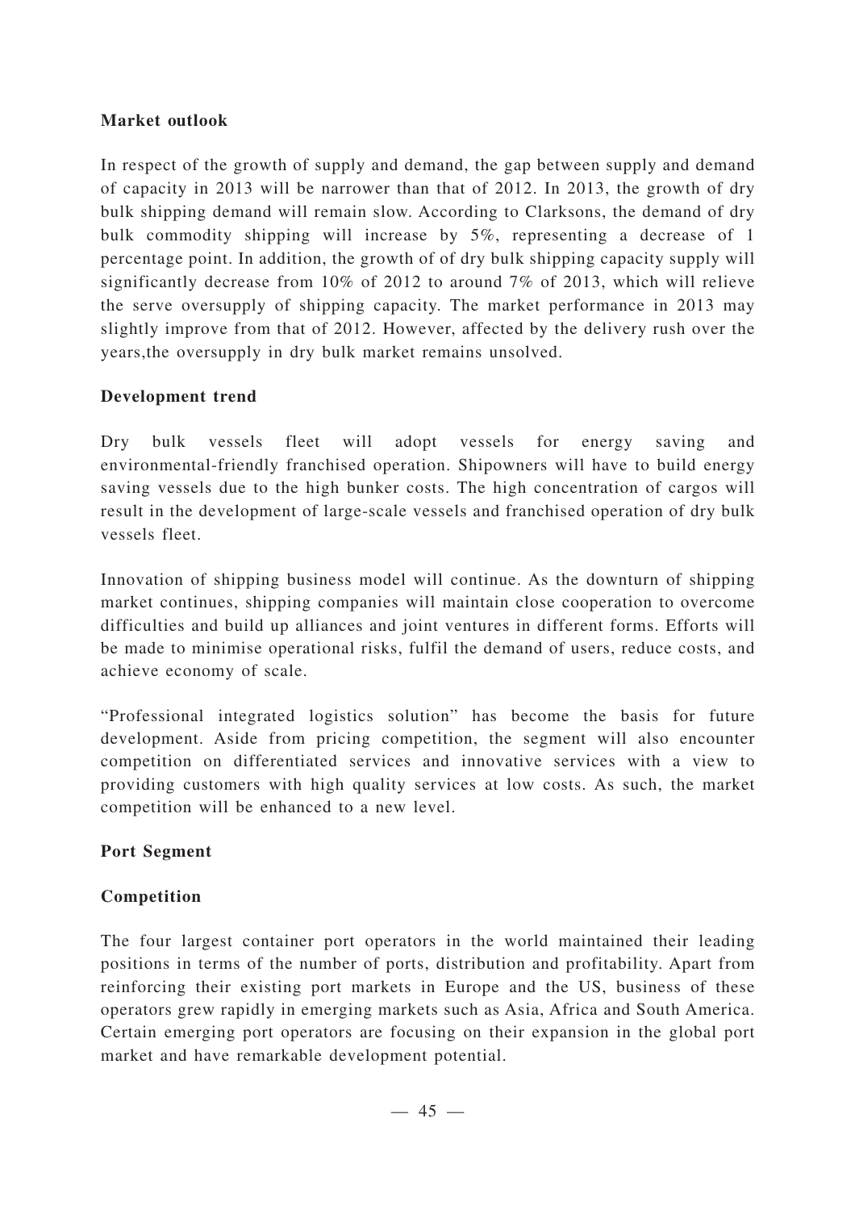**Market outlook**

In respect of the growth of supply and demand, the gap between supply and demand of capacity in 2013 will be narrower than that of 2012. In 2013, the growth of dry bulk shipping demand will remain slow. According to Clarksons, the demand of dry bulk commodity shipping will increase by 5%, representing a decrease of 1 percentage point. In addition, the growth of of dry bulk shipping capacity supply will significantly decrease from 10% of 2012 to around 7% of 2013, which will relieve the serve oversupply of shipping capacity. The market performance in 2013 may slightly improve from that of 2012. However, affected by the delivery rush over the years,the oversupply in dry bulk market remains unsolved.

**Development trend**

Dry bulk vessels fleet will adopt vessels for energy saving and environmental-friendly franchised operation. Shipowners will have to build energy saving vessels due to the high bunker costs. The high concentration of cargos will result in the development of large-scale vessels and franchised operation of dry bulk vessels fleet.

Innovation of shipping business model will continue. As the downturn of shipping market continues, shipping companies will maintain close cooperation to overcome difficulties and build up alliances and joint ventures in different forms. Efforts will be made to minimise operational risks, fulfil the demand of users, reduce costs, and achieve economy of scale.

"Professional integrated logistics solution" has become the basis for future development. Aside from pricing competition, the segment will also encounter competition on differentiated services and innovative services with a view to providing customers with high quality services at low costs. As such, the market competition will be enhanced to a new level.

**Port Segment**

**Competition**

The four largest container port operators in the world maintained their leading positions in terms of the number of ports, distribution and profitability. Apart from reinforcing their existing port markets in Europe and the US, business of these operators grew rapidly in emerging markets such as Asia, Africa and South America. Certain emerging port operators are focusing on their expansion in the global port market and have remarkable development potential.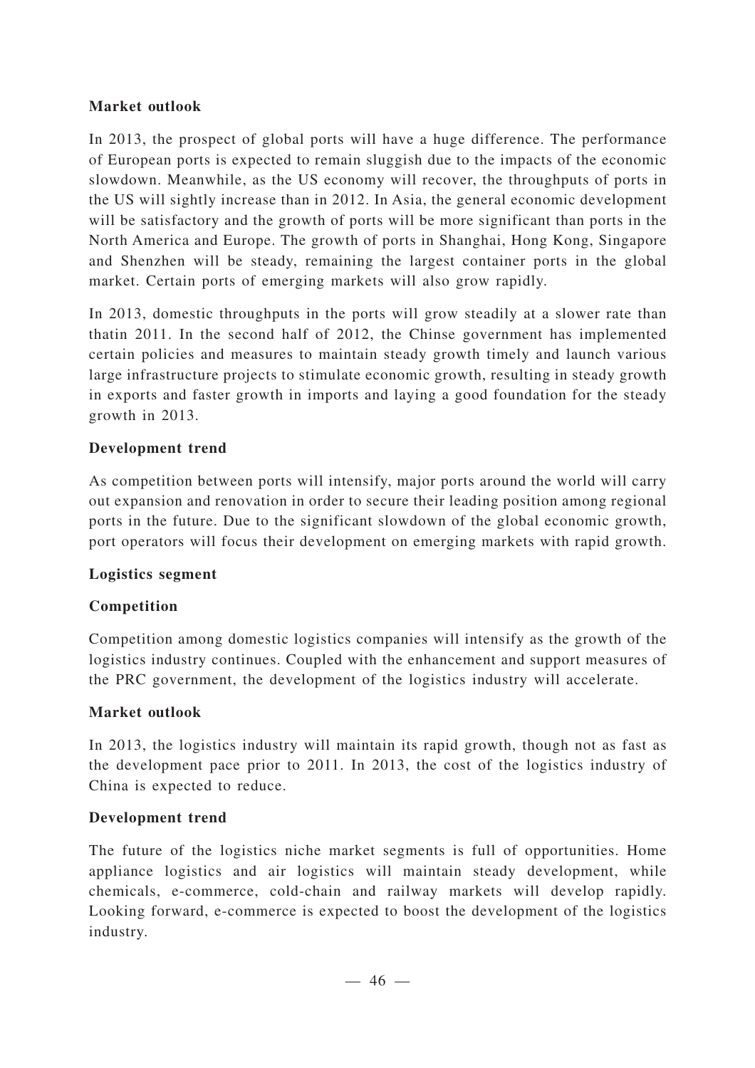**Market outlook**

In 2013, the prospect of global ports will have a huge difference. The performance of European ports is expected to remain sluggish due to the impacts of the economic slowdown. Meanwhile, as the US economy will recover, the throughputs of ports in the US will sightly increase than in 2012. In Asia, the general economic development will be satisfactory and the growth of ports will be more significant than ports in the North America and Europe. The growth of ports in Shanghai, Hong Kong, Singapore and Shenzhen will be steady, remaining the largest container ports in the global market. Certain ports of emerging markets will also grow rapidly.

In 2013, domestic throughputs in the ports will grow steadily at a slower rate than thatin 2011. In the second half of 2012, the Chinse government has implemented certain policies and measures to maintain steady growth timely and launch various large infrastructure projects to stimulate economic growth, resulting in steady growth in exports and faster growth in imports and laying a good foundation for the steady growth in 2013.

**Development trend**

As competition between ports will intensify, major ports around the world will carry out expansion and renovation in order to secure their leading position among regional ports in the future. Due to the significant slowdown of the global economic growth, port operators will focus their development on emerging markets with rapid growth.

**Logistics segment**

**Competition**

Competition among domestic logistics companies will intensify as the growth of the logistics industry continues. Coupled with the enhancement and support measures of the PRC government, the development of the logistics industry will accelerate.

**Market outlook**

In 2013, the logistics industry will maintain its rapid growth, though not as fast as the development pace prior to 2011. In 2013, the cost of the logistics industry of China is expected to reduce.

**Development trend**

The future of the logistics niche market segments is full of opportunities. Home appliance logistics and air logistics will maintain steady development, while chemicals, e-commerce, cold-chain and railway markets will develop rapidly. Looking forward, e-commerce is expected to boost the development of the logistics industry.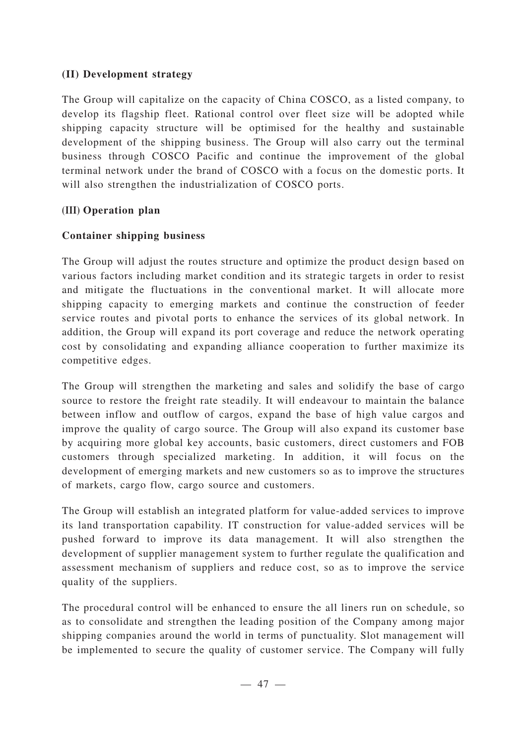### (II) Development strategy

The Group will capitalize on the capacity of China COSCO, as a listed company, to develop its flagship fleet. Rational control over fleet size will be adopted while shipping capacity structure will be optimised for the healthy and sustainable development of the shipping business. The Group will also carry out the terminal business through COSCO Pacific and continue the improvement of the global terminal network under the brand of COSCO with a focus on the domestic ports. It will also strengthen the industrialization of COSCO ports.

### (III) Operation plan

**Container shipping business**

The Group will adjust the routes structure and optimize the product design based on various factors including market condition and its strategic targets in order to resist and mitigate the fluctuations in the conventional market. It will allocate more shipping capacity to emerging markets and continue the construction of feeder service routes and pivotal ports to enhance the services of its global network. In addition, the Group will expand its port coverage and reduce the network operating cost by consolidating and expanding alliance cooperation to further maximize its competitive edges.

The Group will strengthen the marketing and sales and solidify the base of cargo source to restore the freight rate steadily. It will endeavour to maintain the balance between inflow and outflow of cargos, expand the base of high value cargos and improve the quality of cargo source. The Group will also expand its customer base by acquiring more global key accounts, basic customers, direct customers and FOB customers through specialized marketing. In addition, it will focus on the development of emerging markets and new customers so as to improve the structures of markets, cargo flow, cargo source and customers.

The Group will establish an integrated platform for value-added services to improve its land transportation capability. IT construction for value-added services will be pushed forward to improve its data management. It will also strengthen the development of supplier management system to further regulate the qualification and assessment mechanism of suppliers and reduce cost, so as to improve the service quality of the suppliers.

The procedural control will be enhanced to ensure the all liners run on schedule, so as to consolidate and strengthen the leading position of the Company among major shipping companies around the world in terms of punctuality. Slot management will be implemented to secure the quality of customer service. The Company will fully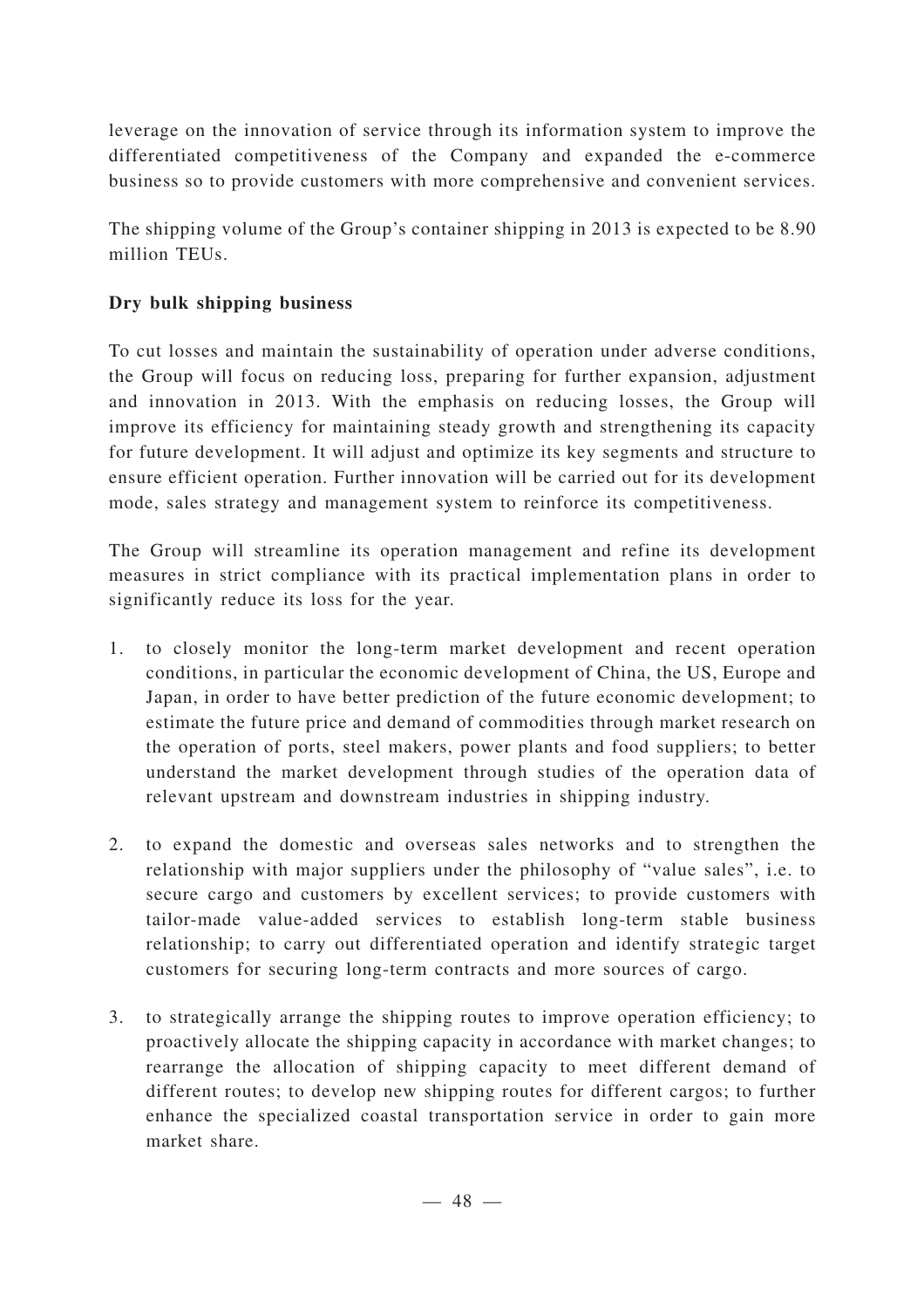leverage on the innovation of service through its information system to improve the differentiated competitiveness of the Company and expanded the e-commerce business so to provide customers with more comprehensive and convenient services.

The shipping volume of the Group's container shipping in 2013 is expected to be 8.90 million TEUs.

**Dry bulk shipping business**

To cut losses and maintain the sustainability of operation under adverse conditions, the Group will focus on reducing loss, preparing for further expansion, adjustment and innovation in 2013. With the emphasis on reducing losses, the Group will improve its efficiency for maintaining steady growth and strengthening its capacity for future development. It will adjust and optimize its key segments and structure to ensure efficient operation. Further innovation will be carried out for its development mode, sales strategy and management system to reinforce its competitiveness.

The Group will streamline its operation management and refine its development measures in strict compliance with its practical implementation plans in order to significantly reduce its loss for the year.

1. to closely monitor the long-term market development and recent operation conditions, in particular the economic development of China, the US, Europe and Japan, in order to have better prediction of the future economic development; to estimate the future price and demand of commodities through market research on the operation of ports, steel makers, power plants and food suppliers; to better understand the market development through studies of the operation data of relevant upstream and downstream industries in shipping industry.

2. to expand the domestic and overseas sales networks and to strengthen the relationship with major suppliers under the philosophy of "value sales", i.e. to secure cargo and customers by excellent services; to provide customers with tailor-made value-added services to establish long-term stable business relationship; to carry out differentiated operation and identify strategic target customers for securing long-term contracts and more sources of cargo.

3. to strategically arrange the shipping routes to improve operation efficiency; to proactively allocate the shipping capacity in accordance with market changes; to rearrange the allocation of shipping capacity to meet different demand of different routes; to develop new shipping routes for different cargos; to further enhance the specialized coastal transportation service in order to gain more market share.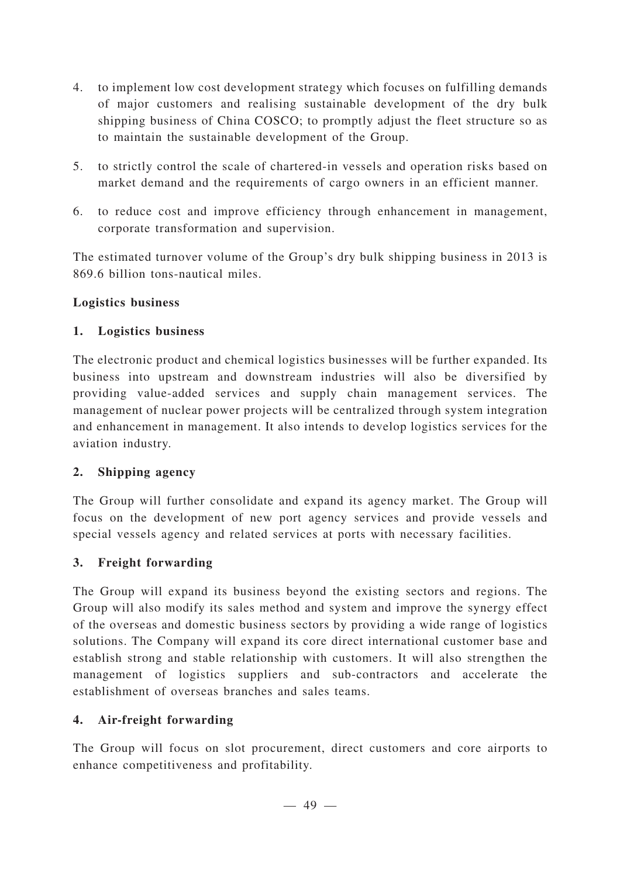4. to implement low cost development strategy which focuses on fulfilling demands of major customers and realising sustainable development of the dry bulk shipping business of China COSCO; to promptly adjust the fleet structure so as to maintain the sustainable development of the Group.

5. to strictly control the scale of chartered-in vessels and operation risks based on market demand and the requirements of cargo owners in an efficient manner.

6. to reduce cost and improve efficiency through enhancement in management, corporate transformation and supervision.

The estimated turnover volume of the Group's dry bulk shipping business in 2013 is 869.6 billion tons-nautical miles.

**Logistics business**

**1. Logistics business**

The electronic product and chemical logistics businesses will be further expanded. Its business into upstream and downstream industries will also be diversified by providing value-added services and supply chain management services. The management of nuclear power projects will be centralized through system integration and enhancement in management. It also intends to develop logistics services for the aviation industry.

**2. Shipping agency**

The Group will further consolidate and expand its agency market. The Group will focus on the development of new port agency services and provide vessels and special vessels agency and related services at ports with necessary facilities.

**3. Freight forwarding**

The Group will expand its business beyond the existing sectors and regions. The Group will also modify its sales method and system and improve the synergy effect of the overseas and domestic business sectors by providing a wide range of logistics solutions. The Company will expand its core direct international customer base and establish strong and stable relationship with customers. It will also strengthen the management of logistics suppliers and sub-contractors and accelerate the establishment of overseas branches and sales teams.

**4. Air-freight forwarding**

The Group will focus on slot procurement, direct customers and core airports to enhance competitiveness and profitability.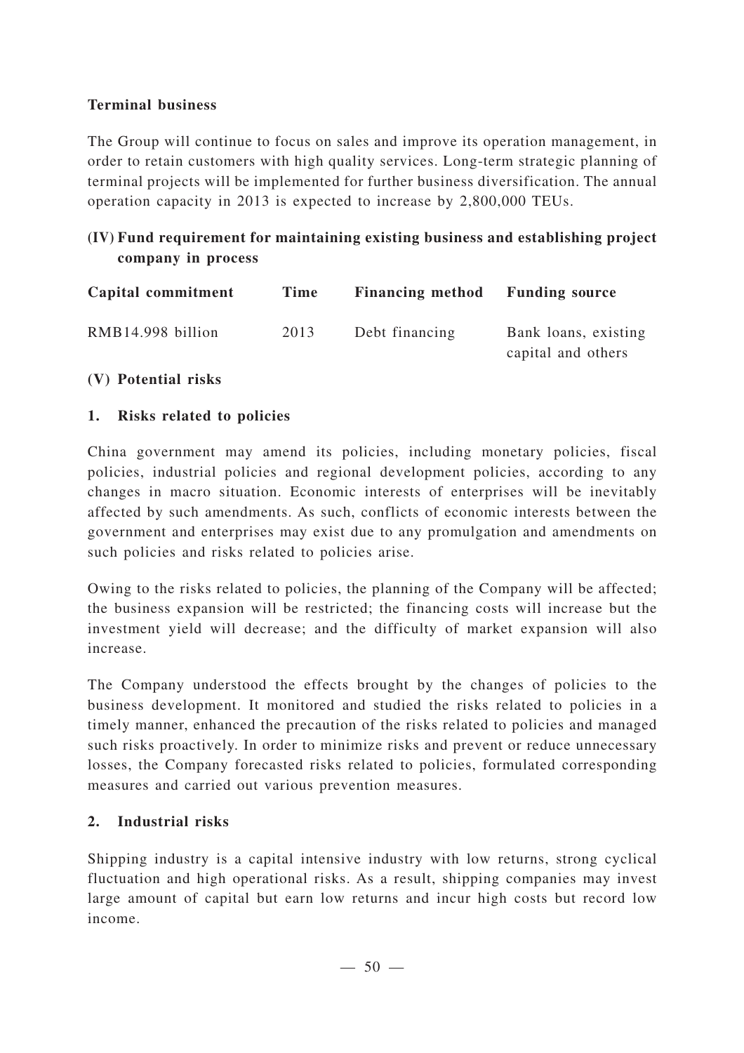**Terminal business**

The Group will continue to focus on sales and improve its operation management, in order to retain customers with high quality services. Long-term strategic planning of terminal projects will be implemented for further business diversification. The annual operation capacity in 2013 is expected to increase by 2,800,000 TEUs.

## (IV) Fund requirement for maintaining existing business and establishing project company in process

| Capital commitment | Time | Financing method | Funding source |
|---|---|---|---|
| RMB14.998 billion | 2013 | Debt financing | Bank loans, existing capital and others |

## (V) Potential risks

### 1. Risks related to policies

China government may amend its policies, including monetary policies, fiscal policies, industrial policies and regional development policies, according to any changes in macro situation. Economic interests of enterprises will be inevitably affected by such amendments. As such, conflicts of economic interests between the government and enterprises may exist due to any promulgation and amendments on such policies and risks related to policies arise.

Owing to the risks related to policies, the planning of the Company will be affected; the business expansion will be restricted; the financing costs will increase but the investment yield will decrease; and the difficulty of market expansion will also increase.

The Company understood the effects brought by the changes of policies to the business development. It monitored and studied the risks related to policies in a timely manner, enhanced the precaution of the risks related to policies and managed such risks proactively. In order to minimize risks and prevent or reduce unnecessary losses, the Company forecasted risks related to policies, formulated corresponding measures and carried out various prevention measures.

### 2. Industrial risks

Shipping industry is a capital intensive industry with low returns, strong cyclical fluctuation and high operational risks. As a result, shipping companies may invest large amount of capital but earn low returns and incur high costs but record low income.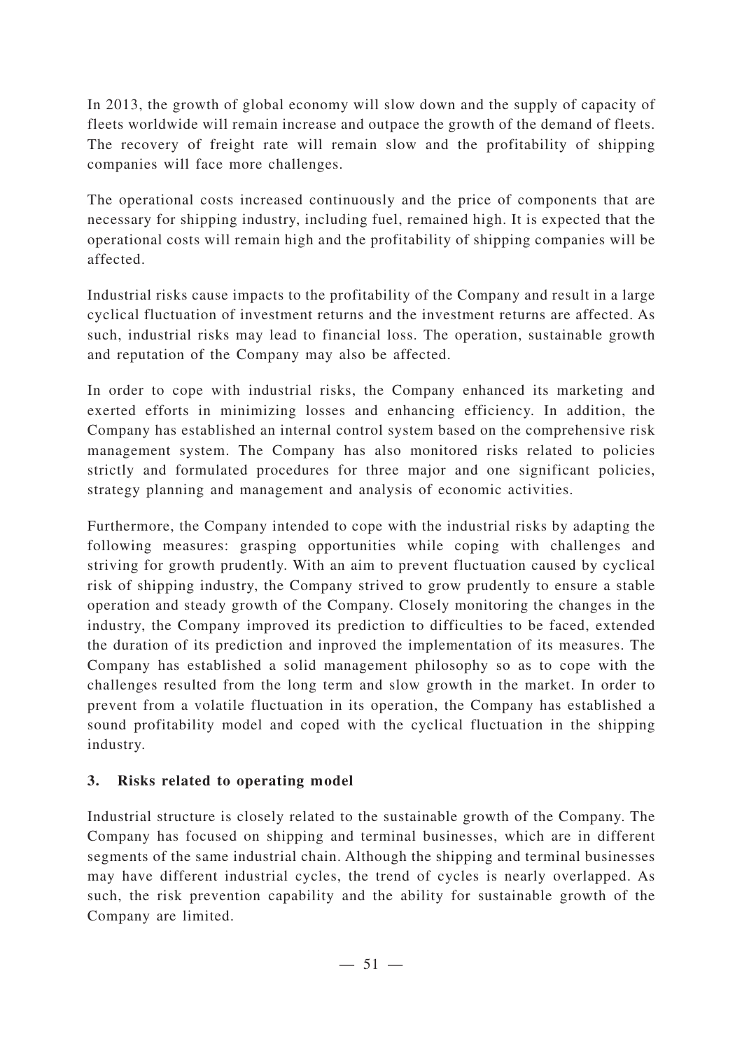In 2013, the growth of global economy will slow down and the supply of capacity of fleets worldwide will remain increase and outpace the growth of the demand of fleets. The recovery of freight rate will remain slow and the profitability of shipping companies will face more challenges.

The operational costs increased continuously and the price of components that are necessary for shipping industry, including fuel, remained high. It is expected that the operational costs will remain high and the profitability of shipping companies will be affected.

Industrial risks cause impacts to the profitability of the Company and result in a large cyclical fluctuation of investment returns and the investment returns are affected. As such, industrial risks may lead to financial loss. The operation, sustainable growth and reputation of the Company may also be affected.

In order to cope with industrial risks, the Company enhanced its marketing and exerted efforts in minimizing losses and enhancing efficiency. In addition, the Company has established an internal control system based on the comprehensive risk management system. The Company has also monitored risks related to policies strictly and formulated procedures for three major and one significant policies, strategy planning and management and analysis of economic activities.

Furthermore, the Company intended to cope with the industrial risks by adapting the following measures: grasping opportunities while coping with challenges and striving for growth prudently. With an aim to prevent fluctuation caused by cyclical risk of shipping industry, the Company strived to grow prudently to ensure a stable operation and steady growth of the Company. Closely monitoring the changes in the industry, the Company improved its prediction to difficulties to be faced, extended the duration of its prediction and inproved the implementation of its measures. The Company has established a solid management philosophy so as to cope with the challenges resulted from the long term and slow growth in the market. In order to prevent from a volatile fluctuation in its operation, the Company has established a sound profitability model and coped with the cyclical fluctuation in the shipping industry.

**3. Risks related to operating model**

Industrial structure is closely related to the sustainable growth of the Company. The Company has focused on shipping and terminal businesses, which are in different segments of the same industrial chain. Although the shipping and terminal businesses may have different industrial cycles, the trend of cycles is nearly overlapped. As such, the risk prevention capability and the ability for sustainable growth of the Company are limited.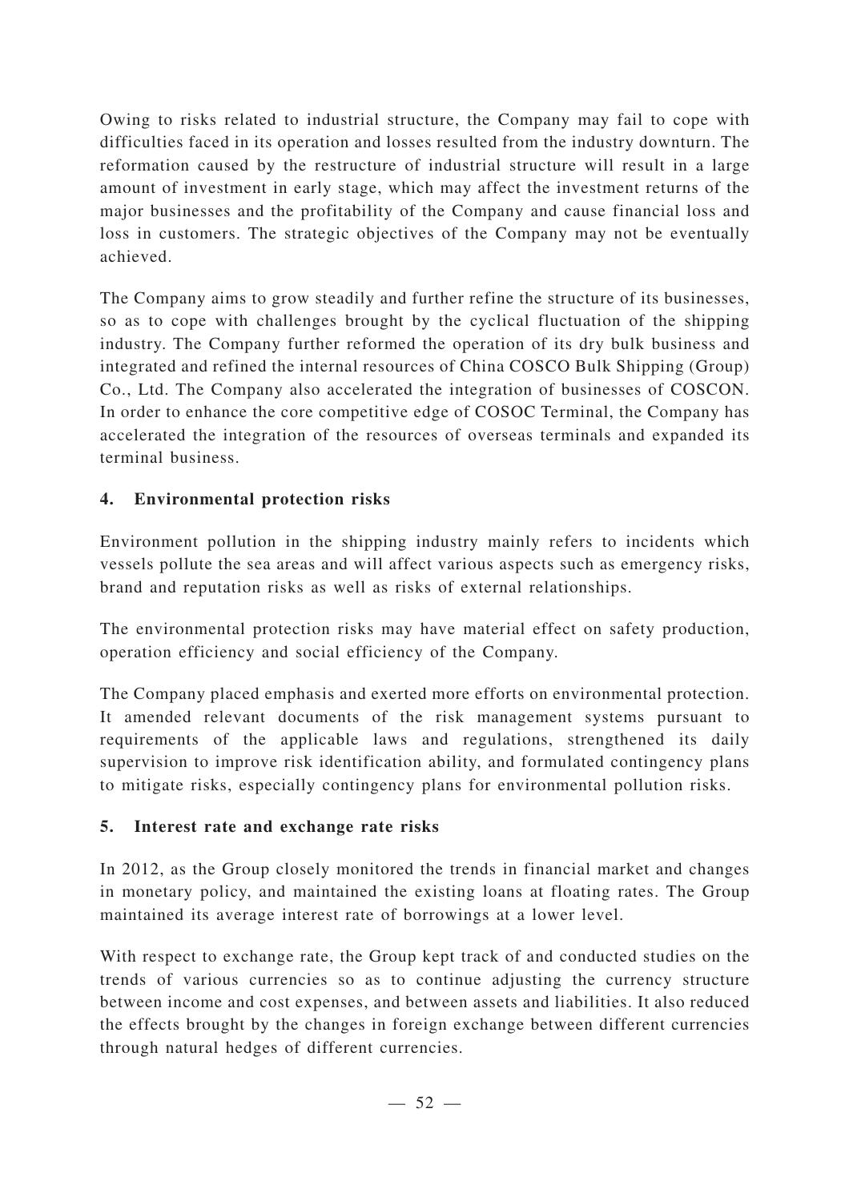Owing to risks related to industrial structure, the Company may fail to cope with difficulties faced in its operation and losses resulted from the industry downturn. The reformation caused by the restructure of industrial structure will result in a large amount of investment in early stage, which may affect the investment returns of the major businesses and the profitability of the Company and cause financial loss and loss in customers. The strategic objectives of the Company may not be eventually achieved.

The Company aims to grow steadily and further refine the structure of its businesses, so as to cope with challenges brought by the cyclical fluctuation of the shipping industry. The Company further reformed the operation of its dry bulk business and integrated and refined the internal resources of China COSCO Bulk Shipping (Group) Co., Ltd. The Company also accelerated the integration of businesses of COSCON. In order to enhance the core competitive edge of COSOC Terminal, the Company has accelerated the integration of the resources of overseas terminals and expanded its terminal business.

## 4. Environmental protection risks

Environment pollution in the shipping industry mainly refers to incidents which vessels pollute the sea areas and will affect various aspects such as emergency risks, brand and reputation risks as well as risks of external relationships.

The environmental protection risks may have material effect on safety production, operation efficiency and social efficiency of the Company.

The Company placed emphasis and exerted more efforts on environmental protection. It amended relevant documents of the risk management systems pursuant to requirements of the applicable laws and regulations, strengthened its daily supervision to improve risk identification ability, and formulated contingency plans to mitigate risks, especially contingency plans for environmental pollution risks.

## 5. Interest rate and exchange rate risks

In 2012, as the Group closely monitored the trends in financial market and changes in monetary policy, and maintained the existing loans at floating rates. The Group maintained its average interest rate of borrowings at a lower level.

With respect to exchange rate, the Group kept track of and conducted studies on the trends of various currencies so as to continue adjusting the currency structure between income and cost expenses, and between assets and liabilities. It also reduced the effects brought by the changes in foreign exchange between different currencies through natural hedges of different currencies.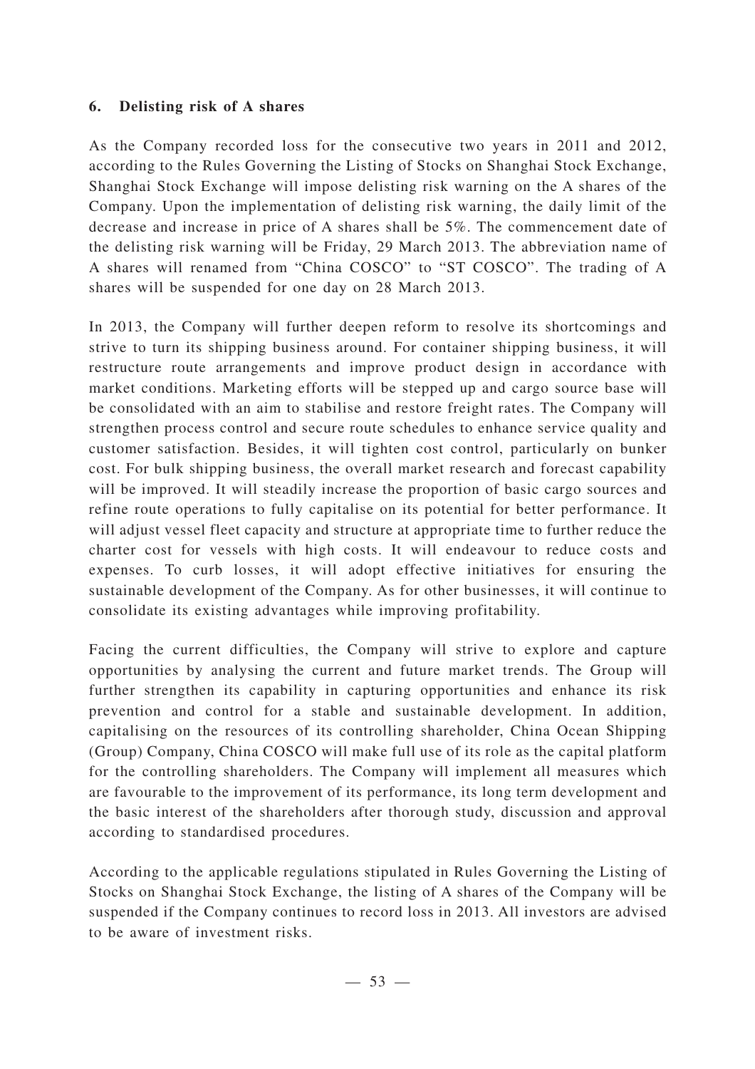**6. Delisting risk of A shares**

As the Company recorded loss for the consecutive two years in 2011 and 2012, according to the Rules Governing the Listing of Stocks on Shanghai Stock Exchange, Shanghai Stock Exchange will impose delisting risk warning on the A shares of the Company. Upon the implementation of delisting risk warning, the daily limit of the decrease and increase in price of A shares shall be 5%. The commencement date of the delisting risk warning will be Friday, 29 March 2013. The abbreviation name of A shares will renamed from "China COSCO" to "ST COSCO". The trading of A shares will be suspended for one day on 28 March 2013.

In 2013, the Company will further deepen reform to resolve its shortcomings and strive to turn its shipping business around. For container shipping business, it will restructure route arrangements and improve product design in accordance with market conditions. Marketing efforts will be stepped up and cargo source base will be consolidated with an aim to stabilise and restore freight rates. The Company will strengthen process control and secure route schedules to enhance service quality and customer satisfaction. Besides, it will tighten cost control, particularly on bunker cost. For bulk shipping business, the overall market research and forecast capability will be improved. It will steadily increase the proportion of basic cargo sources and refine route operations to fully capitalise on its potential for better performance. It will adjust vessel fleet capacity and structure at appropriate time to further reduce the charter cost for vessels with high costs. It will endeavour to reduce costs and expenses. To curb losses, it will adopt effective initiatives for ensuring the sustainable development of the Company. As for other businesses, it will continue to consolidate its existing advantages while improving profitability.

Facing the current difficulties, the Company will strive to explore and capture opportunities by analysing the current and future market trends. The Group will further strengthen its capability in capturing opportunities and enhance its risk prevention and control for a stable and sustainable development. In addition, capitalising on the resources of its controlling shareholder, China Ocean Shipping (Group) Company, China COSCO will make full use of its role as the capital platform for the controlling shareholders. The Company will implement all measures which are favourable to the improvement of its performance, its long term development and the basic interest of the shareholders after thorough study, discussion and approval according to standardised procedures.

According to the applicable regulations stipulated in Rules Governing the Listing of Stocks on Shanghai Stock Exchange, the listing of A shares of the Company will be suspended if the Company continues to record loss in 2013. All investors are advised to be aware of investment risks.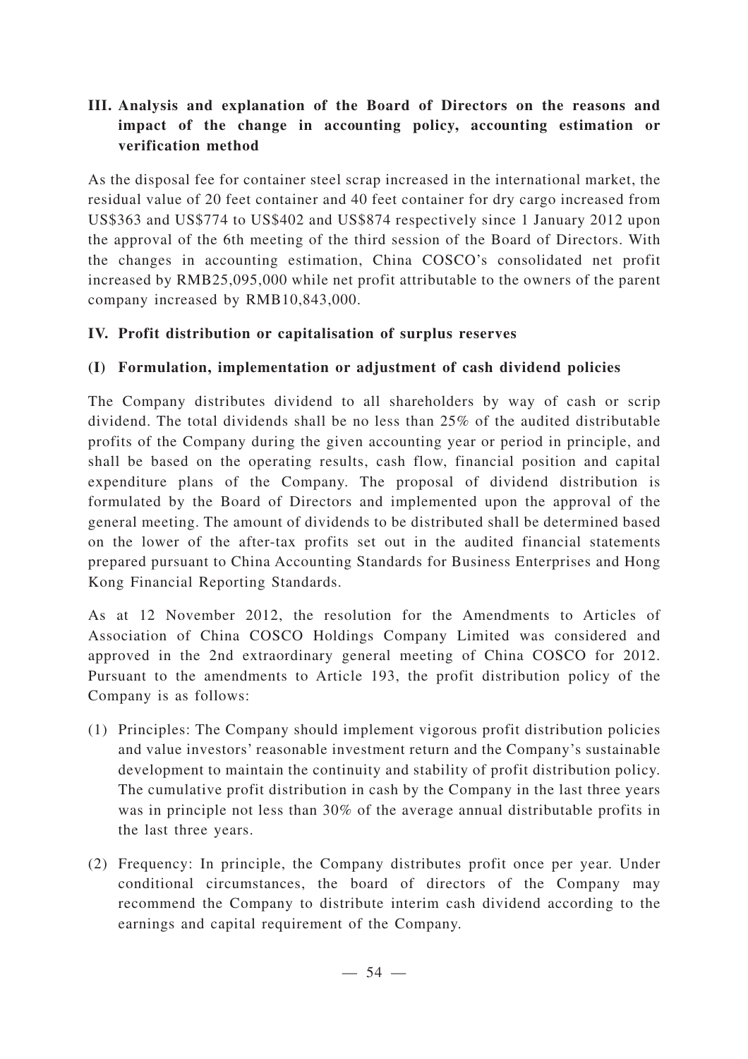## III. Analysis and explanation of the Board of Directors on the reasons and impact of the change in accounting policy, accounting estimation or verification method

As the disposal fee for container steel scrap increased in the international market, the residual value of 20 feet container and 40 feet container for dry cargo increased from US$363 and US$774 to US$402 and US$874 respectively since 1 January 2012 upon the approval of the 6th meeting of the third session of the Board of Directors. With the changes in accounting estimation, China COSCO's consolidated net profit increased by RMB25,095,000 while net profit attributable to the owners of the parent company increased by RMB10,843,000.

## IV. Profit distribution or capitalisation of surplus reserves

### (I) Formulation, implementation or adjustment of cash dividend policies

The Company distributes dividend to all shareholders by way of cash or scrip dividend. The total dividends shall be no less than 25% of the audited distributable profits of the Company during the given accounting year or period in principle, and shall be based on the operating results, cash flow, financial position and capital expenditure plans of the Company. The proposal of dividend distribution is formulated by the Board of Directors and implemented upon the approval of the general meeting. The amount of dividends to be distributed shall be determined based on the lower of the after-tax profits set out in the audited financial statements prepared pursuant to China Accounting Standards for Business Enterprises and Hong Kong Financial Reporting Standards.

As at 12 November 2012, the resolution for the Amendments to Articles of Association of China COSCO Holdings Company Limited was considered and approved in the 2nd extraordinary general meeting of China COSCO for 2012. Pursuant to the amendments to Article 193, the profit distribution policy of the Company is as follows:

(1) Principles: The Company should implement vigorous profit distribution policies and value investors' reasonable investment return and the Company's sustainable development to maintain the continuity and stability of profit distribution policy. The cumulative profit distribution in cash by the Company in the last three years was in principle not less than 30% of the average annual distributable profits in the last three years.

(2) Frequency: In principle, the Company distributes profit once per year. Under conditional circumstances, the board of directors of the Company may recommend the Company to distribute interim cash dividend according to the earnings and capital requirement of the Company.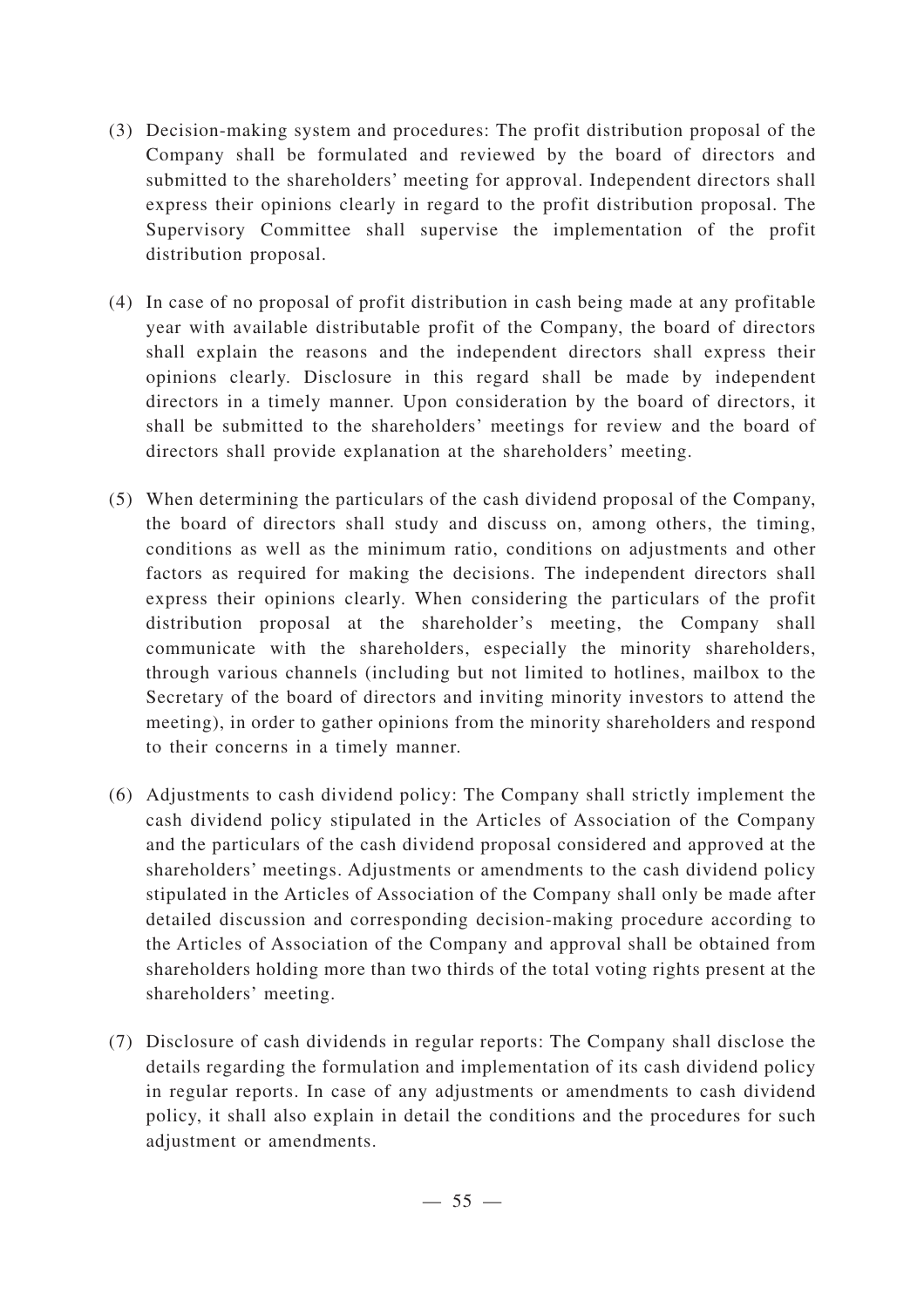(3) Decision-making system and procedures: The profit distribution proposal of the Company shall be formulated and reviewed by the board of directors and submitted to the shareholders' meeting for approval. Independent directors shall express their opinions clearly in regard to the profit distribution proposal. The Supervisory Committee shall supervise the implementation of the profit distribution proposal.

(4) In case of no proposal of profit distribution in cash being made at any profitable year with available distributable profit of the Company, the board of directors shall explain the reasons and the independent directors shall express their opinions clearly. Disclosure in this regard shall be made by independent directors in a timely manner. Upon consideration by the board of directors, it shall be submitted to the shareholders' meetings for review and the board of directors shall provide explanation at the shareholders' meeting.

(5) When determining the particulars of the cash dividend proposal of the Company, the board of directors shall study and discuss on, among others, the timing, conditions as well as the minimum ratio, conditions on adjustments and other factors as required for making the decisions. The independent directors shall express their opinions clearly. When considering the particulars of the profit distribution proposal at the shareholder's meeting, the Company shall communicate with the shareholders, especially the minority shareholders, through various channels (including but not limited to hotlines, mailbox to the Secretary of the board of directors and inviting minority investors to attend the meeting), in order to gather opinions from the minority shareholders and respond to their concerns in a timely manner.

(6) Adjustments to cash dividend policy: The Company shall strictly implement the cash dividend policy stipulated in the Articles of Association of the Company and the particulars of the cash dividend proposal considered and approved at the shareholders' meetings. Adjustments or amendments to the cash dividend policy stipulated in the Articles of Association of the Company shall only be made after detailed discussion and corresponding decision-making procedure according to the Articles of Association of the Company and approval shall be obtained from shareholders holding more than two thirds of the total voting rights present at the shareholders' meeting.

(7) Disclosure of cash dividends in regular reports: The Company shall disclose the details regarding the formulation and implementation of its cash dividend policy in regular reports. In case of any adjustments or amendments to cash dividend policy, it shall also explain in detail the conditions and the procedures for such adjustment or amendments.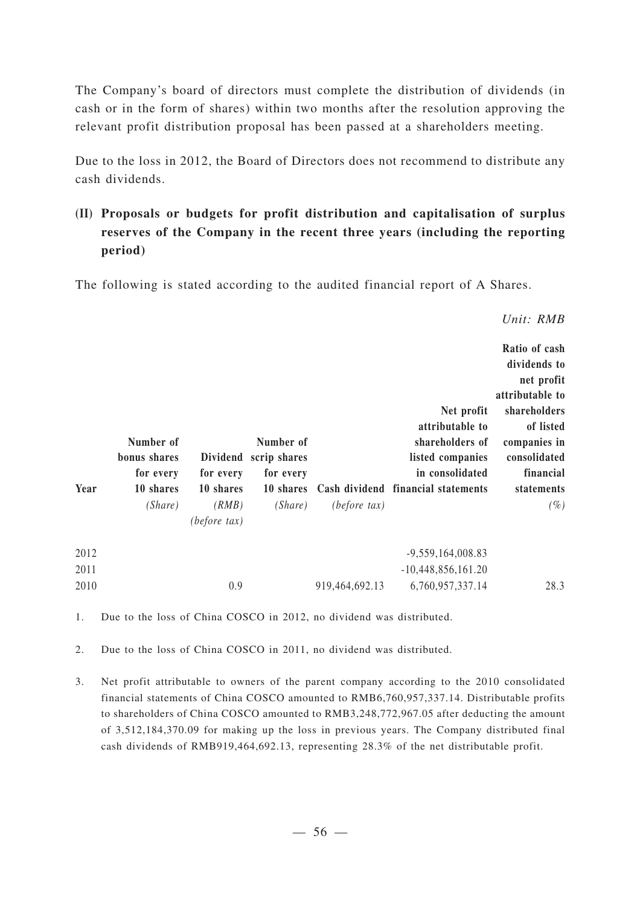The Company's board of directors must complete the distribution of dividends (in cash or in the form of shares) within two months after the resolution approving the relevant profit distribution proposal has been passed at a shareholders meeting.

Due to the loss in 2012, the Board of Directors does not recommend to distribute any cash dividends.

## (II) Proposals or budgets for profit distribution and capitalisation of surplus reserves of the Company in the recent three years (including the reporting period)

The following is stated according to the audited financial report of A Shares.

*Unit: RMB*

| Year | Number of bonus shares for every 10 shares *(Share)* | Dividend for every 10 shares *(RMB)* *(before tax)* | Number of scrip shares for every 10 shares *(Share)* | Cash dividend *(before tax)* | Net profit attributable to shareholders of listed companies in consolidated financial statements | Ratio of cash dividends to net profit attributable to shareholders of listed companies in consolidated financial statements *(%)* |
|---|---|---|---|---|---|---|
| 2012 | | | | | -9,559,164,008.83 | |
| 2011 | | | | | -10,448,856,161.20 | |
| 2010 | | 0.9 | | 919,464,692.13 | 6,760,957,337.14 | 28.3 |

1. Due to the loss of China COSCO in 2012, no dividend was distributed.

2. Due to the loss of China COSCO in 2011, no dividend was distributed.

3. Net profit attributable to owners of the parent company according to the 2010 consolidated financial statements of China COSCO amounted to RMB6,760,957,337.14. Distributable profits to shareholders of China COSCO amounted to RMB3,248,772,967.05 after deducting the amount of 3,512,184,370.09 for making up the loss in previous years. The Company distributed final cash dividends of RMB919,464,692.13, representing 28.3% of the net distributable profit.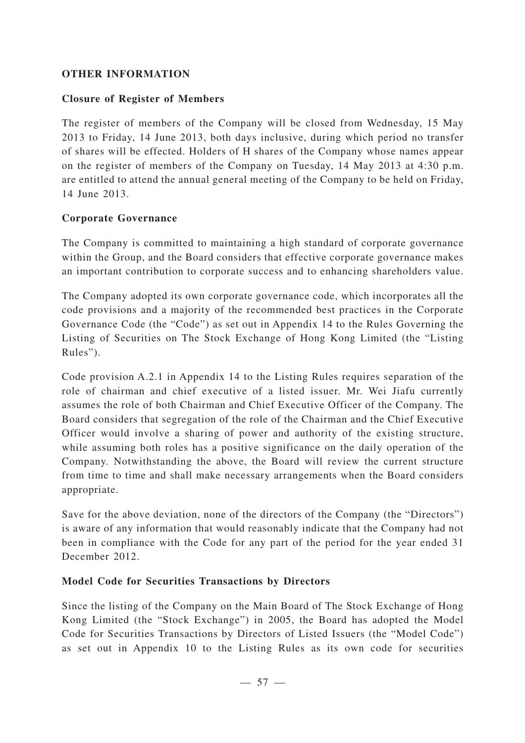## OTHER INFORMATION

### Closure of Register of Members

The register of members of the Company will be closed from Wednesday, 15 May 2013 to Friday, 14 June 2013, both days inclusive, during which period no transfer of shares will be effected. Holders of H shares of the Company whose names appear on the register of members of the Company on Tuesday, 14 May 2013 at 4:30 p.m. are entitled to attend the annual general meeting of the Company to be held on Friday, 14 June 2013.

### Corporate Governance

The Company is committed to maintaining a high standard of corporate governance within the Group, and the Board considers that effective corporate governance makes an important contribution to corporate success and to enhancing shareholders value.

The Company adopted its own corporate governance code, which incorporates all the code provisions and a majority of the recommended best practices in the Corporate Governance Code (the "Code") as set out in Appendix 14 to the Rules Governing the Listing of Securities on The Stock Exchange of Hong Kong Limited (the "Listing Rules").

Code provision A.2.1 in Appendix 14 to the Listing Rules requires separation of the role of chairman and chief executive of a listed issuer. Mr. Wei Jiafu currently assumes the role of both Chairman and Chief Executive Officer of the Company. The Board considers that segregation of the role of the Chairman and the Chief Executive Officer would involve a sharing of power and authority of the existing structure, while assuming both roles has a positive significance on the daily operation of the Company. Notwithstanding the above, the Board will review the current structure from time to time and shall make necessary arrangements when the Board considers appropriate.

Save for the above deviation, none of the directors of the Company (the "Directors") is aware of any information that would reasonably indicate that the Company had not been in compliance with the Code for any part of the period for the year ended 31 December 2012.

### Model Code for Securities Transactions by Directors

Since the listing of the Company on the Main Board of The Stock Exchange of Hong Kong Limited (the "Stock Exchange") in 2005, the Board has adopted the Model Code for Securities Transactions by Directors of Listed Issuers (the "Model Code") as set out in Appendix 10 to the Listing Rules as its own code for securities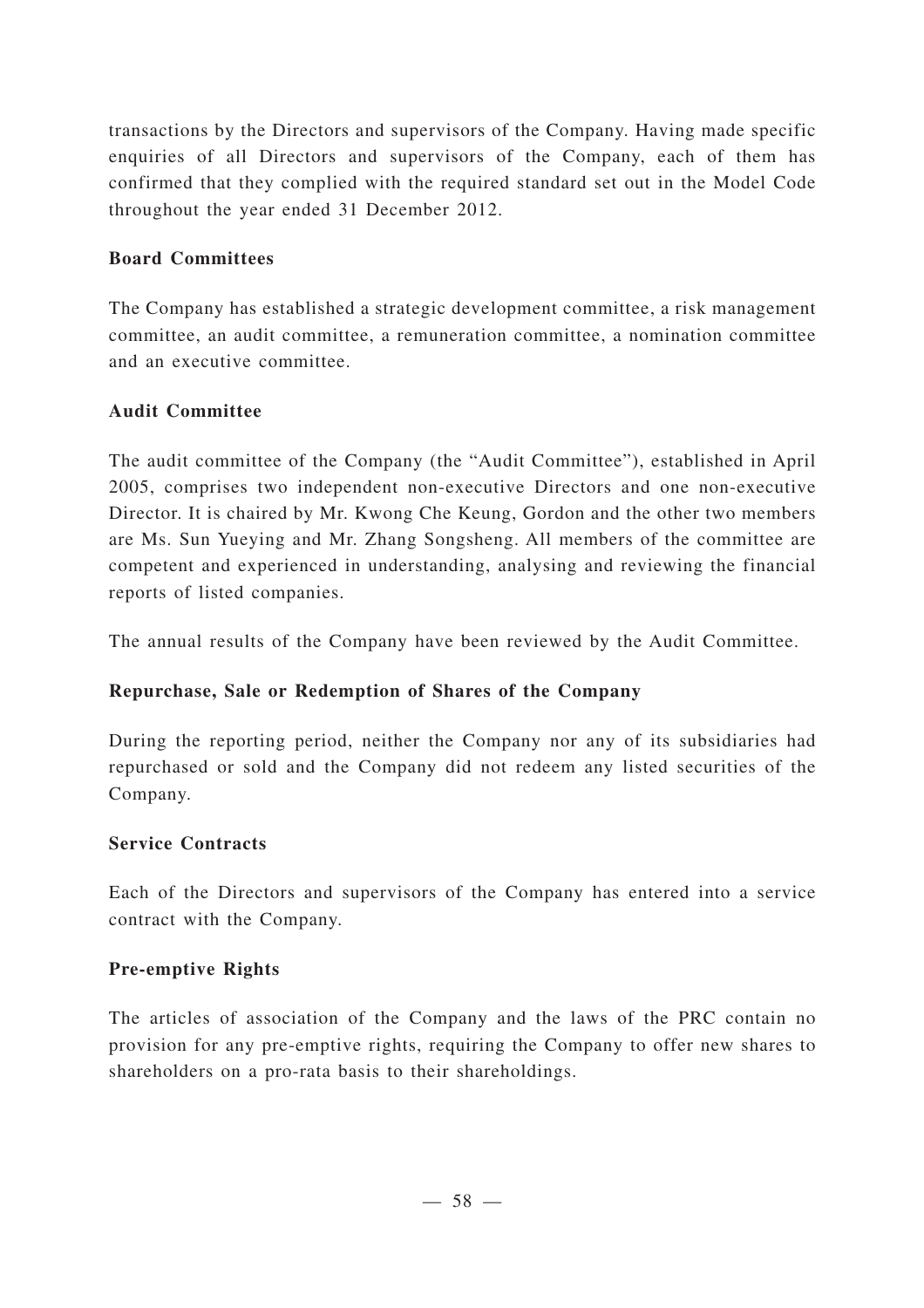transactions by the Directors and supervisors of the Company. Having made specific enquiries of all Directors and supervisors of the Company, each of them has confirmed that they complied with the required standard set out in the Model Code throughout the year ended 31 December 2012.

**Board Committees**

The Company has established a strategic development committee, a risk management committee, an audit committee, a remuneration committee, a nomination committee and an executive committee.

**Audit Committee**

The audit committee of the Company (the "Audit Committee"), established in April 2005, comprises two independent non-executive Directors and one non-executive Director. It is chaired by Mr. Kwong Che Keung, Gordon and the other two members are Ms. Sun Yueying and Mr. Zhang Songsheng. All members of the committee are competent and experienced in understanding, analysing and reviewing the financial reports of listed companies.

The annual results of the Company have been reviewed by the Audit Committee.

**Repurchase, Sale or Redemption of Shares of the Company**

During the reporting period, neither the Company nor any of its subsidiaries had repurchased or sold and the Company did not redeem any listed securities of the Company.

**Service Contracts**

Each of the Directors and supervisors of the Company has entered into a service contract with the Company.

**Pre-emptive Rights**

The articles of association of the Company and the laws of the PRC contain no provision for any pre-emptive rights, requiring the Company to offer new shares to shareholders on a pro-rata basis to their shareholdings.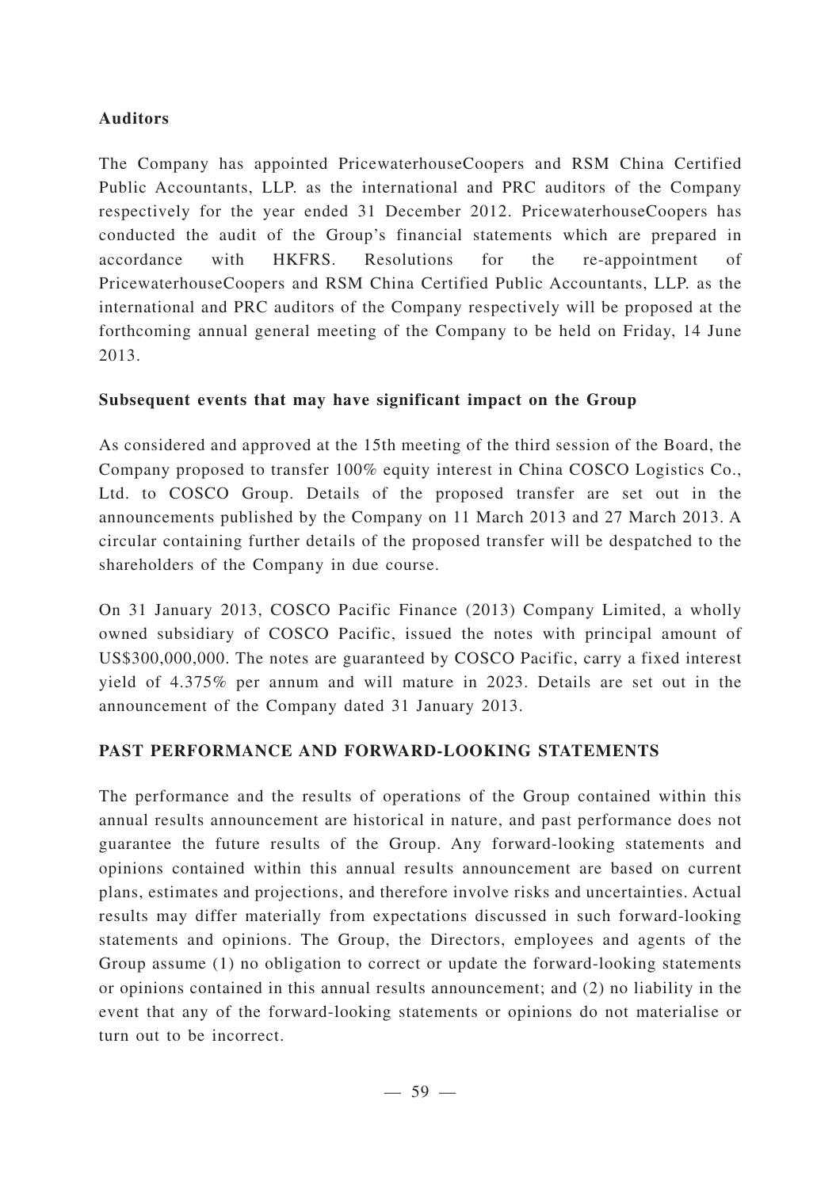### Auditors

The Company has appointed PricewaterhouseCoopers and RSM China Certified Public Accountants, LLP. as the international and PRC auditors of the Company respectively for the year ended 31 December 2012. PricewaterhouseCoopers has conducted the audit of the Group's financial statements which are prepared in accordance with HKFRS. Resolutions for the re-appointment of PricewaterhouseCoopers and RSM China Certified Public Accountants, LLP. as the international and PRC auditors of the Company respectively will be proposed at the forthcoming annual general meeting of the Company to be held on Friday, 14 June 2013.

### Subsequent events that may have significant impact on the Group

As considered and approved at the 15th meeting of the third session of the Board, the Company proposed to transfer 100% equity interest in China COSCO Logistics Co., Ltd. to COSCO Group. Details of the proposed transfer are set out in the announcements published by the Company on 11 March 2013 and 27 March 2013. A circular containing further details of the proposed transfer will be despatched to the shareholders of the Company in due course.

On 31 January 2013, COSCO Pacific Finance (2013) Company Limited, a wholly owned subsidiary of COSCO Pacific, issued the notes with principal amount of US$300,000,000. The notes are guaranteed by COSCO Pacific, carry a fixed interest yield of 4.375% per annum and will mature in 2023. Details are set out in the announcement of the Company dated 31 January 2013.

## PAST PERFORMANCE AND FORWARD-LOOKING STATEMENTS

The performance and the results of operations of the Group contained within this annual results announcement are historical in nature, and past performance does not guarantee the future results of the Group. Any forward-looking statements and opinions contained within this annual results announcement are based on current plans, estimates and projections, and therefore involve risks and uncertainties. Actual results may differ materially from expectations discussed in such forward-looking statements and opinions. The Group, the Directors, employees and agents of the Group assume (1) no obligation to correct or update the forward-looking statements or opinions contained in this annual results announcement; and (2) no liability in the event that any of the forward-looking statements or opinions do not materialise or turn out to be incorrect.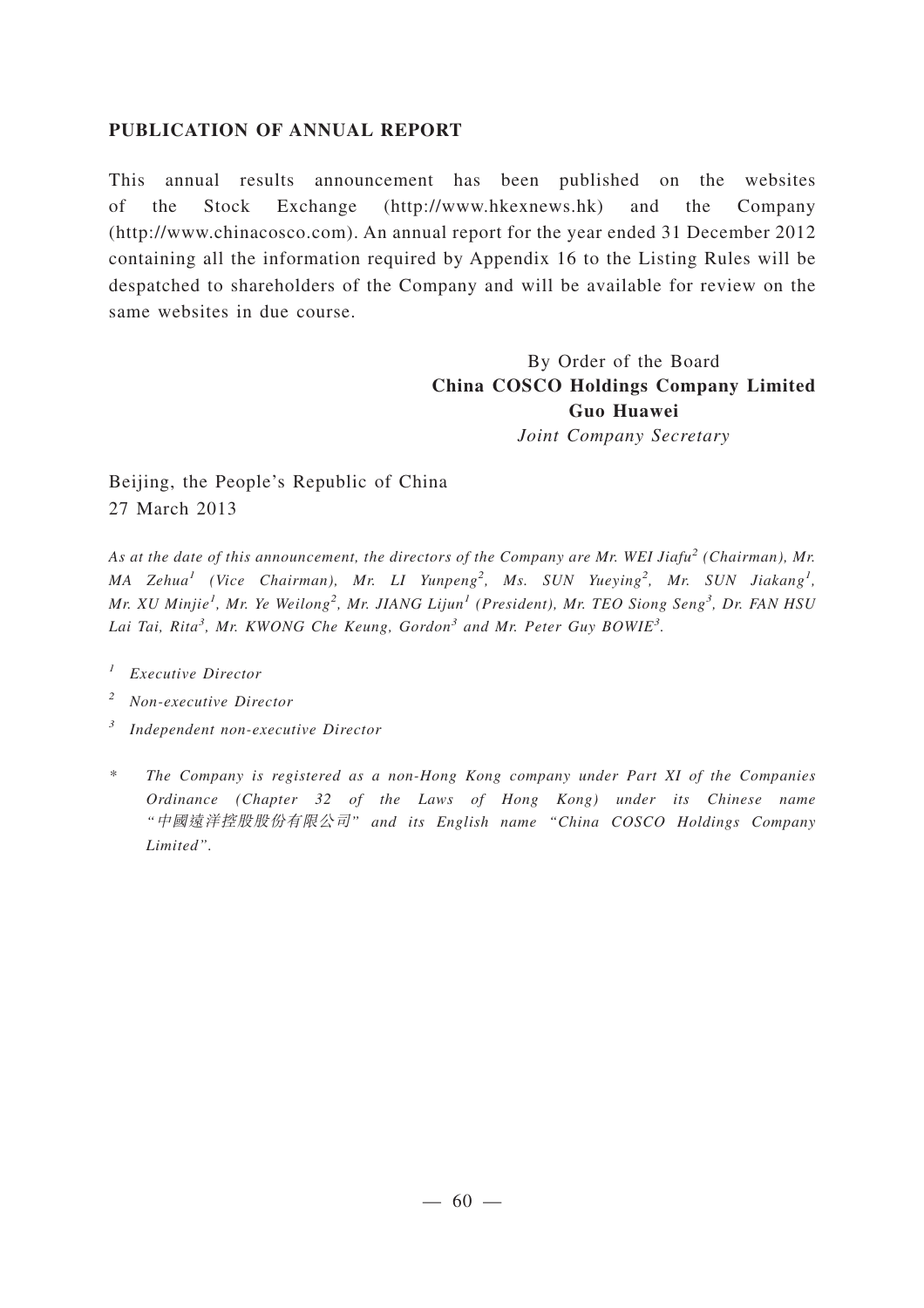## PUBLICATION OF ANNUAL REPORT

This annual results announcement has been published on the websites of the Stock Exchange (http://www.hkexnews.hk) and the Company (http://www.chinacosco.com). An annual report for the year ended 31 December 2012 containing all the information required by Appendix 16 to the Listing Rules will be despatched to shareholders of the Company and will be available for review on the same websites in due course.

By Order of the Board
**China COSCO Holdings Company Limited**
**Guo Huawei**
*Joint Company Secretary*

Beijing, the People's Republic of China
27 March 2013

*As at the date of this announcement, the directors of the Company are Mr. WEI Jiafu[2] (Chairman), Mr. MA Zehua[1] (Vice Chairman), Mr. LI Yunpeng[2], Ms. SUN Yueying[2], Mr. SUN Jiakang[1], Mr. XU Minjie[1], Mr. Ye Weilong[2], Mr. JIANG Lijun[1] (President), Mr. TEO Siong Seng[3], Dr. FAN HSU Lai Tai, Rita[3], Mr. KWONG Che Keung, Gordon[3] and Mr. Peter Guy BOWIE[3].*

[1] *Executive Director*

[2] *Non-executive Director*

[3] *Independent non-executive Director*

\* *The Company is registered as a non-Hong Kong company under Part XI of the Companies Ordinance (Chapter 32 of the Laws of Hong Kong) under its Chinese name "中國遠洋控股股份有限公司" and its English name "China COSCO Holdings Company Limited".*